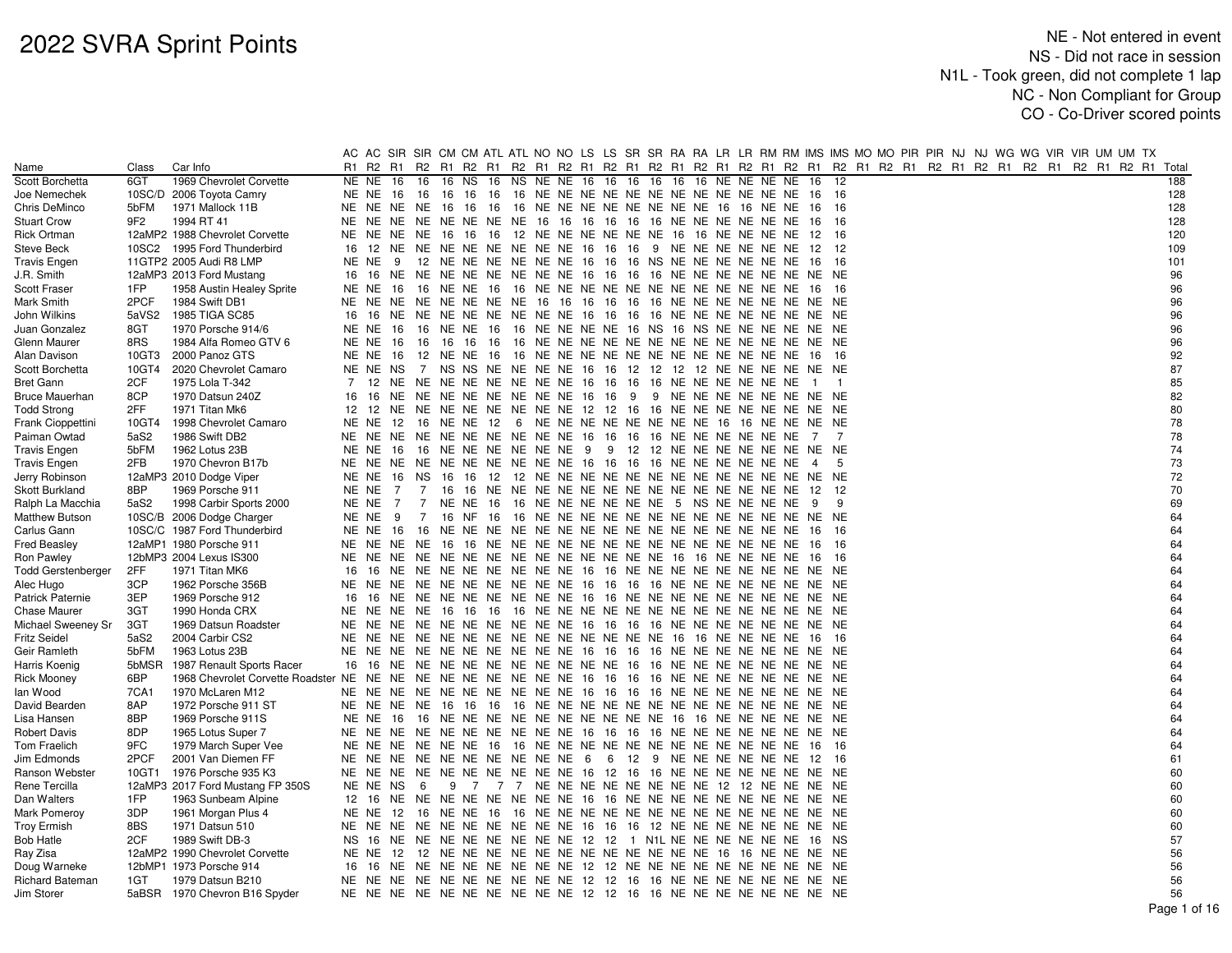# 2022 SVRA Sprint Points

NE - Not entered in event
NS - Did not race in session
N1L - Took green, did not complete 1 lap
NC - Non Compliant for Group
CO - Co-Driver scored points

| | | | AC | AC | SIR | SIR | CM | CM | ATL | ATL | NO | NO | LS | LS | SR | SR | RA | RA | LR | LR | RM | RM | IMS | IMS | MO | MO | PIR | PIR | NJ | NJ | WG | WG | VIR | VIR | UM | UM | TX | |
|---|---|---|---|---|---|---|---|---|---|---|---|---|---|---|---|---|---|---|---|---|---|---|---|---|---|---|---|---|---|---|---|---|---|---|---|---|---|---|
| Name | Class | Car Info | R1 | R2 | R1 | R2 | R1 | R2 | R1 | R2 | R1 | R2 | R1 | R2 | R1 | R2 | R1 | R2 | R1 | R2 | R1 | R2 | R1 | R2 | R1 | R2 | R1 | R2 | R1 | R2 | R1 | R2 | R1 | R2 | R1 | R2 | R1 | Total |
| Scott Borchetta | 6GT | 1969 Chevrolet Corvette | NE | NE | 16 | 16 | 16 | NS | 16 | NS | NE | NE | 16 | 16 | 16 | 16 | 16 | 16 | NE | NE | NE | NE | 16 | 12 | | | | | | | | | | | | | | 188 |
| Joe Nemechek | 10SC/D | 2006 Toyota Camry | NE | NE | 16 | 16 | 16 | 16 | 16 | 16 | NE | NE | NE | NE | NE | NE | NE | NE | NE | NE | NE | NE | 16 | 16 | | | | | | | | | | | | | | 128 |
| Chris DeMinco | 5bFM | 1971 Mallock 11B | NE | NE | NE | NE | 16 | 16 | 16 | 16 | NE | NE | NE | NE | NE | NE | NE | NE | 16 | 16 | NE | NE | 16 | 16 | | | | | | | | | | | | | | 128 |
| Stuart Crow | 9F2 | 1994 RT 41 | NE | NE | NE | NE | NE | NE | NE | NE | 16 | 16 | 16 | 16 | 16 | 16 | NE | NE | NE | NE | NE | NE | 16 | 16 | | | | | | | | | | | | | | 128 |
| Rick Ortman | 12aMP2 | 1988 Chevrolet Corvette | NE | NE | NE | NE | 16 | 16 | 16 | 12 | NE | NE | NE | NE | NE | NE | 16 | 16 | NE | NE | NE | NE | 12 | 16 | | | | | | | | | | | | | | 120 |
| Steve Beck | 10SC2 | 1995 Ford Thunderbird | 16 | 12 | NE | NE | NE | NE | NE | NE | NE | NE | 16 | 16 | 16 | 9 | NE | NE | NE | NE | NE | NE | 12 | 12 | | | | | | | | | | | | | | 109 |
| Travis Engen | 11GTP2 | 2005 Audi R8 LMP | NE | NE | 9 | 12 | NE | NE | NE | NE | NE | NE | 16 | 16 | 16 | NS | NE | NE | NE | NE | NE | NE | 16 | 16 | | | | | | | | | | | | | | 101 |
| J.R. Smith | 12aMP3 | 2013 Ford Mustang | 16 | 16 | NE | NE | NE | NE | NE | NE | NE | NE | 16 | 16 | 16 | 16 | NE | NE | NE | NE | NE | NE | NE | NE | | | | | | | | | | | | | | 96 |
| Scott Fraser | 1FP | 1958 Austin Healey Sprite | NE | NE | 16 | 16 | NE | NE | 16 | 16 | NE | NE | NE | NE | NE | NE | NE | NE | NE | NE | NE | NE | 16 | 16 | | | | | | | | | | | | | | 96 |
| Mark Smith | 2PCF | 1984 Swift DB1 | NE | NE | NE | NE | NE | NE | NE | NE | 16 | 16 | 16 | 16 | 16 | 16 | NE | NE | NE | NE | NE | NE | NE | NE | | | | | | | | | | | | | | 96 |
| John Wilkins | 5aVS2 | 1985 TIGA SC85 | 16 | 16 | NE | NE | NE | NE | NE | NE | NE | NE | 16 | 16 | 16 | 16 | NE | NE | NE | NE | NE | NE | NE | NE | | | | | | | | | | | | | | 96 |
| Juan Gonzalez | 8GT | 1970 Porsche 914/6 | NE | NE | 16 | 16 | NE | NE | 16 | 16 | NE | NE | NE | NE | 16 | NS | 16 | NS | NE | NE | NE | NE | NE | NE | | | | | | | | | | | | | | 96 |
| Glenn Maurer | 8RS | 1984 Alfa Romeo GTV 6 | NE | NE | 16 | 16 | 16 | 16 | 16 | 16 | NE | NE | NE | NE | NE | NE | NE | NE | NE | NE | NE | NE | NE | NE | | | | | | | | | | | | | | 96 |
| Alan Davison | 10GT3 | 2000 Panoz GTS | NE | NE | 16 | 12 | NE | NE | 16 | 16 | NE | NE | NE | NE | NE | NE | NE | NE | NE | NE | NE | NE | 16 | 16 | | | | | | | | | | | | | | 92 |
| Scott Borchetta | 10GT4 | 2020 Chevrolet Camaro | NE | NE | NS | 7 | NS | NS | NE | NE | NE | NE | 16 | 16 | 12 | 12 | 12 | 12 | NE | NE | NE | NE | NE | NE | | | | | | | | | | | | | | 87 |
| Bret Gann | 2CF | 1975 Lola T-342 | 7 | 12 | NE | NE | NE | NE | NE | NE | NE | NE | 16 | 16 | 16 | 16 | NE | NE | NE | NE | NE | NE | 1 | 1 | | | | | | | | | | | | | | 85 |
| Bruce Mauerhan | 8CP | 1970 Datsun 240Z | 16 | 16 | NE | NE | NE | NE | NE | NE | NE | NE | 16 | 16 | 9 | 9 | NE | NE | NE | NE | NE | NE | NE | NE | | | | | | | | | | | | | | 82 |
| Todd Strong | 2FF | 1971 Titan Mk6 | 12 | 12 | NE | NE | NE | NE | NE | NE | NE | NE | 12 | 12 | 16 | 16 | NE | NE | NE | NE | NE | NE | NE | NE | | | | | | | | | | | | | | 80 |
| Frank Cioppettini | 10GT4 | 1998 Chevrolet Camaro | NE | NE | 12 | 16 | NE | NE | 12 | 6 | NE | NE | NE | NE | NE | NE | NE | NE | 16 | 16 | NE | NE | NE | NE | | | | | | | | | | | | | | 78 |
| Paiman Owtad | 5aS2 | 1986 Swift DB2 | NE | NE | NE | NE | NE | NE | NE | NE | NE | NE | 16 | 16 | 16 | 16 | NE | NE | NE | NE | NE | NE | 7 | 7 | | | | | | | | | | | | | | 78 |
| Travis Engen | 5bFM | 1962 Lotus 23B | NE | NE | 16 | 16 | NE | NE | NE | NE | NE | NE | 9 | 9 | 12 | 12 | NE | NE | NE | NE | NE | NE | NE | NE | | | | | | | | | | | | | | 74 |
| Travis Engen | 2FB | 1970 Chevron B17b | NE | NE | NE | NE | NE | NE | NE | NE | NE | NE | 16 | 16 | 16 | 16 | NE | NE | NE | NE | NE | NE | 4 | 5 | | | | | | | | | | | | | | 73 |
| Jerry Robinson | 12aMP3 | 2010 Dodge Viper | NE | NE | 16 | NS | 16 | 16 | 12 | 12 | NE | NE | NE | NE | NE | NE | NE | NE | NE | NE | NE | NE | NE | NE | | | | | | | | | | | | | | 72 |
| Skott Burkland | 8BP | 1969 Porsche 911 | NE | NE | 7 | 7 | 16 | 16 | NE | NE | NE | NE | NE | NE | NE | NE | NE | NE | NE | NE | NE | NE | 12 | 12 | | | | | | | | | | | | | | 70 |
| Ralph La Macchia | 5aS2 | 1998 Carbir Sports 2000 | NE | NE | 7 | 7 | NE | NE | 16 | 16 | NE | NE | NE | NE | NE | NE | NE | 5 | NS | NE | NE | NE | 9 | 9 | | | | | | | | | | | | | | 69 |
| Matthew Butson | 10SC/B | 2006 Dodge Charger | NE | NE | 9 | 7 | 16 | NF | 16 | 16 | NE | NE | NE | NE | NE | NE | NE | NE | NE | NE | NE | NE | NE | NE | | | | | | | | | | | | | | 64 |
| Carlus Gann | 10SC/C | 1987 Ford Thunderbird | NE | NE | 16 | 16 | NE | NE | NE | NE | NE | NE | NE | NE | NE | NE | NE | NE | NE | NE | NE | NE | 16 | 16 | | | | | | | | | | | | | | 64 |
| Fred Beasley | 12aMP1 | 1980 Porsche 911 | NE | NE | NE | NE | 16 | 16 | NE | NE | NE | NE | NE | NE | NE | NE | NE | NE | NE | NE | NE | NE | 16 | 16 | | | | | | | | | | | | | | 64 |
| Ron Pawley | 12bMP3 | 2004 Lexus IS300 | NE | NE | NE | NE | NE | NE | NE | NE | NE | NE | NE | NE | NE | NE | NE | NE | 16 | 16 | NE | NE | 16 | 16 | | | | | | | | | | | | | | 64 |
| Todd Gerstenberger | 2FF | 1971 Titan MK6 | 16 | 16 | NE | NE | NE | NE | NE | NE | NE | NE | 16 | 16 | NE | NE | NE | NE | NE | NE | NE | NE | NE | NE | | | | | | | | | | | | | | 64 |
| Alec Hugo | 3CP | 1962 Porsche 356B | NE | NE | NE | NE | NE | NE | NE | NE | NE | NE | 16 | 16 | 16 | 16 | NE | NE | NE | NE | NE | NE | NE | NE | | | | | | | | | | | | | | 64 |
| Patrick Paternie | 3EP | 1969 Porsche 912 | 16 | 16 | NE | NE | NE | NE | NE | NE | NE | NE | 16 | 16 | NE | NE | NE | NE | NE | NE | NE | NE | NE | NE | | | | | | | | | | | | | | 64 |
| Chase Maurer | 3GT | 1990 Honda CRX | NE | NE | NE | NE | 16 | 16 | 16 | 16 | NE | NE | NE | NE | NE | NE | NE | NE | NE | NE | NE | NE | NE | NE | | | | | | | | | | | | | | 64 |
| Michael Sweeney Sr | 3GT | 1969 Datsun Roadster | NE | NE | NE | NE | NE | NE | NE | NE | NE | NE | 16 | 16 | 16 | 16 | NE | NE | NE | NE | NE | NE | NE | NE | | | | | | | | | | | | | | 64 |
| Fritz Seidel | 5aS2 | 2004 Carbir CS2 | NE | NE | NE | NE | NE | NE | NE | NE | NE | NE | NE | NE | NE | NE | NE | NE | 16 | 16 | NE | NE | 16 | 16 | | | | | | | | | | | | | | 64 |
| Geir Ramleth | 5bFM | 1963 Lotus 23B | NE | NE | NE | NE | NE | NE | NE | NE | NE | NE | 16 | 16 | 16 | 16 | NE | NE | NE | NE | NE | NE | NE | NE | | | | | | | | | | | | | | 64 |
| Harris Koenig | 5bMSR | 1987 Renault Sports Racer | 16 | 16 | NE | NE | NE | NE | NE | NE | NE | NE | NE | NE | 16 | 16 | NE | NE | NE | NE | NE | NE | NE | NE | | | | | | | | | | | | | | 64 |
| Rick Mooney | 6BP | 1968 Chevrolet Corvette Roadster | NE | NE | NE | NE | NE | NE | NE | NE | NE | NE | 16 | 16 | 16 | 16 | NE | NE | NE | NE | NE | NE | NE | NE | | | | | | | | | | | | | | 64 |
| Ian Wood | 7CA1 | 1970 McLaren M12 | NE | NE | NE | NE | NE | NE | NE | NE | NE | NE | 16 | 16 | 16 | 16 | NE | NE | NE | NE | NE | NE | NE | NE | | | | | | | | | | | | | | 64 |
| David Bearden | 8AP | 1972 Porsche 911 ST | NE | NE | NE | NE | 16 | 16 | 16 | 16 | NE | NE | NE | NE | NE | NE | NE | NE | NE | NE | NE | NE | NE | NE | | | | | | | | | | | | | | 64 |
| Lisa Hansen | 8BP | 1969 Porsche 911S | NE | NE | 16 | 16 | NE | NE | NE | NE | NE | NE | NE | NE | NE | NE | NE | NE | 16 | 16 | NE | NE | NE | NE | | | | | | | | | | | | | | 64 |
| Robert Davis | 8DP | 1965 Lotus Super 7 | NE | NE | NE | NE | NE | NE | NE | NE | NE | NE | 16 | 16 | 16 | 16 | NE | NE | NE | NE | NE | NE | NE | NE | | | | | | | | | | | | | | 64 |
| Tom Fraelich | 9FC | 1979 March Super Vee | NE | NE | NE | NE | NE | NE | 16 | 16 | NE | NE | NE | NE | NE | NE | NE | NE | NE | NE | NE | NE | 16 | 16 | | | | | | | | | | | | | | 64 |
| Jim Edmonds | 2PCF | 2001 Van Diemen FF | NE | NE | NE | NE | NE | NE | NE | NE | NE | NE | 6 | 6 | 12 | 9 | NE | NE | NE | NE | NE | NE | 12 | 16 | | | | | | | | | | | | | | 61 |
| Ranson Webster | 10GT1 | 1976 Porsche 935 K3 | NE | NE | NE | NE | NE | NE | NE | NE | NE | NE | 16 | 12 | 16 | 16 | NE | NE | NE | NE | NE | NE | NE | NE | | | | | | | | | | | | | | 60 |
| Rene Tercilla | 12aMP3 | 2017 Ford Mustang FP 350S | NE | NE | NS | 6 | 9 | 7 | 7 | 7 | NE | NE | NE | NE | NE | NE | NE | NE | 12 | 12 | NE | NE | NE | NE | | | | | | | | | | | | | | 60 |
| Dan Walters | 1FP | 1963 Sunbeam Alpine | 12 | 16 | NE | NE | NE | NE | NE | NE | NE | NE | 16 | 16 | NE | NE | NE | NE | NE | NE | NE | NE | NE | NE | | | | | | | | | | | | | | 60 |
| Mark Pomeroy | 3DP | 1961 Morgan Plus 4 | NE | NE | 12 | 16 | NE | NE | 16 | 16 | NE | NE | NE | NE | NE | NE | NE | NE | NE | NE | NE | NE | NE | NE | | | | | | | | | | | | | | 60 |
| Troy Ermish | 8BS | 1971 Datsun 510 | NE | NE | NE | NE | NE | NE | NE | NE | NE | NE | 16 | 16 | 16 | 12 | NE | NE | NE | NE | NE | NE | NE | NE | | | | | | | | | | | | | | 60 |
| Bob Hatle | 2CF | 1989 Swift DB-3 | NS | 16 | NE | NE | NE | NE | NE | NE | NE | NE | 12 | 12 | 1 | N1L | NE | NE | NE | NE | NE | NE | 16 | NS | | | | | | | | | | | | | | 57 |
| Ray Zisa | 12aMP2 | 1990 Chevrolet Corvette | NE | NE | 12 | 12 | NE | NE | NE | NE | NE | NE | NE | NE | NE | NE | NE | NE | 16 | 16 | NE | NE | NE | NE | | | | | | | | | | | | | | 56 |
| Doug Warneke | 12bMP1 | 1973 Porsche 914 | 16 | 16 | NE | NE | NE | NE | NE | NE | NE | NE | 12 | 12 | NE | NE | NE | NE | NE | NE | NE | NE | NE | NE | | | | | | | | | | | | | | 56 |
| Richard Bateman | 1GT | 1979 Datsun B210 | NE | NE | NE | NE | NE | NE | NE | NE | NE | NE | 12 | 12 | 16 | 16 | NE | NE | NE | NE | NE | NE | NE | NE | | | | | | | | | | | | | | 56 |
| Jim Storer | 5aBSR | 1970 Chevron B16 Spyder | NE | NE | NE | NE | NE | NE | NE | NE | NE | NE | 12 | 12 | 16 | 16 | NE | NE | NE | NE | NE | NE | NE | NE | | | | | | | | | | | | | | 56 |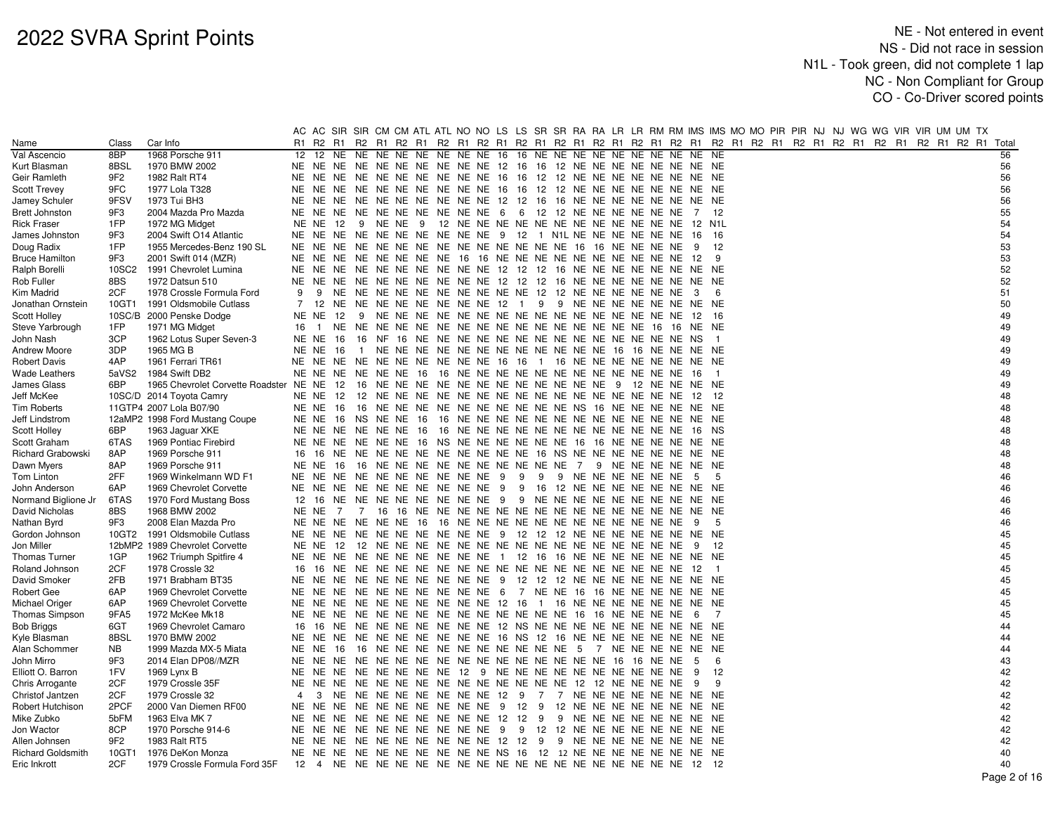# 2022 SVRA Sprint Points

NE - Not entered in event
NS - Did not race in session
N1L - Took green, did not complete 1 lap
NC - Non Compliant for Group
CO - Co-Driver scored points

| | | | AC | AC | SIR | SIR | CM | CM | ATL | ATL | NO | NO | LS | LS | SR | SR | RA | RA | LR | LR | RM | RM | IMS | IMS | MO | MO | PIR | PIR | NJ | NJ | WG | WG | VIR | VIR | UM | UM | TX | |
|---|---|---|---|---|---|---|---|---|---|---|---|---|---|---|---|---|---|---|---|---|---|---|---|---|---|---|---|---|---|---|---|---|---|---|---|---|---|---|
| Name | Class | Car Info | R1 | R2 | R1 | R2 | R1 | R2 | R1 | R2 | R1 | R2 | R1 | R2 | R1 | R2 | R1 | R2 | R1 | R2 | R1 | R2 | R1 | R2 | R1 | R2 | R1 | R2 | R1 | R2 | R1 | R2 | R1 | R2 | R1 | R2 | R1 | Total |
| Val Ascencio | 8BP | 1968 Porsche 911 | 12 | 12 | NE | NE | NE | NE | NE | NE | NE | NE | 16 | 16 | NE | NE | NE | NE | NE | NE | NE | NE | NE | NE | | | | | | | | | | | | | | 56 |
| Kurt Blasman | 8BSL | 1970 BMW 2002 | NE | NE | NE | NE | NE | NE | NE | NE | NE | NE | 12 | 16 | 16 | 12 | NE | NE | NE | NE | NE | NE | NE | NE | | | | | | | | | | | | | | 56 |
| Geir Ramleth | 9F2 | 1982 Ralt RT4 | NE | NE | NE | NE | NE | NE | NE | NE | NE | NE | 16 | 16 | 12 | 12 | NE | NE | NE | NE | NE | NE | NE | NE | | | | | | | | | | | | | | 56 |
| Scott Trevey | 9FC | 1977 Lola T328 | NE | NE | NE | NE | NE | NE | NE | NE | NE | NE | 16 | 16 | 12 | 12 | NE | NE | NE | NE | NE | NE | NE | NE | | | | | | | | | | | | | | 56 |
| Jamey Schuler | 9FSV | 1973 Tui BH3 | NE | NE | NE | NE | NE | NE | NE | NE | NE | NE | 12 | 12 | 16 | 16 | NE | NE | NE | NE | NE | NE | NE | NE | | | | | | | | | | | | | | 56 |
| Brett Johnston | 9F3 | 2004 Mazda Pro Mazda | NE | NE | NE | NE | NE | NE | NE | NE | NE | NE | 6 | 6 | 12 | 12 | NE | NE | NE | NE | NE | NE | 7 | 12 | | | | | | | | | | | | | | 55 |
| Rick Fraser | 1FP | 1972 MG Midget | NE | NE | 12 | 9 | NE | NE | 9 | 12 | NE | NE | NE | NE | NE | NE | NE | NE | NE | NE | NE | NE | 12 | N1L | | | | | | | | | | | | | | 54 |
| James Johnston | 9F3 | 2004 Swift O14 Atlantic | NE | NE | NE | NE | NE | NE | NE | NE | NE | NE | 9 | 12 | 1 | N1L | NE | NE | NE | NE | NE | NE | 16 | 16 | | | | | | | | | | | | | | 54 |
| Doug Radix | 1FP | 1955 Mercedes-Benz 190 SL | NE | NE | NE | NE | NE | NE | NE | NE | NE | NE | NE | NE | NE | NE | 16 | 16 | NE | NE | NE | NE | 9 | 12 | | | | | | | | | | | | | | 53 |
| Bruce Hamilton | 9F3 | 2001 Swift 014 (MZR) | NE | NE | NE | NE | NE | NE | NE | NE | 16 | 16 | NE | NE | NE | NE | NE | NE | NE | NE | NE | NE | 12 | 9 | | | | | | | | | | | | | | 53 |
| Ralph Borelli | 10SC2 | 1991 Chevrolet Lumina | NE | NE | NE | NE | NE | NE | NE | NE | NE | NE | 12 | 12 | 12 | 16 | NE | NE | NE | NE | NE | NE | NE | NE | | | | | | | | | | | | | | 52 |
| Rob Fuller | 8BS | 1972 Datsun 510 | NE | NE | NE | NE | NE | NE | NE | NE | NE | NE | 12 | 12 | 12 | 16 | NE | NE | NE | NE | NE | NE | NE | NE | | | | | | | | | | | | | | 52 |
| Kim Madrid | 2CF | 1978 Crossle Formula Ford | 9 | 9 | NE | NE | NE | NE | NE | NE | NE | NE | NE | NE | 12 | 12 | NE | NE | NE | NE | NE | NE | 3 | 6 | | | | | | | | | | | | | | 51 |
| Jonathan Ornstein | 10GT1 | 1991 Oldsmobile Cutlass | 7 | 12 | NE | NE | NE | NE | NE | NE | NE | NE | 12 | 1 | 9 | 9 | NE | NE | NE | NE | NE | NE | NE | NE | | | | | | | | | | | | | | 50 |
| Scott Holley | 10SC/B | 2000 Penske Dodge | NE | NE | 12 | 9 | NE | NE | NE | NE | NE | NE | NE | NE | NE | NE | NE | NE | NE | NE | NE | NE | 12 | 16 | | | | | | | | | | | | | | 49 |
| Steve Yarbrough | 1FP | 1971 MG Midget | 16 | 1 | NE | NE | NE | NE | NE | NE | NE | NE | NE | NE | NE | NE | NE | NE | NE | NE | 16 | 16 | NE | NE | | | | | | | | | | | | | | 49 |
| John Nash | 3CP | 1962 Lotus Super Seven-3 | NE | NE | 16 | 16 | NF | 16 | NE | NE | NE | NE | NE | NE | NE | NE | NE | NE | NE | NE | NE | NE | NS | 1 | | | | | | | | | | | | | | 49 |
| Andrew Moore | 3DP | 1965 MG B | NE | NE | 16 | 1 | NE | NE | NE | NE | NE | NE | NE | NE | NE | NE | NE | NE | 16 | 16 | NE | NE | NE | NE | | | | | | | | | | | | | | 49 |
| Robert Davis | 4AP | 1961 Ferrari TR61 | NE | NE | NE | NE | NE | NE | NE | NE | NE | NE | 16 | 16 | 1 | 16 | NE | NE | NE | NE | NE | NE | NE | NE | | | | | | | | | | | | | | 49 |
| Wade Leathers | 5aVS2 | 1984 Swift DB2 | NE | NE | NE | NE | NE | NE | 16 | 16 | NE | NE | NE | NE | NE | NE | NE | NE | NE | NE | NE | NE | 16 | 1 | | | | | | | | | | | | | | 49 |
| James Glass | 6BP | 1965 Chevrolet Corvette Roadster | NE | NE | 12 | 16 | NE | NE | NE | NE | NE | NE | NE | NE | NE | NE | NE | NE | 9 | 12 | NE | NE | NE | NE | | | | | | | | | | | | | | 49 |
| Jeff McKee | 10SC/D | 2014 Toyota Camry | NE | NE | 12 | 12 | NE | NE | NE | NE | NE | NE | NE | NE | NE | NE | NE | NE | NE | NE | NE | NE | 12 | 12 | | | | | | | | | | | | | | 48 |
| Tim Roberts | 11GTP4 | 2007 Lola B07/90 | NE | NE | 16 | 16 | NE | NE | NE | NE | NE | NE | NE | NE | NE | NE | NS | 16 | NE | NE | NE | NE | NE | NE | | | | | | | | | | | | | | 48 |
| Jeff Lindstrom | 12aMP2 | 1998 Ford Mustang Coupe | NE | NE | 16 | NS | NE | NE | 16 | 16 | NE | NE | NE | NE | NE | NE | NE | NE | NE | NE | NE | NE | NE | NE | | | | | | | | | | | | | | 48 |
| Scott Holley | 6BP | 1963 Jaguar XKE | NE | NE | NE | NE | NE | NE | 16 | 16 | NE | NE | NE | NE | NE | NE | NE | NE | NE | NE | NE | NE | 16 | NS | | | | | | | | | | | | | | 48 |
| Scott Graham | 6TAS | 1969 Pontiac Firebird | NE | NE | NE | NE | NE | NE | 16 | NS | NE | NE | NE | NE | NE | NE | 16 | 16 | NE | NE | NE | NE | NE | NE | | | | | | | | | | | | | | 48 |
| Richard Grabowski | 8AP | 1969 Porsche 911 | 16 | 16 | NE | NE | NE | NE | NE | NE | NE | NE | NE | NE | 16 | NS | NE | NE | NE | NE | NE | NE | NE | NE | | | | | | | | | | | | | | 48 |
| Dawn Myers | 8AP | 1969 Porsche 911 | NE | NE | 16 | 16 | NE | NE | NE | NE | NE | NE | NE | NE | NE | NE | 7 | 9 | NE | NE | NE | NE | NE | NE | | | | | | | | | | | | | | 48 |
| Tom Linton | 2FF | 1969 Winkelmann WD F1 | NE | NE | NE | NE | NE | NE | NE | NE | NE | NE | 9 | 9 | 9 | 9 | NE | NE | NE | NE | NE | NE | 5 | 5 | | | | | | | | | | | | | | 46 |
| John Anderson | 6AP | 1969 Chevrolet Corvette | NE | NE | NE | NE | NE | NE | NE | NE | NE | NE | 9 | 9 | 16 | 12 | NE | NE | NE | NE | NE | NE | NE | NE | | | | | | | | | | | | | | 46 |
| Normand Biglione Jr | 6TAS | 1970 Ford Mustang Boss | 12 | 16 | NE | NE | NE | NE | NE | NE | NE | NE | 9 | 9 | NE | NE | NE | NE | NE | NE | NE | NE | NE | NE | | | | | | | | | | | | | | 46 |
| David Nicholas | 8BS | 1968 BMW 2002 | NE | NE | 7 | 7 | 16 | 16 | NE | NE | NE | NE | NE | NE | NE | NE | NE | NE | NE | NE | NE | NE | NE | NE | | | | | | | | | | | | | | 46 |
| Nathan Byrd | 9F3 | 2008 Elan Mazda Pro | NE | NE | NE | NE | NE | NE | 16 | 16 | NE | NE | NE | NE | NE | NE | NE | NE | NE | NE | NE | NE | 9 | 5 | | | | | | | | | | | | | | 46 |
| Gordon Johnson | 10GT2 | 1991 Oldsmobile Cutlass | NE | NE | NE | NE | NE | NE | NE | NE | NE | NE | 9 | 12 | 12 | 12 | NE | NE | NE | NE | NE | NE | NE | NE | | | | | | | | | | | | | | 45 |
| Jon Miller | 12bMP2 | 1989 Chevrolet Corvette | NE | NE | 12 | 12 | NE | NE | NE | NE | NE | NE | NE | NE | NE | NE | NE | NE | NE | NE | NE | NE | 9 | 12 | | | | | | | | | | | | | | 45 |
| Thomas Turner | 1GP | 1962 Triumph Spitfire 4 | NE | NE | NE | NE | NE | NE | NE | NE | NE | NE | 1 | 12 | 16 | 16 | NE | NE | NE | NE | NE | NE | NE | NE | | | | | | | | | | | | | | 45 |
| Roland Johnson | 2CF | 1978 Crossle 32 | 16 | 16 | NE | NE | NE | NE | NE | NE | NE | NE | NE | NE | NE | NE | NE | NE | NE | NE | NE | NE | 12 | 1 | | | | | | | | | | | | | | 45 |
| David Smoker | 2FB | 1971 Brabham BT35 | NE | NE | NE | NE | NE | NE | NE | NE | NE | NE | 9 | 12 | 12 | 12 | NE | NE | NE | NE | NE | NE | NE | NE | | | | | | | | | | | | | | 45 |
| Robert Gee | 6AP | 1969 Chevrolet Corvette | NE | NE | NE | NE | NE | NE | NE | NE | NE | NE | 6 | 7 | NE | NE | 16 | 16 | NE | NE | NE | NE | NE | NE | | | | | | | | | | | | | | 45 |
| Michael Origer | 6AP | 1969 Chevrolet Corvette | NE | NE | NE | NE | NE | NE | NE | NE | NE | NE | 12 | 16 | 1 | 16 | NE | NE | NE | NE | NE | NE | NE | NE | | | | | | | | | | | | | | 45 |
| Thomas Simpson | 9FA5 | 1972 McKee Mk18 | NE | NE | NE | NE | NE | NE | NE | NE | NE | NE | NE | NE | NE | NE | 16 | 16 | NE | NE | NE | NE | 6 | 7 | | | | | | | | | | | | | | 45 |
| Bob Briggs | 6GT | 1969 Chevrolet Camaro | 16 | 16 | NE | NE | NE | NE | NE | NE | NE | NE | 12 | NS | NE | NE | NE | NE | NE | NE | NE | NE | NE | NE | | | | | | | | | | | | | | 44 |
| Kyle Blasman | 8BSL | 1970 BMW 2002 | NE | NE | NE | NE | NE | NE | NE | NE | NE | NE | 16 | NS | 12 | 16 | NE | NE | NE | NE | NE | NE | NE | NE | | | | | | | | | | | | | | 44 |
| Alan Schommer | NB | 1999 Mazda MX-5 Miata | NE | NE | 16 | 16 | NE | NE | NE | NE | NE | NE | NE | NE | NE | NE | 5 | 7 | NE | NE | NE | NE | NE | NE | | | | | | | | | | | | | | 44 |
| John Mirro | 9F3 | 2014 Elan DP08//MZR | NE | NE | NE | NE | NE | NE | NE | NE | NE | NE | NE | NE | NE | NE | NE | NE | 16 | 16 | NE | NE | 5 | 6 | | | | | | | | | | | | | | 43 |
| Elliott O. Barron | 1FV | 1969 Lynx B | NE | NE | NE | NE | NE | NE | NE | NE | 12 | 9 | NE | NE | NE | NE | NE | NE | NE | NE | NE | NE | 9 | 12 | | | | | | | | | | | | | | 42 |
| Chris Arrogante | 2CF | 1979 Crossle 35F | NE | NE | NE | NE | NE | NE | NE | NE | NE | NE | NE | NE | 12 | 12 | NE | NE | NE | NE | NE | NE | 9 | 9 | | | | | | | | | | | | | | 42 |
| Christof Jantzen | 2CF | 1979 Crossle 32 | 4 | 3 | NE | NE | NE | NE | NE | NE | NE | NE | 12 | 9 | 7 | 7 | NE | NE | NE | NE | NE | NE | NE | NE | | | | | | | | | | | | | | 42 |
| Robert Hutchison | 2PCF | 2000 Van Diemen RF00 | NE | NE | NE | NE | NE | NE | NE | NE | NE | NE | 9 | 12 | 9 | 12 | NE | NE | NE | NE | NE | NE | NE | NE | | | | | | | | | | | | | | 42 |
| Mike Zubko | 5bFM | 1963 Elva MK 7 | NE | NE | NE | NE | NE | NE | NE | NE | NE | NE | 12 | 12 | 9 | 9 | NE | NE | NE | NE | NE | NE | NE | NE | | | | | | | | | | | | | | 42 |
| Jon Wactor | 8CP | 1970 Porsche 914-6 | NE | NE | NE | NE | NE | NE | NE | NE | NE | NE | 9 | 9 | 12 | 12 | NE | NE | NE | NE | NE | NE | NE | NE | | | | | | | | | | | | | | 42 |
| Allen Johnsen | 9F2 | 1983 Ralt RT5 | NE | NE | NE | NE | NE | NE | NE | NE | NE | NE | 12 | 12 | 9 | 9 | NE | NE | NE | NE | NE | NE | NE | NE | | | | | | | | | | | | | | 42 |
| Richard Goldsmith | 10GT1 | 1976 DeKon Monza | NE | NE | NE | NE | NE | NE | NE | NE | NE | NE | NS | 16 | 12 | 12 | NE | NE | NE | NE | NE | NE | NE | NE | | | | | | | | | | | | | | 40 |
| Eric Inkrott | 2CF | 1979 Crossle Formula Ford 35F | 12 | 4 | NE | NE | NE | NE | NE | NE | NE | NE | NE | NE | NE | NE | NE | NE | NE | NE | NE | NE | 12 | 12 | | | | | | | | | | | | | | 40 |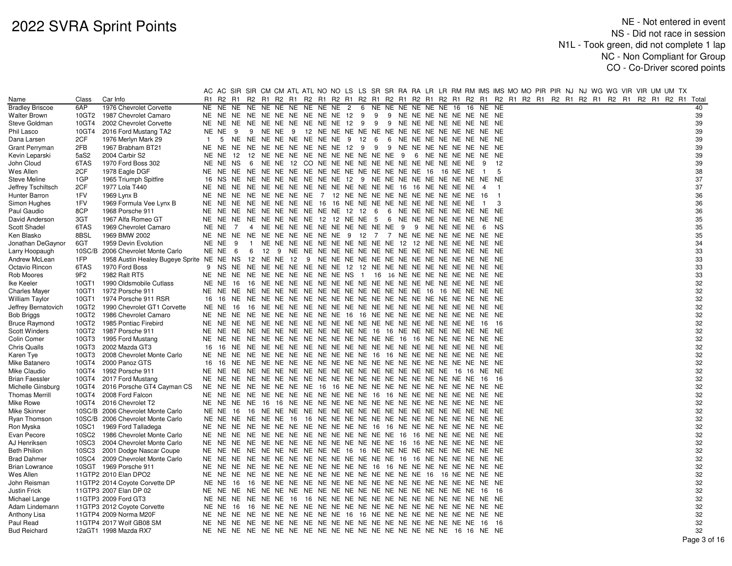# 2022 SVRA Sprint Points

NE - Not entered in event
NS - Did not race in session
N1L - Took green, did not complete 1 lap
NC - Non Compliant for Group
CO - Co-Driver scored points

| Name | Class | Car Info | AC | AC | SIR | SIR | CM | CM | ATL | ATL | NO | NO | LS | LS | SR | SR | RA | RA | LR | LR | RM | RM | IMS | IMS | MO | MO | PIR | PIR | NJ | NJ | WG | WG | VIR | VIR | UM | UM | TX | |
|---|---|---|---|---|---|---|---|---|---|---|---|---|---|---|---|---|---|---|---|---|---|---|---|---|---|---|---|---|---|---|---|---|---|---|---|---|---|---|
| | | | R1 | R2 | R1 | R2 | R1 | R2 | R1 | R2 | R1 | R2 | R1 | R2 | R1 | R2 | R1 | R2 | R1 | R2 | R1 | R2 | R1 | R2 | R1 | R2 | R1 | R2 | R1 | R2 | R1 | R2 | R1 | R2 | R1 | R2 | R1 | Total |
| Bradley Briscoe | 6AP | 1976 Chevrolet Corvette | NE | NE | NE | NE | NE | NE | NE | NE | NE | NE | 2 | 6 | NE | NE | NE | NE | NE | NE | 16 | 16 | NE | NE | | | | | | | | | | | | | | 40 |
| Walter Brown | 10GT2 | 1987 Chevrolet Camaro | NE | NE | NE | NE | NE | NE | NE | NE | NE | NE | 12 | 9 | 9 | 9 | NE | NE | NE | NE | NE | NE | NE | NE | | | | | | | | | | | | | | 39 |
| Steve Goldman | 10GT4 | 2002 Chevrolet Corvette | NE | NE | NE | NE | NE | NE | NE | NE | NE | NE | 12 | 9 | 9 | 9 | NE | NE | NE | NE | NE | NE | NE | NE | | | | | | | | | | | | | | 39 |
| Phil Lasco | 10GT4 | 2016 Ford Mustang TA2 | NE | NE | 9 | 9 | NE | NE | 9 | 12 | NE | NE | NE | NE | NE | NE | NE | NE | NE | NE | NE | NE | NE | NE | | | | | | | | | | | | | | 39 |
| Dana Larsen | 2CF | 1976 Merlyn Mark 29 | 1 | 5 | NE | NE | NE | NE | NE | NE | NE | NE | 9 | 12 | 6 | 6 | NE | NE | NE | NE | NE | NE | NE | NE | | | | | | | | | | | | | | 39 |
| Grant Perryman | 2FB | 1967 Brabham BT21 | NE | NE | NE | NE | NE | NE | NE | NE | NE | NE | 12 | 9 | 9 | 9 | NE | NE | NE | NE | NE | NE | NE | NE | | | | | | | | | | | | | | 39 |
| Kevin Leparski | 5aS2 | 2004 Carbir S2 | NE | NE | 12 | 12 | NE | NE | NE | NE | NE | NE | NE | NE | NE | NE | 9 | 6 | NE | NE | NE | NE | NE | NE | | | | | | | | | | | | | | 39 |
| John Cloud | 6TAS | 1970 Ford Boss 302 | NE | NE | NS | 6 | NE | NE | 12 | CO | NE | NE | NE | NE | NE | NE | NE | NE | NE | NE | NE | NE | 9 | 12 | | | | | | | | | | | | | | 39 |
| Wes Allen | 2CF | 1978 Eagle DGF | NE | NE | NE | NE | NE | NE | NE | NE | NE | NE | NE | NE | NE | NE | NE | NE | 16 | 16 | NE | NE | 1 | 5 | | | | | | | | | | | | | | 38 |
| Steve Meline | 1GP | 1965 Triumph Spitfire | 16 | NS | NE | NE | NE | NE | NE | NE | NE | NE | 12 | 9 | NE | NE | NE | NE | NE | NE | NE | NE | NE | NE | | | | | | | | | | | | | | 37 |
| Jeffrey Tschiltsch | 2CF | 1977 Lola T440 | NE | NE | NE | NE | NE | NE | NE | NE | NE | NE | NE | NE | NE | NE | 16 | 16 | NE | NE | NE | NE | 4 | 1 | | | | | | | | | | | | | | 37 |
| Hunter Barron | 1FV | 1969 Lynx B | NE | NE | NE | NE | NE | NE | NE | NE | 7 | 12 | NE | NE | NE | NE | NE | NE | NE | NE | NE | NE | 16 | 1 | | | | | | | | | | | | | | 36 |
| Simon Hughes | 1FV | 1969 Formula Vee Lynx B | NE | NE | NE | NE | NE | NE | NE | NE | 16 | 16 | NE | NE | NE | NE | NE | NE | NE | NE | NE | NE | 1 | 3 | | | | | | | | | | | | | | 36 |
| Paul Gaudio | 8CP | 1968 Porsche 911 | NE | NE | NE | NE | NE | NE | NE | NE | NE | NE | 12 | 12 | 6 | 6 | NE | NE | NE | NE | NE | NE | NE | NE | | | | | | | | | | | | | | 36 |
| David Anderson | 3GT | 1967 Alfa Romeo GT | NE | NE | NE | NE | NE | NE | NE | NE | 12 | 12 | NE | NE | 5 | 6 | NE | NE | NE | NE | NE | NE | NE | NE | | | | | | | | | | | | | | 35 |
| Scott Shadel | 6TAS | 1969 Chevrolet Camaro | NE | NE | 7 | 4 | NE | NE | NE | NE | NE | NE | NE | NE | NE | NE | 9 | 9 | NE | NE | NE | NE | 6 | NS | | | | | | | | | | | | | | 35 |
| Ken Blasko | 8BSL | 1969 BMW 2002 | NE | NE | NE | NE | NE | NE | NE | NE | NE | NE | 9 | 12 | 7 | 7 | NE | NE | NE | NE | NE | NE | NE | NE | | | | | | | | | | | | | | 35 |
| Jonathan DeGaynor | 6GT | 1959 Devin Evolution | NE | NE | 9 | 1 | NE | NE | NE | NE | NE | NE | NE | NE | NE | NE | 12 | 12 | NE | NE | NE | NE | NE | NE | | | | | | | | | | | | | | 34 |
| Larry Hoopaugh | 10SC/B | 2006 Chevrolet Monte Carlo | NE | NE | 6 | 6 | 12 | 9 | NE | NE | NE | NE | NE | NE | NE | NE | NE | NE | NE | NE | NE | NE | NE | NE | | | | | | | | | | | | | | 33 |
| Andrew McLean | 1FP | 1958 Austin Healey Bugeye Sprite | NE | NE | NS | 12 | NE | NE | 12 | 9 | NE | NE | NE | NE | NE | NE | NE | NE | NE | NE | NE | NE | NE | NE | | | | | | | | | | | | | | 33 |
| Octavio Rincon | 6TAS | 1970 Ford Boss | 9 | NS | NE | NE | NE | NE | NE | NE | NE | NE | 12 | 12 | NE | NE | NE | NE | NE | NE | NE | NE | NE | NE | | | | | | | | | | | | | | 33 |
| Rob Moores | 9F2 | 1982 Ralt RT5 | NE | NE | NE | NE | NE | NE | NE | NE | NE | NE | NS | 1 | 16 | 16 | NE | NE | NE | NE | NE | NE | NE | NE | | | | | | | | | | | | | | 33 |
| Ike Keeler | 10GT1 | 1990 Oldsmobile Cutlass | NE | NE | 16 | 16 | NE | NE | NE | NE | NE | NE | NE | NE | NE | NE | NE | NE | NE | NE | NE | NE | NE | NE | | | | | | | | | | | | | | 32 |
| Charles Mayer | 10GT1 | 1972 Porsche 911 | NE | NE | NE | NE | NE | NE | NE | NE | NE | NE | NE | NE | NE | NE | NE | NE | 16 | 16 | NE | NE | NE | NE | | | | | | | | | | | | | | 32 |
| William Taylor | 10GT1 | 1974 Porsche 911 RSR | 16 | 16 | NE | NE | NE | NE | NE | NE | NE | NE | NE | NE | NE | NE | NE | NE | NE | NE | NE | NE | NE | NE | | | | | | | | | | | | | | 32 |
| Jeffrey Bernatovich | 10GT2 | 1990 Chevrolet GT1 Corvette | NE | NE | 16 | 16 | NE | NE | NE | NE | NE | NE | NE | NE | NE | NE | NE | NE | NE | NE | NE | NE | NE | NE | | | | | | | | | | | | | | 32 |
| Bob Briggs | 10GT2 | 1986 Chevrolet Camaro | NE | NE | NE | NE | NE | NE | NE | NE | NE | NE | 16 | 16 | NE | NE | NE | NE | NE | NE | NE | NE | NE | NE | | | | | | | | | | | | | | 32 |
| Bruce Raymond | 10GT2 | 1985 Pontiac Firebird | NE | NE | NE | NE | NE | NE | NE | NE | NE | NE | NE | NE | NE | NE | NE | NE | NE | NE | NE | NE | 16 | 16 | | | | | | | | | | | | | | 32 |
| Scott Winders | 10GT2 | 1987 Porsche 911 | NE | NE | NE | NE | NE | NE | NE | NE | NE | NE | NE | NE | 16 | 16 | NE | NE | NE | NE | NE | NE | NE | NE | | | | | | | | | | | | | | 32 |
| Colin Comer | 10GT3 | 1995 Ford Mustang | NE | NE | NE | NE | NE | NE | NE | NE | NE | NE | NE | NE | NE | NE | 16 | 16 | NE | NE | NE | NE | NE | NE | | | | | | | | | | | | | | 32 |
| Chris Qualls | 10GT3 | 2002 Mazda GT3 | 16 | 16 | NE | NE | NE | NE | NE | NE | NE | NE | NE | NE | NE | NE | NE | NE | NE | NE | NE | NE | NE | NE | | | | | | | | | | | | | | 32 |
| Karen Tye | 10GT3 | 2008 Chevrolet Monte Carlo | NE | NE | NE | NE | NE | NE | NE | NE | NE | NE | NE | NE | 16 | 16 | NE | NE | NE | NE | NE | NE | NE | NE | | | | | | | | | | | | | | 32 |
| Mike Batanero | 10GT4 | 2000 Panoz GTS | 16 | 16 | NE | NE | NE | NE | NE | NE | NE | NE | NE | NE | NE | NE | NE | NE | NE | NE | NE | NE | NE | NE | | | | | | | | | | | | | | 32 |
| Mike Claudio | 10GT4 | 1992 Porsche 911 | NE | NE | NE | NE | NE | NE | NE | NE | NE | NE | NE | NE | NE | NE | NE | NE | NE | NE | 16 | 16 | NE | NE | | | | | | | | | | | | | | 32 |
| Brian Faessler | 10GT4 | 2017 Ford Mustang | NE | NE | NE | NE | NE | NE | NE | NE | NE | NE | NE | NE | NE | NE | NE | NE | NE | NE | NE | NE | 16 | 16 | | | | | | | | | | | | | | 32 |
| Michelle Ginsburg | 10GT4 | 2016 Porsche GT4 Cayman CS | NE | NE | NE | NE | NE | NE | NE | NE | 16 | 16 | NE | NE | NE | NE | NE | NE | NE | NE | NE | NE | NE | NE | | | | | | | | | | | | | | 32 |
| Thomas Merrill | 10GT4 | 2008 Ford Falcon | NE | NE | NE | NE | NE | NE | NE | NE | NE | NE | NE | NE | 16 | 16 | NE | NE | NE | NE | NE | NE | NE | NE | | | | | | | | | | | | | | 32 |
| Mike Rowe | 10GT4 | 2016 Chevrolet T2 | NE | NE | NE | NE | 16 | 16 | NE | NE | NE | NE | NE | NE | NE | NE | NE | NE | NE | NE | NE | NE | NE | NE | | | | | | | | | | | | | | 32 |
| Mike Skinner | 10SC/B | 2006 Chevrolet Monte Carlo | NE | NE | 16 | 16 | NE | NE | NE | NE | NE | NE | NE | NE | NE | NE | NE | NE | NE | NE | NE | NE | NE | NE | | | | | | | | | | | | | | 32 |
| Ryan Thomson | 10SC/B | 2006 Chevrolet Monte Carlo | NE | NE | NE | NE | NE | NE | 16 | 16 | NE | NE | NE | NE | NE | NE | NE | NE | NE | NE | NE | NE | NE | NE | | | | | | | | | | | | | | 32 |
| Ron Myska | 10SC1 | 1969 Ford Talladega | NE | NE | NE | NE | NE | NE | NE | NE | NE | NE | NE | NE | 16 | 16 | NE | NE | NE | NE | NE | NE | NE | NE | | | | | | | | | | | | | | 32 |
| Evan Pecore | 10SC2 | 1986 Chevrolet Monte Carlo | NE | NE | NE | NE | NE | NE | NE | NE | NE | NE | NE | NE | NE | NE | 16 | 16 | NE | NE | NE | NE | NE | NE | | | | | | | | | | | | | | 32 |
| AJ Henriksen | 10SC3 | 2004 Chevrolet Monte Carlo | NE | NE | NE | NE | NE | NE | NE | NE | NE | NE | NE | NE | NE | NE | 16 | 16 | NE | NE | NE | NE | NE | NE | | | | | | | | | | | | | | 32 |
| Beth Philion | 10SC3 | 2001 Dodge Nascar Coupe | NE | NE | NE | NE | NE | NE | NE | NE | NE | NE | 16 | 16 | NE | NE | NE | NE | NE | NE | NE | NE | NE | NE | | | | | | | | | | | | | | 32 |
| Brad Dahmer | 10SC4 | 2009 Chevrolet Monte Carlo | NE | NE | NE | NE | NE | NE | NE | NE | NE | NE | NE | NE | NE | NE | 16 | 16 | NE | NE | NE | NE | NE | NE | | | | | | | | | | | | | | 32 |
| Brian Lowrance | 10SGT | 1969 Porsche 911 | NE | NE | NE | NE | NE | NE | NE | NE | NE | NE | NE | NE | 16 | 16 | NE | NE | NE | NE | NE | NE | NE | NE | | | | | | | | | | | | | | 32 |
| Wes Allen | 11GTP2 | 2010 Elan DPO2 | NE | NE | NE | NE | NE | NE | NE | NE | NE | NE | NE | NE | NE | NE | NE | NE | 16 | 16 | NE | NE | NE | NE | | | | | | | | | | | | | | 32 |
| John Reisman | 11GTP2 | 2014 Coyote Corvette DP | NE | NE | 16 | 16 | NE | NE | NE | NE | NE | NE | NE | NE | NE | NE | NE | NE | NE | NE | NE | NE | NE | NE | | | | | | | | | | | | | | 32 |
| Justin Frick | 11GTP3 | 2007 Elan DP 02 | NE | NE | NE | NE | NE | NE | NE | NE | NE | NE | NE | NE | NE | NE | NE | NE | NE | NE | NE | NE | 16 | 16 | | | | | | | | | | | | | | 32 |
| Michael Lange | 11GTP3 | 2009 Ford GT3 | NE | NE | NE | NE | NE | NE | 16 | 16 | NE | NE | NE | NE | NE | NE | NE | NE | NE | NE | NE | NE | NE | NE | | | | | | | | | | | | | | 32 |
| Adam Lindemann | 11GTP3 | 2012 Coyote Corvette | NE | NE | 16 | 16 | NE | NE | NE | NE | NE | NE | NE | NE | NE | NE | NE | NE | NE | NE | NE | NE | NE | NE | | | | | | | | | | | | | | 32 |
| Anthony Lisa | 11GTP4 | 2009 Norma M20F | NE | NE | NE | NE | NE | NE | NE | NE | NE | NE | 16 | 16 | NE | NE | NE | NE | NE | NE | NE | NE | NE | NE | | | | | | | | | | | | | | 32 |
| Paul Read | 11GTP4 | 2017 Wolf GB08 SM | NE | NE | NE | NE | NE | NE | NE | NE | NE | NE | NE | NE | NE | NE | NE | NE | NE | NE | NE | NE | 16 | 16 | | | | | | | | | | | | | | 32 |
| Bud Reichard | 12aGT1 | 1998 Mazda RX7 | NE | NE | NE | NE | NE | NE | NE | NE | NE | NE | NE | NE | NE | NE | NE | NE | NE | NE | 16 | 16 | NE | NE | | | | | | | | | | | | | | 32 |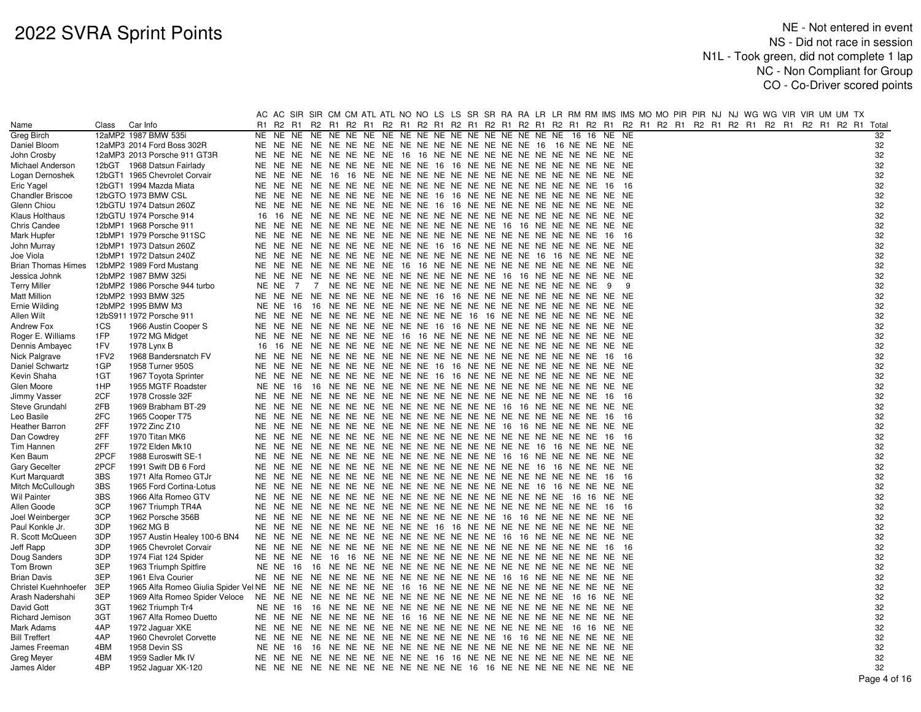# 2022 SVRA Sprint Points

NE - Not entered in event
NS - Did not race in session
N1L - Took green, did not complete 1 lap
NC - Non Compliant for Group
CO - Co-Driver scored points

| | | | AC | AC | SIR | SIR | CM | CM | ATL | ATL | NO | NO | LS | LS | SR | SR | RA | RA | LR | LR | RM | RM | IMS | IMS | MO | MO | PIR | PIR | NJ | NJ | WG | WG | VIR | VIR | UM | UM | TX | |
|---|---|---|---|---|---|---|---|---|---|---|---|---|---|---|---|---|---|---|---|---|---|---|---|---|---|---|---|---|---|---|---|---|---|---|---|---|---|---|
| Name | Class | Car Info | R1 | R2 | R1 | R2 | R1 | R2 | R1 | R2 | R1 | R2 | R1 | R2 | R1 | R2 | R1 | R2 | R1 | R2 | R1 | R2 | R1 | R2 | R1 | R2 | R1 | R2 | R1 | R2 | R1 | R2 | R1 | R2 | R1 | R2 | R1 | Total |
| Greg Birch | 12aMP2 | 1987 BMW 535i | NE | NE | NE | NE | NE | NE | NE | NE | NE | NE | NE | NE | NE | NE | NE | NE | NE | NE | 16 | 16 | NE | NE | | | | | | | | | | | | | | 32 |
| Daniel Bloom | 12aMP3 | 2014 Ford Boss 302R | NE | NE | NE | NE | NE | NE | NE | NE | NE | NE | NE | NE | NE | NE | NE | NE | 16 | 16 | NE | NE | NE | NE | | | | | | | | | | | | | | 32 |
| John Crosby | 12aMP3 | 2013 Porsche 911 GT3R | NE | NE | NE | NE | NE | NE | NE | NE | 16 | 16 | NE | NE | NE | NE | NE | NE | NE | NE | NE | NE | NE | NE | | | | | | | | | | | | | | 32 |
| Michael Anderson | 12bGT | 1968 Datsun Fairlady | NE | NE | NE | NE | NE | NE | NE | NE | NE | NE | 16 | 16 | NE | NE | NE | NE | NE | NE | NE | NE | NE | NE | | | | | | | | | | | | | | 32 |
| Logan Dernoshek | 12bGT1 | 1965 Chevrolet Corvair | NE | NE | NE | NE | 16 | 16 | NE | NE | NE | NE | NE | NE | NE | NE | NE | NE | NE | NE | NE | NE | NE | NE | | | | | | | | | | | | | | 32 |
| Eric Yagel | 12bGT1 | 1994 Mazda Miata | NE | NE | NE | NE | NE | NE | NE | NE | NE | NE | NE | NE | NE | NE | NE | NE | NE | NE | NE | NE | 16 | 16 | | | | | | | | | | | | | | 32 |
| Chandler Briscoe | 12bGTO | 1973 BMW CSL | NE | NE | NE | NE | NE | NE | NE | NE | NE | NE | 16 | 16 | NE | NE | NE | NE | NE | NE | NE | NE | NE | NE | | | | | | | | | | | | | | 32 |
| Glenn Chiou | 12bGTU | 1974 Datsun 260Z | NE | NE | NE | NE | NE | NE | NE | NE | NE | NE | 16 | 16 | NE | NE | NE | NE | NE | NE | NE | NE | NE | NE | | | | | | | | | | | | | | 32 |
| Klaus Holthaus | 12bGTU | 1974 Porsche 914 | 16 | 16 | NE | NE | NE | NE | NE | NE | NE | NE | NE | NE | NE | NE | NE | NE | NE | NE | NE | NE | NE | NE | | | | | | | | | | | | | | 32 |
| Chris Candee | 12bMP1 | 1968 Porsche 911 | NE | NE | NE | NE | NE | NE | NE | NE | NE | NE | NE | NE | NE | NE | 16 | 16 | NE | NE | NE | NE | NE | NE | | | | | | | | | | | | | | 32 |
| Mark Hupfer | 12bMP1 | 1979 Porsche 911SC | NE | NE | NE | NE | NE | NE | NE | NE | NE | NE | NE | NE | NE | NE | NE | NE | NE | NE | NE | NE | 16 | 16 | | | | | | | | | | | | | | 32 |
| John Murray | 12bMP1 | 1973 Datsun 260Z | NE | NE | NE | NE | NE | NE | NE | NE | NE | NE | 16 | 16 | NE | NE | NE | NE | NE | NE | NE | NE | NE | NE | | | | | | | | | | | | | | 32 |
| Joe Viola | 12bMP1 | 1972 Datsun 240Z | NE | NE | NE | NE | NE | NE | NE | NE | NE | NE | NE | NE | NE | NE | NE | NE | 16 | 16 | NE | NE | NE | NE | | | | | | | | | | | | | | 32 |
| Brian Thomas Himes | 12bMP2 | 1989 Ford Mustang | NE | NE | NE | NE | NE | NE | NE | NE | 16 | 16 | NE | NE | NE | NE | NE | NE | NE | NE | NE | NE | NE | NE | | | | | | | | | | | | | | 32 |
| Jessica Johnk | 12bMP2 | 1987 BMW 325i | NE | NE | NE | NE | NE | NE | NE | NE | NE | NE | NE | NE | NE | NE | 16 | 16 | NE | NE | NE | NE | NE | NE | | | | | | | | | | | | | | 32 |
| Terry Miller | 12bMP2 | 1986 Porsche 944 turbo | NE | NE | 7 | 7 | NE | NE | NE | NE | NE | NE | NE | NE | NE | NE | NE | NE | NE | NE | NE | NE | 9 | 9 | | | | | | | | | | | | | | 32 |
| Matt Million | 12bMP2 | 1993 BMW 325 | NE | NE | NE | NE | NE | NE | NE | NE | NE | NE | 16 | 16 | NE | NE | NE | NE | NE | NE | NE | NE | NE | NE | | | | | | | | | | | | | | 32 |
| Ernie Wilding | 12bMP2 | 1995 BMW M3 | NE | NE | 16 | 16 | NE | NE | NE | NE | NE | NE | NE | NE | NE | NE | NE | NE | NE | NE | NE | NE | NE | NE | | | | | | | | | | | | | | 32 |
| Allen Wilt | 12bS911 | 1972 Porsche 911 | NE | NE | NE | NE | NE | NE | NE | NE | NE | NE | NE | NE | 16 | 16 | NE | NE | NE | NE | NE | NE | NE | NE | | | | | | | | | | | | | | 32 |
| Andrew Fox | 1CS | 1966 Austin Cooper S | NE | NE | NE | NE | NE | NE | NE | NE | NE | NE | 16 | 16 | NE | NE | NE | NE | NE | NE | NE | NE | NE | NE | | | | | | | | | | | | | | 32 |
| Roger E. Williams | 1FP | 1972 MG Midget | NE | NE | NE | NE | NE | NE | NE | NE | 16 | 16 | NE | NE | NE | NE | NE | NE | NE | NE | NE | NE | NE | NE | | | | | | | | | | | | | | 32 |
| Dennis Ambayec | 1FV | 1978 Lynx B | 16 | 16 | NE | NE | NE | NE | NE | NE | NE | NE | NE | NE | NE | NE | NE | NE | NE | NE | NE | NE | NE | NE | | | | | | | | | | | | | | 32 |
| Nick Palgrave | 1FV2 | 1968 Bandersnatch FV | NE | NE | NE | NE | NE | NE | NE | NE | NE | NE | NE | NE | NE | NE | NE | NE | NE | NE | NE | NE | 16 | 16 | | | | | | | | | | | | | | 32 |
| Daniel Schwartz | 1GP | 1958 Turner 950S | NE | NE | NE | NE | NE | NE | NE | NE | NE | NE | 16 | 16 | NE | NE | NE | NE | NE | NE | NE | NE | NE | NE | | | | | | | | | | | | | | 32 |
| Kevin Shaha | 1GT | 1967 Toyota Sprinter | NE | NE | NE | NE | NE | NE | NE | NE | NE | NE | 16 | 16 | NE | NE | NE | NE | NE | NE | NE | NE | NE | NE | | | | | | | | | | | | | | 32 |
| Glen Moore | 1HP | 1955 MGTF Roadster | NE | NE | 16 | 16 | NE | NE | NE | NE | NE | NE | NE | NE | NE | NE | NE | NE | NE | NE | NE | NE | NE | NE | | | | | | | | | | | | | | 32 |
| Jimmy Vasser | 2CF | 1978 Crossle 32F | NE | NE | NE | NE | NE | NE | NE | NE | NE | NE | NE | NE | NE | NE | NE | NE | NE | NE | NE | NE | 16 | 16 | | | | | | | | | | | | | | 32 |
| Steve Grundahl | 2FB | 1969 Brabham BT-29 | NE | NE | NE | NE | NE | NE | NE | NE | NE | NE | NE | NE | NE | NE | 16 | 16 | NE | NE | NE | NE | NE | NE | | | | | | | | | | | | | | 32 |
| Leo Basile | 2FC | 1965 Cooper T75 | NE | NE | NE | NE | NE | NE | NE | NE | NE | NE | NE | NE | NE | NE | NE | NE | NE | NE | NE | NE | 16 | 16 | | | | | | | | | | | | | | 32 |
| Heather Barron | 2FF | 1972 Zinc Z10 | NE | NE | NE | NE | NE | NE | NE | NE | NE | NE | NE | NE | NE | NE | 16 | 16 | NE | NE | NE | NE | NE | NE | | | | | | | | | | | | | | 32 |
| Dan Cowdrey | 2FF | 1970 Titan MK6 | NE | NE | NE | NE | NE | NE | NE | NE | NE | NE | NE | NE | NE | NE | NE | NE | NE | NE | NE | NE | 16 | 16 | | | | | | | | | | | | | | 32 |
| Tim Hannen | 2FF | 1972 Elden Mk10 | NE | NE | NE | NE | NE | NE | NE | NE | NE | NE | NE | NE | NE | NE | NE | NE | 16 | 16 | NE | NE | NE | NE | | | | | | | | | | | | | | 32 |
| Ken Baum | 2PCF | 1988 Euroswift SE-1 | NE | NE | NE | NE | NE | NE | NE | NE | NE | NE | NE | NE | NE | NE | 16 | 16 | NE | NE | NE | NE | NE | NE | | | | | | | | | | | | | | 32 |
| Gary Gecelter | 2PCF | 1991 Swift DB 6 Ford | NE | NE | NE | NE | NE | NE | NE | NE | NE | NE | NE | NE | NE | NE | NE | NE | 16 | 16 | NE | NE | NE | NE | | | | | | | | | | | | | | 32 |
| Kurt Marquardt | 3BS | 1971 Alfa Romeo GTJr | NE | NE | NE | NE | NE | NE | NE | NE | NE | NE | NE | NE | NE | NE | NE | NE | NE | NE | NE | NE | 16 | 16 | | | | | | | | | | | | | | 32 |
| Mitch McCullough | 3BS | 1965 Ford Cortina-Lotus | NE | NE | NE | NE | NE | NE | NE | NE | NE | NE | NE | NE | NE | NE | NE | NE | 16 | 16 | NE | NE | NE | NE | | | | | | | | | | | | | | 32 |
| Wil Painter | 3BS | 1966 Alfa Romeo GTV | NE | NE | NE | NE | NE | NE | NE | NE | NE | NE | NE | NE | NE | NE | NE | NE | NE | NE | 16 | 16 | NE | NE | | | | | | | | | | | | | | 32 |
| Allen Goode | 3CP | 1967 Triumph TR4A | NE | NE | NE | NE | NE | NE | NE | NE | NE | NE | NE | NE | NE | NE | NE | NE | NE | NE | NE | NE | 16 | 16 | | | | | | | | | | | | | | 32 |
| Joel Weinberger | 3CP | 1962 Porsche 356B | NE | NE | NE | NE | NE | NE | NE | NE | NE | NE | NE | NE | NE | NE | 16 | 16 | NE | NE | NE | NE | NE | NE | | | | | | | | | | | | | | 32 |
| Paul Konkle Jr. | 3DP | 1962 MG B | NE | NE | NE | NE | NE | NE | NE | NE | NE | NE | 16 | 16 | NE | NE | NE | NE | NE | NE | NE | NE | NE | NE | | | | | | | | | | | | | | 32 |
| R. Scott McQueen | 3DP | 1957 Austin Healey 100-6 BN4 | NE | NE | NE | NE | NE | NE | NE | NE | NE | NE | NE | NE | NE | NE | 16 | 16 | NE | NE | NE | NE | NE | NE | | | | | | | | | | | | | | 32 |
| Jeff Rapp | 3DP | 1965 Chevrolet Corvair | NE | NE | NE | NE | NE | NE | NE | NE | NE | NE | NE | NE | NE | NE | NE | NE | NE | NE | NE | NE | 16 | 16 | | | | | | | | | | | | | | 32 |
| Doug Sanders | 3DP | 1974 Fiat 124 Spider | NE | NE | NE | NE | 16 | 16 | NE | NE | NE | NE | NE | NE | NE | NE | NE | NE | NE | NE | NE | NE | NE | NE | | | | | | | | | | | | | | 32 |
| Tom Brown | 3EP | 1963 Triumph Spitfire | NE | NE | 16 | 16 | NE | NE | NE | NE | NE | NE | NE | NE | NE | NE | NE | NE | NE | NE | NE | NE | NE | NE | | | | | | | | | | | | | | 32 |
| Brian Davis | 3EP | 1961 Elva Courier | NE | NE | NE | NE | NE | NE | NE | NE | NE | NE | NE | NE | NE | NE | 16 | 16 | NE | NE | NE | NE | NE | NE | | | | | | | | | | | | | | 32 |
| Christel Kuehnhoefer | 3EP | 1965 Alfa Romeo Giulia Spider Vel | NE | NE | NE | NE | NE | NE | NE | NE | 16 | 16 | NE | NE | NE | NE | NE | NE | NE | NE | NE | NE | NE | NE | | | | | | | | | | | | | | 32 |
| Arash Nadershahi | 3EP | 1969 Alfa Romeo Spider Veloce | NE | NE | NE | NE | NE | NE | NE | NE | NE | NE | NE | NE | NE | NE | NE | NE | NE | NE | 16 | 16 | NE | NE | | | | | | | | | | | | | | 32 |
| David Gott | 3GT | 1962 Triumph Tr4 | NE | NE | 16 | 16 | NE | NE | NE | NE | NE | NE | NE | NE | NE | NE | NE | NE | NE | NE | NE | NE | NE | NE | | | | | | | | | | | | | | 32 |
| Richard Jemison | 3GT | 1967 Alfa Romeo Duetto | NE | NE | NE | NE | NE | NE | NE | NE | 16 | 16 | NE | NE | NE | NE | NE | NE | NE | NE | NE | NE | NE | NE | | | | | | | | | | | | | | 32 |
| Mark Adams | 4AP | 1972 Jaguar XKE | NE | NE | NE | NE | NE | NE | NE | NE | NE | NE | NE | NE | NE | NE | NE | NE | NE | NE | 16 | 16 | NE | NE | | | | | | | | | | | | | | 32 |
| Bill Treffert | 4AP | 1960 Chevrolet Corvette | NE | NE | NE | NE | NE | NE | NE | NE | NE | NE | NE | NE | NE | NE | 16 | 16 | NE | NE | NE | NE | NE | NE | | | | | | | | | | | | | | 32 |
| James Freeman | 4BM | 1958 Devin SS | NE | NE | 16 | 16 | NE | NE | NE | NE | NE | NE | NE | NE | NE | NE | NE | NE | NE | NE | NE | NE | NE | NE | | | | | | | | | | | | | | 32 |
| Greg Meyer | 4BM | 1959 Sadler Mk IV | NE | NE | NE | NE | NE | NE | NE | NE | NE | NE | 16 | 16 | NE | NE | NE | NE | NE | NE | NE | NE | NE | NE | | | | | | | | | | | | | | 32 |
| James Alder | 4BP | 1952 Jaguar XK-120 | NE | NE | NE | NE | NE | NE | NE | NE | NE | NE | NE | NE | 16 | 16 | NE | NE | NE | NE | NE | NE | NE | NE | | | | | | | | | | | | | | 32 |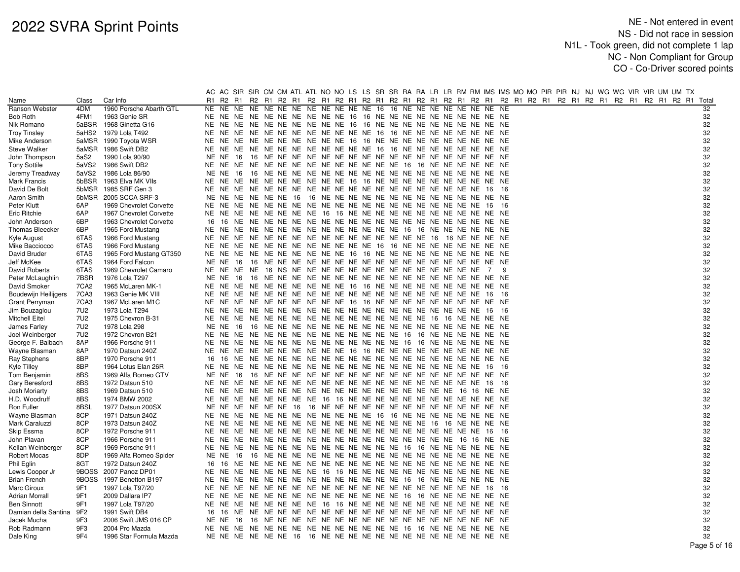| Name | Class | Car Info | AC | AC | SIR | SIR | CM | CM | ATL | ATL | NO | NO | LS | LS | SR | SR | RA | RA | LR | LR | RM | RM | IMS | IMS | MO | MO | PIR | PIR | NJ | NJ | WG | WG | VIR | VIR | UM | UM | TX | |
|---|---|---|---|---|---|---|---|---|---|---|---|---|---|---|---|---|---|---|---|---|---|---|---|---|---|---|---|---|---|---|---|---|---|---|---|---|---|---|
| | | | R1 | R2 | R1 | R2 | R1 | R2 | R1 | R2 | R1 | R2 | R1 | R2 | R1 | R2 | R1 | R2 | R1 | R2 | R1 | R2 | R1 | R2 | R1 | R2 | R1 | R2 | R1 | R2 | R1 | R2 | R1 | R2 | R1 | R2 | R1 | Total |
| Ranson Webster | 4DM | 1960 Porsche Abarth GTL | NE | NE | NE | NE | NE | NE | NE | NE | NE | NE | NE | NE | 16 | 16 | NE | NE | NE | NE | NE | NE | NE | NE | | | | | | | | | | | | | | 32 |
| Bob Roth | 4FM1 | 1963 Genie SR | NE | NE | NE | NE | NE | NE | NE | NE | NE | NE | 16 | 16 | NE | NE | NE | NE | NE | NE | NE | NE | NE | NE | | | | | | | | | | | | | | 32 |
| Nik Romano | 5aBSR | 1968 Ginetta G16 | NE | NE | NE | NE | NE | NE | NE | NE | NE | NE | 16 | 16 | NE | NE | NE | NE | NE | NE | NE | NE | NE | NE | | | | | | | | | | | | | | 32 |
| Troy Tinsley | 5aHS2 | 1979 Lola T492 | NE | NE | NE | NE | NE | NE | NE | NE | NE | NE | NE | NE | 16 | 16 | NE | NE | NE | NE | NE | NE | NE | NE | | | | | | | | | | | | | | 32 |
| Mike Anderson | 5aMSR | 1990 Toyota WSR | NE | NE | NE | NE | NE | NE | NE | NE | NE | NE | 16 | 16 | NE | NE | NE | NE | NE | NE | NE | NE | NE | NE | | | | | | | | | | | | | | 32 |
| Steve Walker | 5aMSR | 1986 Swift DB2 | NE | NE | NE | NE | NE | NE | NE | NE | NE | NE | NE | NE | 16 | 16 | NE | NE | NE | NE | NE | NE | NE | NE | | | | | | | | | | | | | | 32 |
| John Thompson | 5aS2 | 1990 Lola 90/90 | NE | NE | 16 | 16 | NE | NE | NE | NE | NE | NE | NE | NE | NE | NE | NE | NE | NE | NE | NE | NE | NE | NE | | | | | | | | | | | | | | 32 |
| Tony Sottile | 5aVS2 | 1986 Swift DB2 | NE | NE | NE | NE | NE | NE | NE | NE | NE | NE | NE | NE | NE | NE | 16 | 16 | NE | NE | NE | NE | NE | NE | | | | | | | | | | | | | | 32 |
| Jeremy Treadway | 5aVS2 | 1986 Lola 86/90 | NE | NE | 16 | 16 | NE | NE | NE | NE | NE | NE | NE | NE | NE | NE | NE | NE | NE | NE | NE | NE | NE | NE | | | | | | | | | | | | | | 32 |
| Mark Francis | 5bBSR | 1963 Elva MK VIIs | NE | NE | NE | NE | NE | NE | NE | NE | NE | NE | 16 | 16 | NE | NE | NE | NE | NE | NE | NE | NE | NE | NE | | | | | | | | | | | | | | 32 |
| David De Bolt | 5bMSR | 1985 SRF Gen 3 | NE | NE | NE | NE | NE | NE | NE | NE | NE | NE | NE | NE | NE | NE | NE | NE | NE | NE | NE | NE | 16 | 16 | | | | | | | | | | | | | | 32 |
| Aaron Smith | 5bMSR | 2005 SCCA SRF-3 | NE | NE | NE | NE | NE | NE | 16 | 16 | NE | NE | NE | NE | NE | NE | NE | NE | NE | NE | NE | NE | NE | NE | | | | | | | | | | | | | | 32 |
| Peter Klutt | 6AP | 1969 Chevrolet Corvette | NE | NE | NE | NE | NE | NE | NE | NE | NE | NE | NE | NE | NE | NE | NE | NE | NE | NE | NE | NE | 16 | 16 | | | | | | | | | | | | | | 32 |
| Eric Ritchie | 6AP | 1967 Chevrolet Corvette | NE | NE | NE | NE | NE | NE | NE | NE | 16 | 16 | NE | NE | NE | NE | NE | NE | NE | NE | NE | NE | NE | NE | | | | | | | | | | | | | | 32 |
| John Anderson | 6BP | 1963 Chevrolet Corvette | 16 | 16 | NE | NE | NE | NE | NE | NE | NE | NE | NE | NE | NE | NE | NE | NE | NE | NE | NE | NE | NE | NE | | | | | | | | | | | | | | 32 |
| Thomas Bleecker | 6BP | 1965 Ford Mustang | NE | NE | NE | NE | NE | NE | NE | NE | NE | NE | NE | NE | NE | NE | 16 | 16 | NE | NE | NE | NE | NE | NE | | | | | | | | | | | | | | 32 |
| Kyle August | 6TAS | 1966 Ford Mustang | NE | NE | NE | NE | NE | NE | NE | NE | NE | NE | NE | NE | NE | NE | NE | NE | 16 | 16 | NE | NE | NE | NE | | | | | | | | | | | | | | 32 |
| Mike Bacciocco | 6TAS | 1966 Ford Mustang | NE | NE | NE | NE | NE | NE | NE | NE | NE | NE | NE | NE | 16 | 16 | NE | NE | NE | NE | NE | NE | NE | NE | | | | | | | | | | | | | | 32 |
| David Bruder | 6TAS | 1965 Ford Mustang GT350 | NE | NE | NE | NE | NE | NE | NE | NE | NE | NE | 16 | 16 | NE | NE | NE | NE | NE | NE | NE | NE | NE | NE | | | | | | | | | | | | | | 32 |
| Jeff McKee | 6TAS | 1964 Ford Falcon | NE | NE | 16 | 16 | NE | NE | NE | NE | NE | NE | NE | NE | NE | NE | NE | NE | NE | NE | NE | NE | NE | NE | | | | | | | | | | | | | | 32 |
| David Roberts | 6TAS | 1969 Chevrolet Camaro | NE | NE | NE | NE | 16 | NS | NE | NE | NE | NE | NE | NE | NE | NE | NE | NE | NE | NE | NE | NE | 7 | 9 | | | | | | | | | | | | | | 32 |
| Peter McLaughlin | 7BSR | 1976 Lola T297 | NE | NE | 16 | 16 | NE | NE | NE | NE | NE | NE | NE | NE | NE | NE | NE | NE | NE | NE | NE | NE | NE | NE | | | | | | | | | | | | | | 32 |
| David Smoker | 7CA2 | 1965 McLaren MK-1 | NE | NE | NE | NE | NE | NE | NE | NE | NE | NE | 16 | 16 | NE | NE | NE | NE | NE | NE | NE | NE | NE | NE | | | | | | | | | | | | | | 32 |
| Boudewijn Heilijgers | 7CA3 | 1963 Genie MK VIII | NE | NE | NE | NE | NE | NE | NE | NE | NE | NE | NE | NE | NE | NE | NE | NE | NE | NE | NE | NE | 16 | 16 | | | | | | | | | | | | | | 32 |
| Grant Perryman | 7CA3 | 1967 McLaren M1C | NE | NE | NE | NE | NE | NE | NE | NE | NE | NE | 16 | 16 | NE | NE | NE | NE | NE | NE | NE | NE | NE | NE | | | | | | | | | | | | | | 32 |
| Jim Bouzaglou | 7U2 | 1973 Lola T294 | NE | NE | NE | NE | NE | NE | NE | NE | NE | NE | NE | NE | NE | NE | NE | NE | NE | NE | NE | NE | 16 | 16 | | | | | | | | | | | | | | 32 |
| Mitchell Eitel | 7U2 | 1975 Chevron B-31 | NE | NE | NE | NE | NE | NE | NE | NE | NE | NE | NE | NE | NE | NE | NE | NE | 16 | 16 | NE | NE | NE | NE | | | | | | | | | | | | | | 32 |
| James Farley | 7U2 | 1978 Lola 298 | NE | NE | 16 | 16 | NE | NE | NE | NE | NE | NE | NE | NE | NE | NE | NE | NE | NE | NE | NE | NE | NE | NE | | | | | | | | | | | | | | 32 |
| Joel Weinberger | 7U2 | 1972 Chevron B21 | NE | NE | NE | NE | NE | NE | NE | NE | NE | NE | NE | NE | NE | NE | 16 | 16 | NE | NE | NE | NE | NE | NE | | | | | | | | | | | | | | 32 |
| George F. Balbach | 8AP | 1966 Porsche 911 | NE | NE | NE | NE | NE | NE | NE | NE | NE | NE | NE | NE | NE | NE | 16 | 16 | NE | NE | NE | NE | NE | NE | | | | | | | | | | | | | | 32 |
| Wayne Blasman | 8AP | 1970 Datsun 240Z | NE | NE | NE | NE | NE | NE | NE | NE | NE | NE | 16 | 16 | NE | NE | NE | NE | NE | NE | NE | NE | NE | NE | | | | | | | | | | | | | | 32 |
| Ray Stephens | 8BP | 1970 Porsche 911 | 16 | 16 | NE | NE | NE | NE | NE | NE | NE | NE | NE | NE | NE | NE | NE | NE | NE | NE | NE | NE | NE | NE | | | | | | | | | | | | | | 32 |
| Kyle Tilley | 8BP | 1964 Lotus Elan 26R | NE | NE | NE | NE | NE | NE | NE | NE | NE | NE | NE | NE | NE | NE | NE | NE | NE | NE | NE | NE | 16 | 16 | | | | | | | | | | | | | | 32 |
| Tom Benjamin | 8BS | 1969 Alfa Romeo GTV | NE | NE | 16 | 16 | NE | NE | NE | NE | NE | NE | NE | NE | NE | NE | NE | NE | NE | NE | NE | NE | NE | NE | | | | | | | | | | | | | | 32 |
| Gary Beresford | 8BS | 1972 Datsun 510 | NE | NE | NE | NE | NE | NE | NE | NE | NE | NE | NE | NE | NE | NE | NE | NE | NE | NE | NE | NE | 16 | 16 | | | | | | | | | | | | | | 32 |
| Josh Moriarty | 8BS | 1969 Datsun 510 | NE | NE | NE | NE | NE | NE | NE | NE | NE | NE | NE | NE | NE | NE | NE | NE | NE | NE | 16 | 16 | NE | NE | | | | | | | | | | | | | | 32 |
| H.D. Woodruff | 8BS | 1974 BMW 2002 | NE | NE | NE | NE | NE | NE | NE | NE | 16 | 16 | NE | NE | NE | NE | NE | NE | NE | NE | NE | NE | NE | NE | | | | | | | | | | | | | | 32 |
| Ron Fuller | 8BSL | 1977 Datsun 200SX | NE | NE | NE | NE | NE | NE | 16 | 16 | NE | NE | NE | NE | NE | NE | NE | NE | NE | NE | NE | NE | NE | NE | | | | | | | | | | | | | | 32 |
| Wayne Blasman | 8CP | 1971 Datsun 240Z | NE | NE | NE | NE | NE | NE | NE | NE | NE | NE | 16 | 16 | NE | NE | NE | NE | NE | NE | NE | NE | NE | NE | | | | | | | | | | | | | | 32 |
| Mark Caraluzzi | 8CP | 1973 Datsun 240Z | NE | NE | NE | NE | NE | NE | NE | NE | NE | NE | NE | NE | NE | NE | NE | NE | 16 | 16 | NE | NE | NE | NE | | | | | | | | | | | | | | 32 |
| Skip Essma | 8CP | 1972 Porsche 911 | NE | NE | NE | NE | NE | NE | NE | NE | NE | NE | NE | NE | NE | NE | NE | NE | NE | NE | NE | NE | 16 | 16 | | | | | | | | | | | | | | 32 |
| John Plavan | 8CP | 1966 Porsche 911 | NE | NE | NE | NE | NE | NE | NE | NE | NE | NE | NE | NE | NE | NE | NE | NE | NE | NE | 16 | 16 | NE | NE | | | | | | | | | | | | | | 32 |
| Kellan Weinberger | 8CP | 1969 Porsche 911 | NE | NE | NE | NE | NE | NE | NE | NE | NE | NE | NE | NE | NE | NE | 16 | 16 | NE | NE | NE | NE | NE | NE | | | | | | | | | | | | | | 32 |
| Robert Mocas | 8DP | 1969 Alfa Romeo Spider | NE | NE | 16 | 16 | NE | NE | NE | NE | NE | NE | NE | NE | NE | NE | NE | NE | NE | NE | NE | NE | NE | NE | | | | | | | | | | | | | | 32 |
| Phil Eglin | 8GT | 1972 Datsun 240Z | 16 | 16 | NE | NE | NE | NE | NE | NE | NE | NE | NE | NE | NE | NE | NE | NE | NE | NE | NE | NE | NE | NE | | | | | | | | | | | | | | 32 |
| Lewis Cooper Jr | 9BOSS | 2007 Panoz DP01 | NE | NE | NE | NE | NE | NE | NE | NE | 16 | 16 | NE | NE | NE | NE | NE | NE | NE | NE | NE | NE | NE | NE | | | | | | | | | | | | | | 32 |
| Brian French | 9BOSS | 1997 Benetton B197 | NE | NE | NE | NE | NE | NE | NE | NE | NE | NE | NE | NE | NE | NE | 16 | 16 | NE | NE | NE | NE | NE | NE | | | | | | | | | | | | | | 32 |
| Marc Giroux | 9F1 | 1997 Lola T97/20 | NE | NE | NE | NE | NE | NE | NE | NE | NE | NE | NE | NE | NE | NE | NE | NE | NE | NE | NE | NE | 16 | 16 | | | | | | | | | | | | | | 32 |
| Adrian Morrall | 9F1 | 2009 Dallara IP7 | NE | NE | NE | NE | NE | NE | NE | NE | NE | NE | NE | NE | NE | NE | 16 | 16 | NE | NE | NE | NE | NE | NE | | | | | | | | | | | | | | 32 |
| Ben Sinnott | 9F1 | 1997 Lola T97/20 | NE | NE | NE | NE | NE | NE | NE | NE | 16 | 16 | NE | NE | NE | NE | NE | NE | NE | NE | NE | NE | NE | NE | | | | | | | | | | | | | | 32 |
| Damian della Santina | 9F2 | 1991 Swift DB4 | 16 | 16 | NE | NE | NE | NE | NE | NE | NE | NE | NE | NE | NE | NE | NE | NE | NE | NE | NE | NE | NE | NE | | | | | | | | | | | | | | 32 |
| Jacek Mucha | 9F3 | 2006 Swift JMS 016 CP | NE | NE | 16 | 16 | NE | NE | NE | NE | NE | NE | NE | NE | NE | NE | NE | NE | NE | NE | NE | NE | NE | NE | | | | | | | | | | | | | | 32 |
| Rob Radmann | 9F3 | 2004 Pro Mazda | NE | NE | NE | NE | NE | NE | NE | NE | NE | NE | NE | NE | NE | NE | 16 | 16 | NE | NE | NE | NE | NE | NE | | | | | | | | | | | | | | 32 |
| Dale King | 9F4 | 1996 Star Formula Mazda | NE | NE | NE | NE | NE | NE | 16 | 16 | NE | NE | NE | NE | NE | NE | NE | NE | NE | NE | NE | NE | NE | NE | | | | | | | | | | | | | | 32 |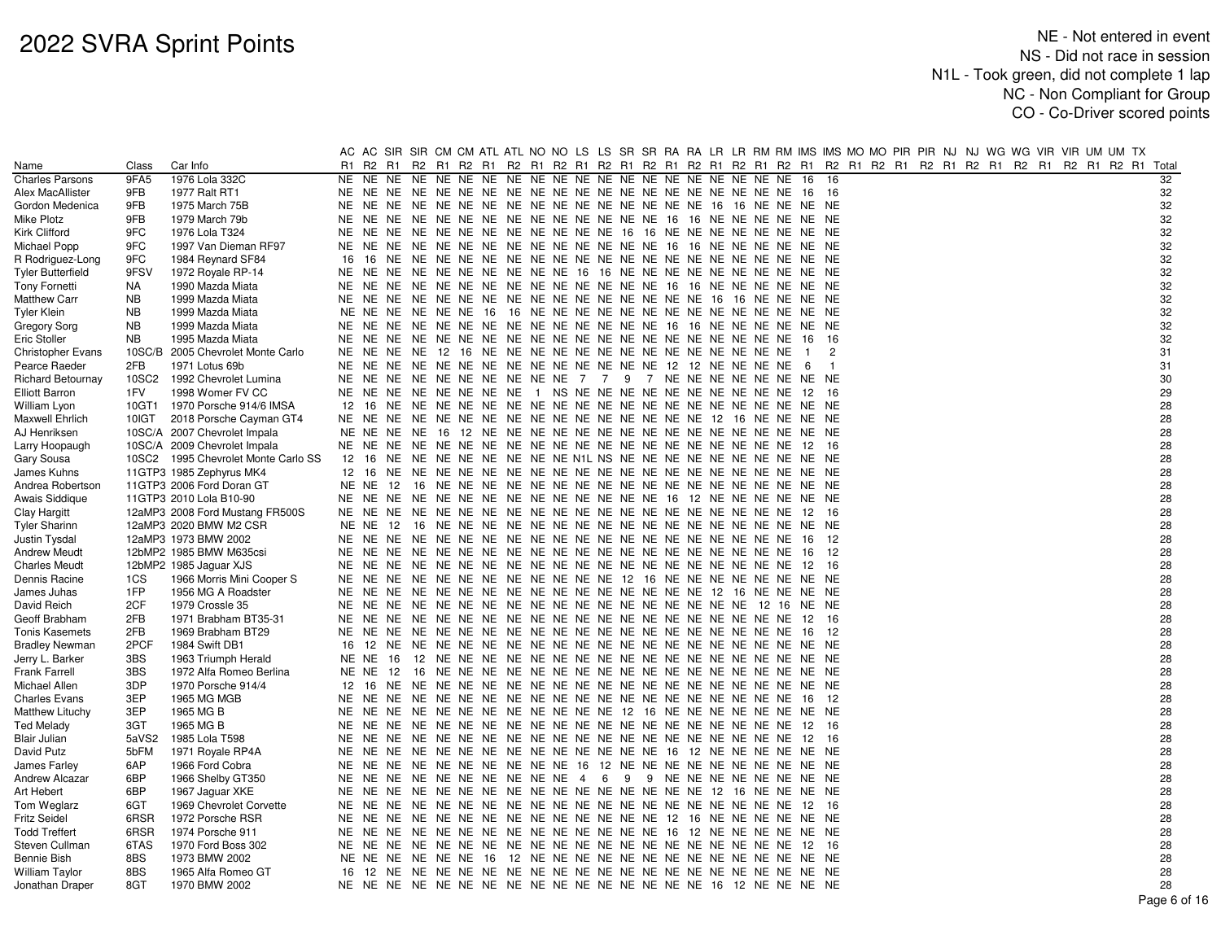# 2022 SVRA Sprint Points

NE - Not entered in event
NS - Did not race in session
N1L - Took green, did not complete 1 lap
NC - Non Compliant for Group
CO - Co-Driver scored points

| Name | Class | Car Info | AC | AC | SIR | SIR | CM | CM | ATL | ATL | NO | NO | LS | LS | SR | SR | RA | RA | LR | LR | RM | RM | IMS | IMS | MO | MO | PIR | PIR | NJ | NJ | WG | WG | VIR | VIR | UM | UM | TX | Total |
|---|---|---|---|---|---|---|---|---|---|---|---|---|---|---|---|---|---|---|---|---|---|---|---|---|---|---|---|---|---|---|---|---|---|---|---|---|---|---|
| | | | R1 | R2 | R1 | R2 | R1 | R2 | R1 | R2 | R1 | R2 | R1 | R2 | R1 | R2 | R1 | R2 | R1 | R2 | R1 | R2 | R1 | R2 | R1 | R2 | R1 | R2 | R1 | R2 | R1 | R2 | R1 | R2 | R1 | R2 | R1 | |
| Charles Parsons | 9FA5 | 1976 Lola 332C | NE | NE | NE | NE | NE | NE | NE | NE | NE | NE | NE | NE | NE | NE | NE | NE | NE | NE | NE | NE | 16 | 16 | | | | | | | | | | | | | | 32 |
| Alex MacAllister | 9FB | 1977 Ralt RT1 | NE | NE | NE | NE | NE | NE | NE | NE | NE | NE | NE | NE | NE | NE | NE | NE | NE | NE | NE | NE | 16 | 16 | | | | | | | | | | | | | | 32 |
| Gordon Medenica | 9FB | 1975 March 75B | NE | NE | NE | NE | NE | NE | NE | NE | NE | NE | NE | NE | NE | NE | NE | NE | 16 | 16 | NE | NE | NE | NE | | | | | | | | | | | | | | 32 |
| Mike Plotz | 9FB | 1979 March 79b | NE | NE | NE | NE | NE | NE | NE | NE | NE | NE | NE | NE | NE | NE | 16 | 16 | NE | NE | NE | NE | NE | NE | | | | | | | | | | | | | | 32 |
| Kirk Clifford | 9FC | 1976 Lola T324 | NE | NE | NE | NE | NE | NE | NE | NE | NE | NE | NE | NE | 16 | 16 | NE | NE | NE | NE | NE | NE | NE | NE | | | | | | | | | | | | | | 32 |
| Michael Popp | 9FC | 1997 Van Dieman RF97 | NE | NE | NE | NE | NE | NE | NE | NE | NE | NE | NE | NE | NE | NE | 16 | 16 | NE | NE | NE | NE | NE | NE | | | | | | | | | | | | | | 32 |
| R Rodriguez-Long | 9FC | 1984 Reynard SF84 | 16 | 16 | NE | NE | NE | NE | NE | NE | NE | NE | NE | NE | NE | NE | NE | NE | NE | NE | NE | NE | NE | NE | | | | | | | | | | | | | | 32 |
| Tyler Butterfield | 9FSV | 1972 Royale RP-14 | NE | NE | NE | NE | NE | NE | NE | NE | NE | NE | 16 | 16 | NE | NE | NE | NE | NE | NE | NE | NE | NE | NE | | | | | | | | | | | | | | 32 |
| Tony Fornetti | NA | 1990 Mazda Miata | NE | NE | NE | NE | NE | NE | NE | NE | NE | NE | NE | NE | NE | NE | 16 | 16 | NE | NE | NE | NE | NE | NE | | | | | | | | | | | | | | 32 |
| Matthew Carr | NB | 1999 Mazda Miata | NE | NE | NE | NE | NE | NE | NE | NE | NE | NE | NE | NE | NE | NE | NE | NE | 16 | 16 | NE | NE | NE | NE | | | | | | | | | | | | | | 32 |
| Tyler Klein | NB | 1999 Mazda Miata | NE | NE | NE | NE | NE | NE | 16 | 16 | NE | NE | NE | NE | NE | NE | NE | NE | NE | NE | NE | NE | NE | NE | | | | | | | | | | | | | | 32 |
| Gregory Sorg | NB | 1999 Mazda Miata | NE | NE | NE | NE | NE | NE | NE | NE | NE | NE | NE | NE | NE | NE | 16 | 16 | NE | NE | NE | NE | NE | NE | | | | | | | | | | | | | | 32 |
| Eric Stoller | NB | 1995 Mazda Miata | NE | NE | NE | NE | NE | NE | NE | NE | NE | NE | NE | NE | NE | NE | NE | NE | NE | NE | NE | NE | 16 | 16 | | | | | | | | | | | | | | 32 |
| Christopher Evans | 10SC/B | 2005 Chevrolet Monte Carlo | NE | NE | NE | NE | 12 | 16 | NE | NE | NE | NE | NE | NE | NE | NE | NE | NE | NE | NE | NE | NE | 1 | 2 | | | | | | | | | | | | | | 31 |
| Pearce Raeder | 2FB | 1971 Lotus 69b | NE | NE | NE | NE | NE | NE | NE | NE | NE | NE | NE | NE | NE | NE | NE | NE | 12 | 12 | NE | NE | 6 | 1 | | | | | | | | | | | | | | 31 |
| Richard Betournay | 10SC2 | 1992 Chevrolet Lumina | NE | NE | NE | NE | NE | NE | NE | NE | NE | NE | 7 | 7 | 9 | 7 | NE | NE | NE | NE | NE | NE | NE | NE | | | | | | | | | | | | | | 30 |
| Elliott Barron | 1FV | 1998 Womer FV CC | NE | NE | NE | NE | NE | NE | NE | NE | 1 | NS | NE | NE | NE | NE | NE | NE | NE | NE | NE | NE | 12 | 16 | | | | | | | | | | | | | | 29 |
| William Lyon | 10GT1 | 1970 Porsche 914/6 IMSA | 12 | 16 | NE | NE | NE | NE | NE | NE | NE | NE | NE | NE | NE | NE | NE | NE | NE | NE | NE | NE | NE | NE | | | | | | | | | | | | | | 28 |
| Maxwell Ehrlich | 10IGT | 2018 Porsche Cayman GT4 | NE | NE | NE | NE | NE | NE | NE | NE | NE | NE | NE | NE | NE | NE | NE | NE | 12 | 16 | NE | NE | NE | NE | | | | | | | | | | | | | | 28 |
| AJ Henriksen | 10SC/A | 2007 Chevrolet Impala | NE | NE | NE | NE | 16 | 12 | NE | NE | NE | NE | NE | NE | NE | NE | NE | NE | NE | NE | NE | NE | NE | NE | | | | | | | | | | | | | | 28 |
| Larry Hoopaugh | 10SC/A | 2009 Chevrolet Impala | NE | NE | NE | NE | NE | NE | NE | NE | NE | NE | NE | NE | NE | NE | NE | NE | NE | NE | NE | NE | 12 | 16 | | | | | | | | | | | | | | 28 |
| Gary Sousa | 10SC2 | 1995 Chevrolet Monte Carlo SS | 12 | 16 | NE | NE | NE | NE | NE | NE | NE | NE | N1L | NS | NE | NE | NE | NE | NE | NE | NE | NE | NE | NE | | | | | | | | | | | | | | 28 |
| James Kuhns | 11GTP3 | 1985 Zephyrus MK4 | 12 | 16 | NE | NE | NE | NE | NE | NE | NE | NE | NE | NE | NE | NE | NE | NE | NE | NE | NE | NE | NE | NE | | | | | | | | | | | | | | 28 |
| Andrea Robertson | 11GTP3 | 2006 Ford Doran GT | NE | NE | 12 | 16 | NE | NE | NE | NE | NE | NE | NE | NE | NE | NE | NE | NE | NE | NE | NE | NE | NE | NE | | | | | | | | | | | | | | 28 |
| Awais Siddique | 11GTP3 | 2010 Lola B10-90 | NE | NE | NE | NE | NE | NE | NE | NE | NE | NE | NE | NE | NE | NE | 16 | 12 | NE | NE | NE | NE | NE | NE | | | | | | | | | | | | | | 28 |
| Clay Hargitt | 12aMP3 | 2008 Ford Mustang FR500S | NE | NE | NE | NE | NE | NE | NE | NE | NE | NE | NE | NE | NE | NE | NE | NE | NE | NE | NE | NE | 12 | 16 | | | | | | | | | | | | | | 28 |
| Tyler Sharinn | 12aMP3 | 2020 BMW M2 CSR | NE | NE | 12 | 16 | NE | NE | NE | NE | NE | NE | NE | NE | NE | NE | NE | NE | NE | NE | NE | NE | NE | NE | | | | | | | | | | | | | | 28 |
| Justin Tysdal | 12aMP3 | 1973 BMW 2002 | NE | NE | NE | NE | NE | NE | NE | NE | NE | NE | NE | NE | NE | NE | NE | NE | NE | NE | NE | NE | 16 | 12 | | | | | | | | | | | | | | 28 |
| Andrew Meudt | 12bMP2 | 1985 BMW M635csi | NE | NE | NE | NE | NE | NE | NE | NE | NE | NE | NE | NE | NE | NE | NE | NE | NE | NE | NE | NE | 16 | 12 | | | | | | | | | | | | | | 28 |
| Charles Meudt | 12bMP2 | 1985 Jaguar XJS | NE | NE | NE | NE | NE | NE | NE | NE | NE | NE | NE | NE | NE | NE | NE | NE | NE | NE | NE | NE | 12 | 16 | | | | | | | | | | | | | | 28 |
| Dennis Racine | 1CS | 1966 Morris Mini Cooper S | NE | NE | NE | NE | NE | NE | NE | NE | NE | NE | NE | NE | 12 | 16 | NE | NE | NE | NE | NE | NE | NE | NE | | | | | | | | | | | | | | 28 |
| James Juhas | 1FP | 1956 MG A Roadster | NE | NE | NE | NE | NE | NE | NE | NE | NE | NE | NE | NE | NE | NE | NE | NE | 12 | 16 | NE | NE | NE | NE | | | | | | | | | | | | | | 28 |
| David Reich | 2CF | 1979 Crossle 35 | NE | NE | NE | NE | NE | NE | NE | NE | NE | NE | NE | NE | NE | NE | NE | NE | NE | NE | 12 | 16 | NE | NE | | | | | | | | | | | | | | 28 |
| Geoff Brabham | 2FB | 1971 Brabham BT35-31 | NE | NE | NE | NE | NE | NE | NE | NE | NE | NE | NE | NE | NE | NE | NE | NE | NE | NE | NE | NE | 12 | 16 | | | | | | | | | | | | | | 28 |
| Tonis Kasemets | 2FB | 1969 Brabham BT29 | NE | NE | NE | NE | NE | NE | NE | NE | NE | NE | NE | NE | NE | NE | NE | NE | NE | NE | NE | NE | 16 | 12 | | | | | | | | | | | | | | 28 |
| Bradley Newman | 2PCF | 1984 Swift DB1 | 16 | 12 | NE | NE | NE | NE | NE | NE | NE | NE | NE | NE | NE | NE | NE | NE | NE | NE | NE | NE | NE | NE | | | | | | | | | | | | | | 28 |
| Jerry L. Barker | 3BS | 1963 Triumph Herald | NE | NE | 16 | 12 | NE | NE | NE | NE | NE | NE | NE | NE | NE | NE | NE | NE | NE | NE | NE | NE | NE | NE | | | | | | | | | | | | | | 28 |
| Frank Farrell | 3BS | 1972 Alfa Romeo Berlina | NE | NE | 12 | 16 | NE | NE | NE | NE | NE | NE | NE | NE | NE | NE | NE | NE | NE | NE | NE | NE | NE | NE | | | | | | | | | | | | | | 28 |
| Michael Allen | 3DP | 1970 Porsche 914/4 | 12 | 16 | NE | NE | NE | NE | NE | NE | NE | NE | NE | NE | NE | NE | NE | NE | NE | NE | NE | NE | NE | NE | | | | | | | | | | | | | | 28 |
| Charles Evans | 3EP | 1965 MG MGB | NE | NE | NE | NE | NE | NE | NE | NE | NE | NE | NE | NE | NE | NE | NE | NE | NE | NE | NE | NE | 16 | 12 | | | | | | | | | | | | | | 28 |
| Matthew Lituchy | 3EP | 1965 MG B | NE | NE | NE | NE | NE | NE | NE | NE | NE | NE | NE | NE | 12 | 16 | NE | NE | NE | NE | NE | NE | NE | NE | | | | | | | | | | | | | | 28 |
| Ted Melady | 3GT | 1965 MG B | NE | NE | NE | NE | NE | NE | NE | NE | NE | NE | NE | NE | NE | NE | NE | NE | NE | NE | NE | NE | 12 | 16 | | | | | | | | | | | | | | 28 |
| Blair Julian | 5aVS2 | 1985 Lola T598 | NE | NE | NE | NE | NE | NE | NE | NE | NE | NE | NE | NE | NE | NE | NE | NE | NE | NE | NE | NE | 12 | 16 | | | | | | | | | | | | | | 28 |
| David Putz | 5bFM | 1971 Royale RP4A | NE | NE | NE | NE | NE | NE | NE | NE | NE | NE | NE | NE | NE | NE | 16 | 12 | NE | NE | NE | NE | NE | NE | | | | | | | | | | | | | | 28 |
| James Farley | 6AP | 1966 Ford Cobra | NE | NE | NE | NE | NE | NE | NE | NE | NE | NE | 16 | 12 | NE | NE | NE | NE | NE | NE | NE | NE | NE | NE | | | | | | | | | | | | | | 28 |
| Andrew Alcazar | 6BP | 1966 Shelby GT350 | NE | NE | NE | NE | NE | NE | NE | NE | NE | NE | 4 | 6 | 9 | 9 | NE | NE | NE | NE | NE | NE | NE | NE | | | | | | | | | | | | | | 28 |
| Art Hebert | 6BP | 1967 Jaguar XKE | NE | NE | NE | NE | NE | NE | NE | NE | NE | NE | NE | NE | NE | NE | NE | NE | 12 | 16 | NE | NE | NE | NE | | | | | | | | | | | | | | 28 |
| Tom Weglarz | 6GT | 1969 Chevrolet Corvette | NE | NE | NE | NE | NE | NE | NE | NE | NE | NE | NE | NE | NE | NE | NE | NE | NE | NE | NE | NE | 12 | 16 | | | | | | | | | | | | | | 28 |
| Fritz Seidel | 6RSR | 1972 Porsche RSR | NE | NE | NE | NE | NE | NE | NE | NE | NE | NE | NE | NE | NE | NE | 12 | 16 | NE | NE | NE | NE | NE | NE | | | | | | | | | | | | | | 28 |
| Todd Treffert | 6RSR | 1974 Porsche 911 | NE | NE | NE | NE | NE | NE | NE | NE | NE | NE | NE | NE | NE | NE | 16 | 12 | NE | NE | NE | NE | NE | NE | | | | | | | | | | | | | | 28 |
| Steven Cullman | 6TAS | 1970 Ford Boss 302 | NE | NE | NE | NE | NE | NE | NE | NE | NE | NE | NE | NE | NE | NE | NE | NE | NE | NE | NE | NE | 12 | 16 | | | | | | | | | | | | | | 28 |
| Bennie Bish | 8BS | 1973 BMW 2002 | NE | NE | NE | NE | NE | NE | 16 | 12 | NE | NE | NE | NE | NE | NE | NE | NE | NE | NE | NE | NE | NE | NE | | | | | | | | | | | | | | 28 |
| William Taylor | 8BS | 1965 Alfa Romeo GT | 16 | 12 | NE | NE | NE | NE | NE | NE | NE | NE | NE | NE | NE | NE | NE | NE | NE | NE | NE | NE | NE | NE | | | | | | | | | | | | | | 28 |
| Jonathan Draper | 8GT | 1970 BMW 2002 | NE | NE | NE | NE | NE | NE | NE | NE | NE | NE | NE | NE | NE | NE | NE | NE | 16 | 12 | NE | NE | NE | NE | | | | | | | | | | | | | | 28 |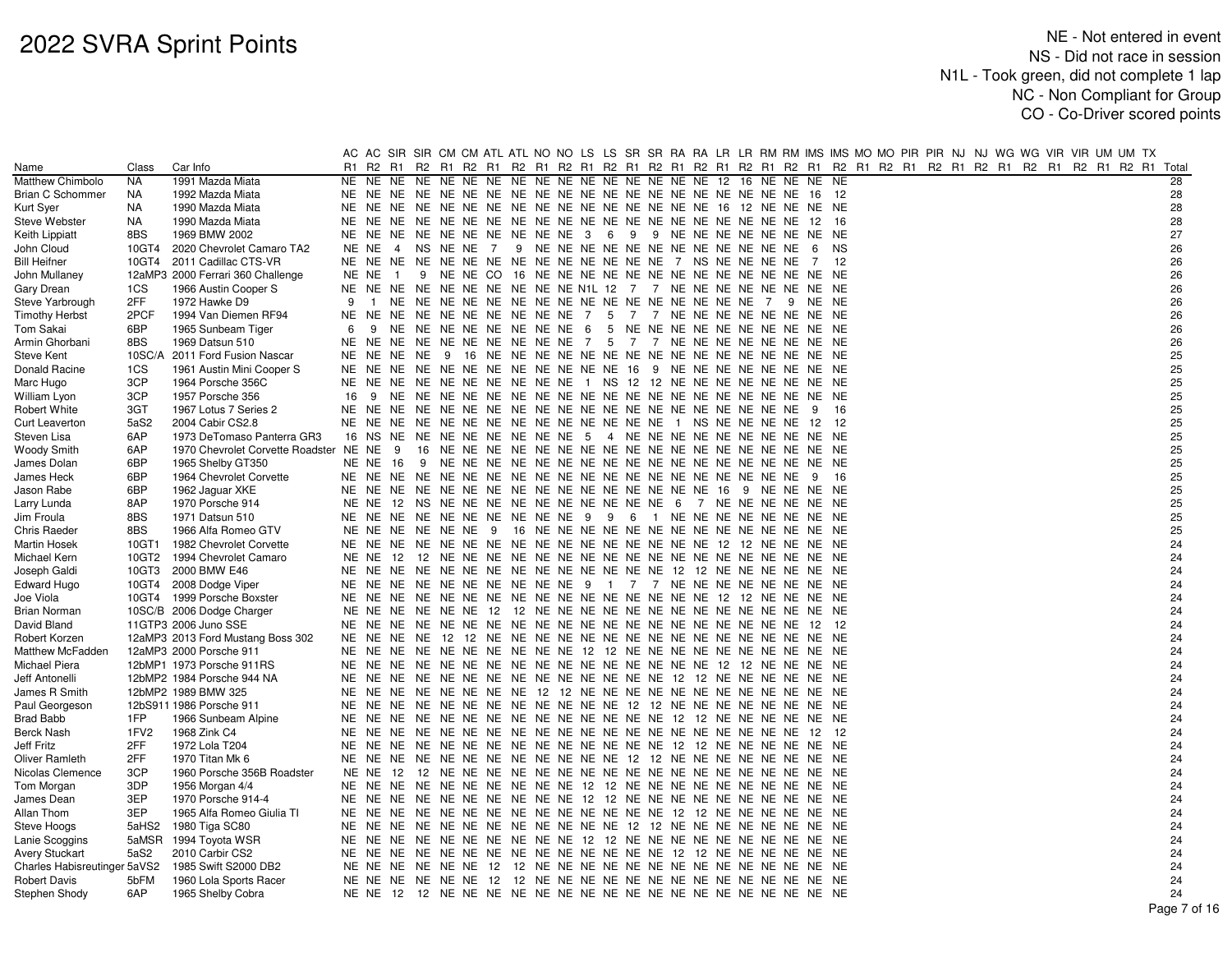# 2022 SVRA Sprint Points

NE - Not entered in event
NS - Did not race in session
N1L - Took green, did not complete 1 lap
NC - Non Compliant for Group
CO - Co-Driver scored points

| | | | AC | AC | SIR | SIR | CM | CM | ATL | ATL | NO | NO | LS | LS | SR | SR | RA | RA | LR | LR | RM | RM | IMS | IMS | MO | MO | PIR | PIR | NJ | NJ | WG | WG | VIR | VIR | UM | UM | TX | |
|---|---|---|---|---|---|---|---|---|---|---|---|---|---|---|---|---|---|---|---|---|---|---|---|---|---|---|---|---|---|---|---|---|---|---|---|---|---|---|
| Name | Class | Car Info | R1 | R2 | R1 | R2 | R1 | R2 | R1 | R2 | R1 | R2 | R1 | R2 | R1 | R2 | R1 | R2 | R1 | R2 | R1 | R2 | R1 | R2 | R1 | R2 | R1 | R2 | R1 | R2 | R1 | R2 | R1 | R2 | R1 | R2 | R1 | Total |
| Matthew Chimbolo | NA | 1991 Mazda Miata | NE | NE | NE | NE | NE | NE | NE | NE | NE | NE | NE | NE | NE | NE | NE | NE | 12 | 16 | NE | NE | NE | NE | | | | | | | | | | | | | | 28 |
| Brian C Schommer | NA | 1992 Mazda Miata | NE | NE | NE | NE | NE | NE | NE | NE | NE | NE | NE | NE | NE | NE | NE | NE | NE | NE | NE | NE | 16 | 12 | | | | | | | | | | | | | | 28 |
| Kurt Syer | NA | 1990 Mazda Miata | NE | NE | NE | NE | NE | NE | NE | NE | NE | NE | NE | NE | NE | NE | NE | NE | 16 | 12 | NE | NE | NE | NE | | | | | | | | | | | | | | 28 |
| Steve Webster | NA | 1990 Mazda Miata | NE | NE | NE | NE | NE | NE | NE | NE | NE | NE | NE | NE | NE | NE | NE | NE | NE | NE | NE | NE | 12 | 16 | | | | | | | | | | | | | | 28 |
| Keith Lippiatt | 8BS | 1969 BMW 2002 | NE | NE | NE | NE | NE | NE | NE | NE | NE | NE | 3 | 6 | 9 | 9 | NE | NE | NE | NE | NE | NE | NE | NE | | | | | | | | | | | | | | 27 |
| John Cloud | 10GT4 | 2020 Chevrolet Camaro TA2 | NE | NE | 4 | NS | NE | NE | 7 | 9 | NE | NE | NE | NE | NE | NE | NE | NE | NE | NE | NE | NE | 6 | NS | | | | | | | | | | | | | | 26 |
| Bill Heifner | 10GT4 | 2011 Cadillac CTS-VR | NE | NE | NE | NE | NE | NE | NE | NE | NE | NE | NE | NE | NE | NE | 7 | NS | NE | NE | NE | NE | 7 | 12 | | | | | | | | | | | | | | 26 |
| John Mullaney | 12aMP3 | 2000 Ferrari 360 Challenge | NE | NE | 1 | 9 | NE | NE | CO | 16 | NE | NE | NE | NE | NE | NE | NE | NE | NE | NE | NE | NE | NE | NE | | | | | | | | | | | | | | 26 |
| Gary Drean | 1CS | 1966 Austin Cooper S | NE | NE | NE | NE | NE | NE | NE | NE | NE | NE | N1L | 12 | 7 | 7 | NE | NE | NE | NE | NE | NE | NE | NE | | | | | | | | | | | | | | 26 |
| Steve Yarbrough | 2FF | 1972 Hawke D9 | 9 | 1 | NE | NE | NE | NE | NE | NE | NE | NE | NE | NE | NE | NE | NE | NE | NE | NE | 7 | 9 | NE | NE | | | | | | | | | | | | | | 26 |
| Timothy Herbst | 2PCF | 1994 Van Diemen RF94 | NE | NE | NE | NE | NE | NE | NE | NE | NE | NE | 7 | 5 | 7 | 7 | NE | NE | NE | NE | NE | NE | NE | NE | | | | | | | | | | | | | | 26 |
| Tom Sakai | 6BP | 1965 Sunbeam Tiger | 6 | 9 | NE | NE | NE | NE | NE | NE | NE | NE | 6 | 5 | NE | NE | NE | NE | NE | NE | NE | NE | NE | NE | | | | | | | | | | | | | | 26 |
| Armin Ghorbani | 8BS | 1969 Datsun 510 | NE | NE | NE | NE | NE | NE | NE | NE | NE | NE | 7 | 5 | 7 | 7 | NE | NE | NE | NE | NE | NE | NE | NE | | | | | | | | | | | | | | 26 |
| Steve Kent | 10SC/A | 2011 Ford Fusion Nascar | NE | NE | NE | NE | 9 | 16 | NE | NE | NE | NE | NE | NE | NE | NE | NE | NE | NE | NE | NE | NE | NE | NE | | | | | | | | | | | | | | 25 |
| Donald Racine | 1CS | 1961 Austin Mini Cooper S | NE | NE | NE | NE | NE | NE | NE | NE | NE | NE | NE | NE | 16 | 9 | NE | NE | NE | NE | NE | NE | NE | NE | | | | | | | | | | | | | | 25 |
| Marc Hugo | 3CP | 1964 Porsche 356C | NE | NE | NE | NE | NE | NE | NE | NE | NE | NE | 1 | NS | 12 | 12 | NE | NE | NE | NE | NE | NE | NE | NE | | | | | | | | | | | | | | 25 |
| William Lyon | 3CP | 1957 Porsche 356 | 16 | 9 | NE | NE | NE | NE | NE | NE | NE | NE | NE | NE | NE | NE | NE | NE | NE | NE | NE | NE | NE | NE | | | | | | | | | | | | | | 25 |
| Robert White | 3GT | 1967 Lotus 7 Series 2 | NE | NE | NE | NE | NE | NE | NE | NE | NE | NE | NE | NE | NE | NE | NE | NE | NE | NE | NE | NE | 9 | 16 | | | | | | | | | | | | | | 25 |
| Curt Leaverton | 5aS2 | 2004 Cabir CS2.8 | NE | NE | NE | NE | NE | NE | NE | NE | NE | NE | NE | NE | NE | NE | 1 | NS | NE | NE | NE | NE | 12 | 12 | | | | | | | | | | | | | | 25 |
| Steven Lisa | 6AP | 1973 DeTomaso Panterra GR3 | 16 | NS | NE | NE | NE | NE | NE | NE | NE | NE | 5 | 4 | NE | NE | NE | NE | NE | NE | NE | NE | NE | NE | | | | | | | | | | | | | | 25 |
| Woody Smith | 6AP | 1970 Chevrolet Corvette Roadster | NE | NE | 9 | 16 | NE | NE | NE | NE | NE | NE | NE | NE | NE | NE | NE | NE | NE | NE | NE | NE | NE | NE | | | | | | | | | | | | | | 25 |
| James Dolan | 6BP | 1965 Shelby GT350 | NE | NE | 16 | 9 | NE | NE | NE | NE | NE | NE | NE | NE | NE | NE | NE | NE | NE | NE | NE | NE | NE | NE | | | | | | | | | | | | | | 25 |
| James Heck | 6BP | 1964 Chevrolet Corvette | NE | NE | NE | NE | NE | NE | NE | NE | NE | NE | NE | NE | NE | NE | NE | NE | NE | NE | NE | NE | 9 | 16 | | | | | | | | | | | | | | 25 |
| Jason Rabe | 6BP | 1962 Jaguar XKE | NE | NE | NE | NE | NE | NE | NE | NE | NE | NE | NE | NE | NE | NE | NE | NE | 16 | 9 | NE | NE | NE | NE | | | | | | | | | | | | | | 25 |
| Larry Lunda | 8AP | 1970 Porsche 914 | NE | NE | 12 | NS | NE | NE | NE | NE | NE | NE | NE | NE | NE | NE | 6 | 7 | NE | NE | NE | NE | NE | NE | | | | | | | | | | | | | | 25 |
| Jim Froula | 8BS | 1971 Datsun 510 | NE | NE | NE | NE | NE | NE | NE | NE | NE | NE | 9 | 9 | 6 | 1 | NE | NE | NE | NE | NE | NE | NE | NE | | | | | | | | | | | | | | 25 |
| Chris Raeder | 8BS | 1966 Alfa Romeo GTV | NE | NE | NE | NE | NE | NE | 9 | 16 | NE | NE | NE | NE | NE | NE | NE | NE | NE | NE | NE | NE | NE | NE | | | | | | | | | | | | | | 25 |
| Martin Hosek | 10GT1 | 1982 Chevrolet Corvette | NE | NE | NE | NE | NE | NE | NE | NE | NE | NE | NE | NE | NE | NE | NE | NE | 12 | 12 | NE | NE | NE | NE | | | | | | | | | | | | | | 24 |
| Michael Kern | 10GT2 | 1994 Chevrolet Camaro | NE | NE | 12 | 12 | NE | NE | NE | NE | NE | NE | NE | NE | NE | NE | NE | NE | NE | NE | NE | NE | NE | NE | | | | | | | | | | | | | | 24 |
| Joseph Galdi | 10GT3 | 2000 BMW E46 | NE | NE | NE | NE | NE | NE | NE | NE | NE | NE | NE | NE | NE | NE | 12 | 12 | NE | NE | NE | NE | NE | NE | | | | | | | | | | | | | | 24 |
| Edward Hugo | 10GT4 | 2008 Dodge Viper | NE | NE | NE | NE | NE | NE | NE | NE | NE | NE | 9 | 1 | 7 | 7 | NE | NE | NE | NE | NE | NE | NE | NE | | | | | | | | | | | | | | 24 |
| Joe Viola | 10GT4 | 1999 Porsche Boxster | NE | NE | NE | NE | NE | NE | NE | NE | NE | NE | NE | NE | NE | NE | NE | NE | 12 | 12 | NE | NE | NE | NE | | | | | | | | | | | | | | 24 |
| Brian Norman | 10SC/B | 2006 Dodge Charger | NE | NE | NE | NE | NE | NE | 12 | 12 | NE | NE | NE | NE | NE | NE | NE | NE | NE | NE | NE | NE | NE | NE | | | | | | | | | | | | | | 24 |
| David Bland | 11GTP3 | 2006 Juno SSE | NE | NE | NE | NE | NE | NE | NE | NE | NE | NE | NE | NE | NE | NE | NE | NE | NE | NE | NE | NE | 12 | 12 | | | | | | | | | | | | | | 24 |
| Robert Korzen | 12aMP3 | 2013 Ford Mustang Boss 302 | NE | NE | NE | NE | 12 | 12 | NE | NE | NE | NE | NE | NE | NE | NE | NE | NE | NE | NE | NE | NE | NE | NE | | | | | | | | | | | | | | 24 |
| Matthew McFadden | 12aMP3 | 2000 Porsche 911 | NE | NE | NE | NE | NE | NE | NE | NE | NE | NE | 12 | 12 | NE | NE | NE | NE | NE | NE | NE | NE | NE | NE | | | | | | | | | | | | | | 24 |
| Michael Piera | 12bMP1 | 1973 Porsche 911RS | NE | NE | NE | NE | NE | NE | NE | NE | NE | NE | NE | NE | NE | NE | NE | NE | 12 | 12 | NE | NE | NE | NE | | | | | | | | | | | | | | 24 |
| Jeff Antonelli | 12bMP2 | 1984 Porsche 944 NA | NE | NE | NE | NE | NE | NE | NE | NE | NE | NE | NE | NE | NE | NE | 12 | 12 | NE | NE | NE | NE | NE | NE | | | | | | | | | | | | | | 24 |
| James R Smith | 12bMP2 | 1989 BMW 325 | NE | NE | NE | NE | NE | NE | NE | NE | 12 | 12 | NE | NE | NE | NE | NE | NE | NE | NE | NE | NE | NE | NE | | | | | | | | | | | | | | 24 |
| Paul Georgeson | 12bS911 | 1986 Porsche 911 | NE | NE | NE | NE | NE | NE | NE | NE | NE | NE | NE | NE | 12 | 12 | NE | NE | NE | NE | NE | NE | NE | NE | | | | | | | | | | | | | | 24 |
| Brad Babb | 1FP | 1966 Sunbeam Alpine | NE | NE | NE | NE | NE | NE | NE | NE | NE | NE | NE | NE | NE | NE | 12 | 12 | NE | NE | NE | NE | NE | NE | | | | | | | | | | | | | | 24 |
| Berck Nash | 1FV2 | 1968 Zink C4 | NE | NE | NE | NE | NE | NE | NE | NE | NE | NE | NE | NE | NE | NE | NE | NE | NE | NE | NE | NE | 12 | 12 | | | | | | | | | | | | | | 24 |
| Jeff Fritz | 2FF | 1972 Lola T204 | NE | NE | NE | NE | NE | NE | NE | NE | NE | NE | NE | NE | NE | NE | 12 | 12 | NE | NE | NE | NE | NE | NE | | | | | | | | | | | | | | 24 |
| Oliver Ramleth | 2FF | 1970 Titan Mk 6 | NE | NE | NE | NE | NE | NE | NE | NE | NE | NE | NE | NE | 12 | 12 | NE | NE | NE | NE | NE | NE | NE | NE | | | | | | | | | | | | | | 24 |
| Nicolas Clemence | 3CP | 1960 Porsche 356B Roadster | NE | NE | 12 | 12 | NE | NE | NE | NE | NE | NE | NE | NE | NE | NE | NE | NE | NE | NE | NE | NE | NE | NE | | | | | | | | | | | | | | 24 |
| Tom Morgan | 3DP | 1956 Morgan 4/4 | NE | NE | NE | NE | NE | NE | NE | NE | NE | NE | 12 | 12 | NE | NE | NE | NE | NE | NE | NE | NE | NE | NE | | | | | | | | | | | | | | 24 |
| James Dean | 3EP | 1970 Porsche 914-4 | NE | NE | NE | NE | NE | NE | NE | NE | NE | NE | 12 | 12 | NE | NE | NE | NE | NE | NE | NE | NE | NE | NE | | | | | | | | | | | | | | 24 |
| Allan Thom | 3EP | 1965 Alfa Romeo Giulia TI | NE | NE | NE | NE | NE | NE | NE | NE | NE | NE | NE | NE | NE | NE | 12 | 12 | NE | NE | NE | NE | NE | NE | | | | | | | | | | | | | | 24 |
| Steve Hoogs | 5aHS2 | 1980 Tiga SC80 | NE | NE | NE | NE | NE | NE | NE | NE | NE | NE | NE | NE | 12 | 12 | NE | NE | NE | NE | NE | NE | NE | NE | | | | | | | | | | | | | | 24 |
| Lanie Scoggins | 5aMSR | 1994 Toyota WSR | NE | NE | NE | NE | NE | NE | NE | NE | NE | NE | 12 | 12 | NE | NE | NE | NE | NE | NE | NE | NE | NE | NE | | | | | | | | | | | | | | 24 |
| Avery Stuckart | 5aS2 | 2010 Carbir CS2 | NE | NE | NE | NE | NE | NE | NE | NE | NE | NE | NE | NE | NE | NE | 12 | 12 | NE | NE | NE | NE | NE | NE | | | | | | | | | | | | | | 24 |
| Charles Habisreutinger | 5aVS2 | 1985 Swift S2000 DB2 | NE | NE | NE | NE | NE | NE | 12 | 12 | NE | NE | NE | NE | NE | NE | NE | NE | NE | NE | NE | NE | NE | NE | | | | | | | | | | | | | | 24 |
| Robert Davis | 5bFM | 1960 Lola Sports Racer | NE | NE | NE | NE | NE | NE | 12 | 12 | NE | NE | NE | NE | NE | NE | NE | NE | NE | NE | NE | NE | NE | NE | | | | | | | | | | | | | | 24 |
| Stephen Shody | 6AP | 1965 Shelby Cobra | NE | NE | 12 | 12 | NE | NE | NE | NE | NE | NE | NE | NE | NE | NE | NE | NE | NE | NE | NE | NE | NE | NE | | | | | | | | | | | | | | 24 |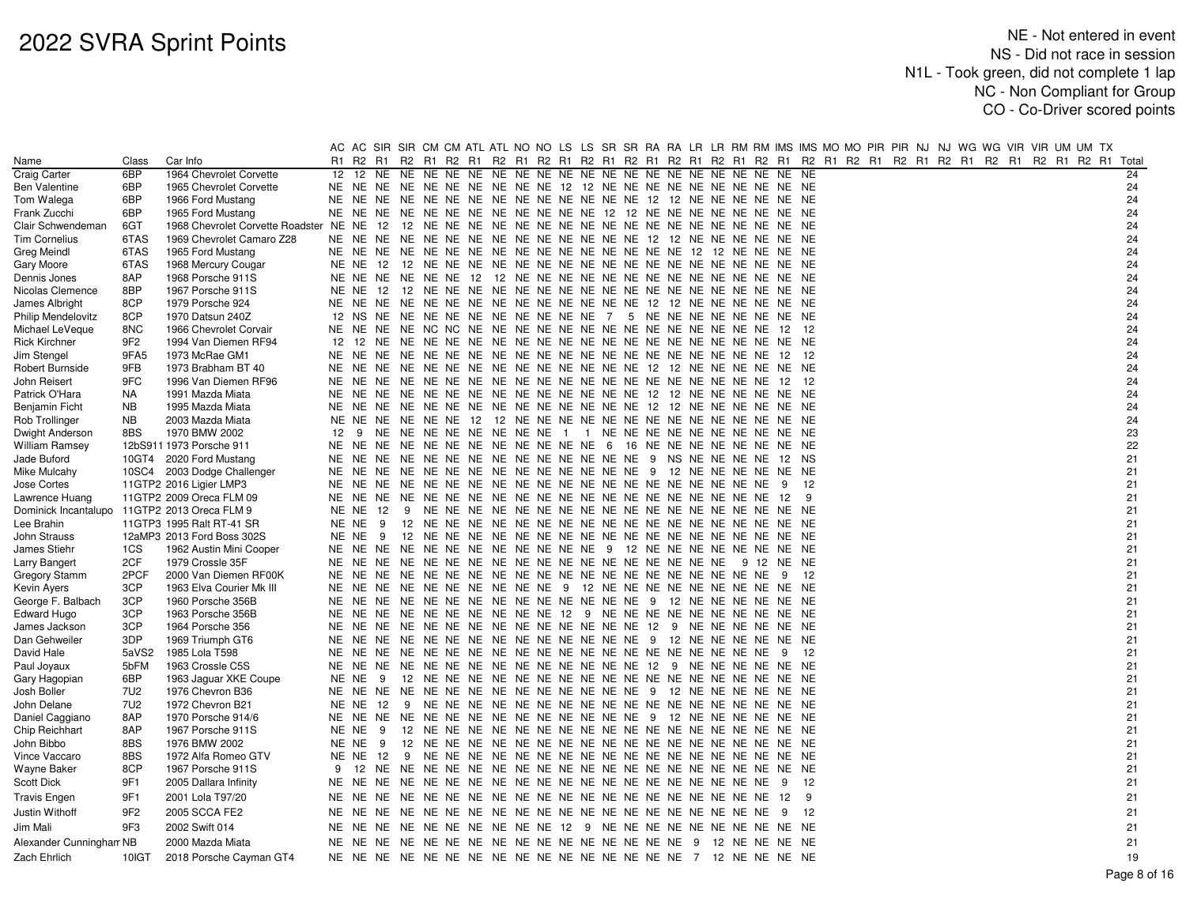# 2022 SVRA Sprint Points

NE - Not entered in event
NS - Did not race in session
N1L - Took green, did not complete 1 lap
NC - Non Compliant for Group
CO - Co-Driver scored points

| | | | AC | AC | SIR | SIR | CM | CM | ATL | ATL | NO | NO | LS | LS | SR | SR | RA | RA | LR | LR | RM | RM | IMS | IMS | MO | MO | PIR | PIR | NJ | NJ | WG | WG | VIR | VIR | UM | UM | TX | |
|---|---|---|---|---|---|---|---|---|---|---|---|---|---|---|---|---|---|---|---|---|---|---|---|---|---|---|---|---|---|---|---|---|---|---|---|---|---|---|
| Name | Class | Car Info | R1 | R2 | R1 | R2 | R1 | R2 | R1 | R2 | R1 | R2 | R1 | R2 | R1 | R2 | R1 | R2 | R1 | R2 | R1 | R2 | R1 | R2 | R1 | R2 | R1 | R2 | R1 | R2 | R1 | R2 | R1 | R2 | R1 | R2 | R1 | Total |
| Craig Carter | 6BP | 1964 Chevrolet Corvette | 12 | 12 | NE | NE | NE | NE | NE | NE | NE | NE | NE | NE | NE | NE | NE | NE | NE | NE | NE | NE | NE | NE | | | | | | | | | | | | | | 24 |
| Ben Valentine | 6BP | 1965 Chevrolet Corvette | NE | NE | NE | NE | NE | NE | NE | NE | NE | NE | 12 | 12 | NE | NE | NE | NE | NE | NE | NE | NE | NE | NE | | | | | | | | | | | | | | 24 |
| Tom Walega | 6BP | 1966 Ford Mustang | NE | NE | NE | NE | NE | NE | NE | NE | NE | NE | NE | NE | NE | NE | 12 | 12 | NE | NE | NE | NE | NE | NE | | | | | | | | | | | | | | 24 |
| Frank Zucchi | 6BP | 1965 Ford Mustang | NE | NE | NE | NE | NE | NE | NE | NE | NE | NE | NE | NE | 12 | 12 | NE | NE | NE | NE | NE | NE | NE | NE | | | | | | | | | | | | | | 24 |
| Clair Schwendeman | 6GT | 1968 Chevrolet Corvette Roadster | NE | NE | 12 | 12 | NE | NE | NE | NE | NE | NE | NE | NE | NE | NE | NE | NE | NE | NE | NE | NE | NE | NE | | | | | | | | | | | | | | 24 |
| Tim Cornelius | 6TAS | 1969 Chevrolet Camaro Z28 | NE | NE | NE | NE | NE | NE | NE | NE | NE | NE | NE | NE | NE | NE | 12 | 12 | NE | NE | NE | NE | NE | NE | | | | | | | | | | | | | | 24 |
| Greg Meindl | 6TAS | 1965 Ford Mustang | NE | NE | NE | NE | NE | NE | NE | NE | NE | NE | NE | NE | NE | NE | NE | NE | 12 | 12 | NE | NE | NE | NE | | | | | | | | | | | | | | 24 |
| Gary Moore | 6TAS | 1968 Mercury Cougar | NE | NE | 12 | 12 | NE | NE | NE | NE | NE | NE | NE | NE | NE | NE | NE | NE | NE | NE | NE | NE | NE | NE | | | | | | | | | | | | | | 24 |
| Dennis Jones | 8AP | 1968 Porsche 911S | NE | NE | NE | NE | NE | NE | 12 | 12 | NE | NE | NE | NE | NE | NE | NE | NE | NE | NE | NE | NE | NE | NE | | | | | | | | | | | | | | 24 |
| Nicolas Clemence | 8BP | 1967 Porsche 911S | NE | NE | 12 | 12 | NE | NE | NE | NE | NE | NE | NE | NE | NE | NE | NE | NE | NE | NE | NE | NE | NE | NE | | | | | | | | | | | | | | 24 |
| James Albright | 8CP | 1979 Porsche 924 | NE | NE | NE | NE | NE | NE | NE | NE | NE | NE | NE | NE | NE | NE | 12 | 12 | NE | NE | NE | NE | NE | NE | | | | | | | | | | | | | | 24 |
| Philip Mendelovitz | 8CP | 1970 Datsun 240Z | 12 | NS | NE | NE | NE | NE | NE | NE | NE | NE | NE | NE | 7 | 5 | NE | NE | NE | NE | NE | NE | NE | NE | | | | | | | | | | | | | | 24 |
| Michael LeVeque | 8NC | 1966 Chevrolet Corvair | NE | NE | NE | NE | NC | NC | NE | NE | NE | NE | NE | NE | NE | NE | NE | NE | NE | NE | NE | NE | 12 | 12 | | | | | | | | | | | | | | 24 |
| Rick Kirchner | 9F2 | 1994 Van Diemen RF94 | 12 | 12 | NE | NE | NE | NE | NE | NE | NE | NE | NE | NE | NE | NE | NE | NE | NE | NE | NE | NE | NE | NE | | | | | | | | | | | | | | 24 |
| Jim Stengel | 9FA5 | 1973 McRae GM1 | NE | NE | NE | NE | NE | NE | NE | NE | NE | NE | NE | NE | NE | NE | NE | NE | NE | NE | NE | NE | 12 | 12 | | | | | | | | | | | | | | 24 |
| Robert Burnside | 9FB | 1973 Brabham BT 40 | NE | NE | NE | NE | NE | NE | NE | NE | NE | NE | NE | NE | NE | NE | 12 | 12 | NE | NE | NE | NE | NE | NE | | | | | | | | | | | | | | 24 |
| John Reisert | 9FC | 1996 Van Diemen RF96 | NE | NE | NE | NE | NE | NE | NE | NE | NE | NE | NE | NE | NE | NE | NE | NE | NE | NE | NE | NE | 12 | 12 | | | | | | | | | | | | | | 24 |
| Patrick O'Hara | NA | 1991 Mazda Miata | NE | NE | NE | NE | NE | NE | NE | NE | NE | NE | NE | NE | NE | NE | 12 | 12 | NE | NE | NE | NE | NE | NE | | | | | | | | | | | | | | 24 |
| Benjamin Ficht | NB | 1995 Mazda Miata | NE | NE | NE | NE | NE | NE | NE | NE | NE | NE | NE | NE | NE | NE | 12 | 12 | NE | NE | NE | NE | NE | NE | | | | | | | | | | | | | | 24 |
| Rob Trollinger | NB | 2003 Mazda Miata | NE | NE | NE | NE | NE | NE | 12 | 12 | NE | NE | NE | NE | NE | NE | NE | NE | NE | NE | NE | NE | NE | NE | | | | | | | | | | | | | | 24 |
| Dwight Anderson | 8BS | 1970 BMW 2002 | 12 | 9 | NE | NE | NE | NE | NE | NE | NE | NE | 1 | 1 | NE | NE | NE | NE | NE | NE | NE | NE | NE | NE | | | | | | | | | | | | | | 23 |
| William Ramsey | 12bS911 | 1973 Porsche 911 | NE | NE | NE | NE | NE | NE | NE | NE | NE | NE | NE | NE | 6 | 16 | NE | NE | NE | NE | NE | NE | NE | NE | | | | | | | | | | | | | | 22 |
| Jade Buford | 10GT4 | 2020 Ford Mustang | NE | NE | NE | NE | NE | NE | NE | NE | NE | NE | NE | NE | NE | NE | 9 | NS | NE | NE | NE | NE | 12 | NS | | | | | | | | | | | | | | 21 |
| Mike Mulcahy | 10SC4 | 2003 Dodge Challenger | NE | NE | NE | NE | NE | NE | NE | NE | NE | NE | NE | NE | NE | NE | 9 | 12 | NE | NE | NE | NE | NE | NE | | | | | | | | | | | | | | 21 |
| Jose Cortes | 11GTP2 | 2016 Ligier LMP3 | NE | NE | NE | NE | NE | NE | NE | NE | NE | NE | NE | NE | NE | NE | NE | NE | NE | NE | NE | NE | 9 | 12 | | | | | | | | | | | | | | 21 |
| Lawrence Huang | 11GTP2 | 2009 Oreca FLM 09 | NE | NE | NE | NE | NE | NE | NE | NE | NE | NE | NE | NE | NE | NE | NE | NE | NE | NE | NE | NE | 12 | 9 | | | | | | | | | | | | | | 21 |
| Dominick Incantalupo | 11GTP2 | 2013 Oreca FLM 9 | NE | NE | 12 | 9 | NE | NE | NE | NE | NE | NE | NE | NE | NE | NE | NE | NE | NE | NE | NE | NE | NE | NE | | | | | | | | | | | | | | 21 |
| Lee Brahin | 11GTP3 | 1995 Ralt RT-41 SR | NE | NE | 9 | 12 | NE | NE | NE | NE | NE | NE | NE | NE | NE | NE | NE | NE | NE | NE | NE | NE | NE | NE | | | | | | | | | | | | | | 21 |
| John Strauss | 12aMP3 | 2013 Ford Boss 302S | NE | NE | 9 | 12 | NE | NE | NE | NE | NE | NE | NE | NE | NE | NE | NE | NE | NE | NE | NE | NE | NE | NE | | | | | | | | | | | | | | 21 |
| James Stiehr | 1CS | 1962 Austin Mini Cooper | NE | NE | NE | NE | NE | NE | NE | NE | NE | NE | NE | NE | 9 | 12 | NE | NE | NE | NE | NE | NE | NE | NE | | | | | | | | | | | | | | 21 |
| Larry Bangert | 2CF | 1979 Crossle 35F | NE | NE | NE | NE | NE | NE | NE | NE | NE | NE | NE | NE | NE | NE | NE | NE | NE | NE | 9 | 12 | NE | NE | | | | | | | | | | | | | | 21 |
| Gregory Stamm | 2PCF | 2000 Van Diemen RF00K | NE | NE | NE | NE | NE | NE | NE | NE | NE | NE | NE | NE | NE | NE | NE | NE | NE | NE | NE | NE | 9 | 12 | | | | | | | | | | | | | | 21 |
| Kevin Ayers | 3CP | 1963 Elva Courier Mk III | NE | NE | NE | NE | NE | NE | NE | NE | NE | NE | 9 | 12 | NE | NE | NE | NE | NE | NE | NE | NE | NE | NE | | | | | | | | | | | | | | 21 |
| George F. Balbach | 3CP | 1960 Porsche 356B | NE | NE | NE | NE | NE | NE | NE | NE | NE | NE | NE | NE | NE | NE | 9 | 12 | NE | NE | NE | NE | NE | NE | | | | | | | | | | | | | | 21 |
| Edward Hugo | 3CP | 1963 Porsche 356B | NE | NE | NE | NE | NE | NE | NE | NE | NE | NE | 12 | 9 | NE | NE | NE | NE | NE | NE | NE | NE | NE | NE | | | | | | | | | | | | | | 21 |
| James Jackson | 3CP | 1964 Porsche 356 | NE | NE | NE | NE | NE | NE | NE | NE | NE | NE | NE | NE | 12 | 9 | NE | NE | NE | NE | NE | NE | NE | NE | | | | | | | | | | | | | | 21 |
| Dan Gehweiler | 3DP | 1969 Triumph GT6 | NE | NE | NE | NE | NE | NE | NE | NE | NE | NE | NE | NE | NE | NE | 9 | 12 | NE | NE | NE | NE | NE | NE | | | | | | | | | | | | | | 21 |
| David Hale | 5aVS2 | 1985 Lola T598 | NE | NE | NE | NE | NE | NE | NE | NE | NE | NE | NE | NE | NE | NE | NE | NE | NE | NE | NE | NE | 9 | 12 | | | | | | | | | | | | | | 21 |
| Paul Joyaux | 5bFM | 1963 Crossle C5S | NE | NE | NE | NE | NE | NE | NE | NE | NE | NE | NE | NE | 12 | 9 | NE | NE | NE | NE | NE | NE | NE | NE | | | | | | | | | | | | | | 21 |
| Gary Hagopian | 6BP | 1963 Jaguar XKE Coupe | NE | NE | 9 | 12 | NE | NE | NE | NE | NE | NE | NE | NE | NE | NE | NE | NE | NE | NE | NE | NE | NE | NE | | | | | | | | | | | | | | 21 |
| Josh Boller | 7U2 | 1976 Chevron B36 | NE | NE | NE | NE | NE | NE | NE | NE | NE | NE | NE | NE | NE | NE | 9 | 12 | NE | NE | NE | NE | NE | NE | | | | | | | | | | | | | | 21 |
| John Delane | 7U2 | 1972 Chevron B21 | NE | NE | 12 | 9 | NE | NE | NE | NE | NE | NE | NE | NE | NE | NE | NE | NE | NE | NE | NE | NE | NE | NE | | | | | | | | | | | | | | 21 |
| Daniel Caggiano | 8AP | 1970 Porsche 914/6 | NE | NE | NE | NE | NE | NE | NE | NE | NE | NE | NE | NE | NE | NE | 9 | 12 | NE | NE | NE | NE | NE | NE | | | | | | | | | | | | | | 21 |
| Chip Reichhart | 8AP | 1967 Porsche 911S | NE | NE | 9 | 12 | NE | NE | NE | NE | NE | NE | NE | NE | NE | NE | NE | NE | NE | NE | NE | NE | NE | NE | | | | | | | | | | | | | | 21 |
| John Bibbo | 8BS | 1976 BMW 2002 | NE | NE | 9 | 12 | NE | NE | NE | NE | NE | NE | NE | NE | NE | NE | NE | NE | NE | NE | NE | NE | NE | NE | | | | | | | | | | | | | | 21 |
| Vince Vaccaro | 8BS | 1972 Alfa Romeo GTV | NE | NE | 12 | 9 | NE | NE | NE | NE | NE | NE | NE | NE | NE | NE | NE | NE | NE | NE | NE | NE | NE | NE | | | | | | | | | | | | | | 21 |
| Wayne Baker | 8CP | 1967 Porsche 911S | 9 | 12 | NE | NE | NE | NE | NE | NE | NE | NE | NE | NE | NE | NE | NE | NE | NE | NE | NE | NE | NE | NE | | | | | | | | | | | | | | 21 |
| Scott Dick | 9F1 | 2005 Dallara Infinity | NE | NE | NE | NE | NE | NE | NE | NE | NE | NE | NE | NE | NE | NE | NE | NE | NE | NE | NE | NE | 9 | 12 | | | | | | | | | | | | | | 21 |
| Travis Engen | 9F1 | 2001 Lola T97/20 | NE | NE | NE | NE | NE | NE | NE | NE | NE | NE | NE | NE | NE | NE | NE | NE | NE | NE | NE | NE | 12 | 9 | | | | | | | | | | | | | | 21 |
| Justin Withoff | 9F2 | 2005 SCCA FE2 | NE | NE | NE | NE | NE | NE | NE | NE | NE | NE | NE | NE | NE | NE | NE | NE | NE | NE | NE | NE | 9 | 12 | | | | | | | | | | | | | | 21 |
| Jim Mali | 9F3 | 2002 Swift 014 | NE | NE | NE | NE | NE | NE | NE | NE | NE | NE | 12 | 9 | NE | NE | NE | NE | NE | NE | NE | NE | NE | NE | | | | | | | | | | | | | | 21 |
| Alexander Cunninghan | NB | 2000 Mazda Miata | NE | NE | NE | NE | NE | NE | NE | NE | NE | NE | NE | NE | NE | NE | NE | NE | 9 | 12 | NE | NE | NE | NE | | | | | | | | | | | | | | 21 |
| Zach Ehrlich | 10IGT | 2018 Porsche Cayman GT4 | NE | NE | NE | NE | NE | NE | NE | NE | NE | NE | NE | NE | NE | NE | NE | NE | 7 | 12 | NE | NE | NE | NE | | | | | | | | | | | | | | 19 |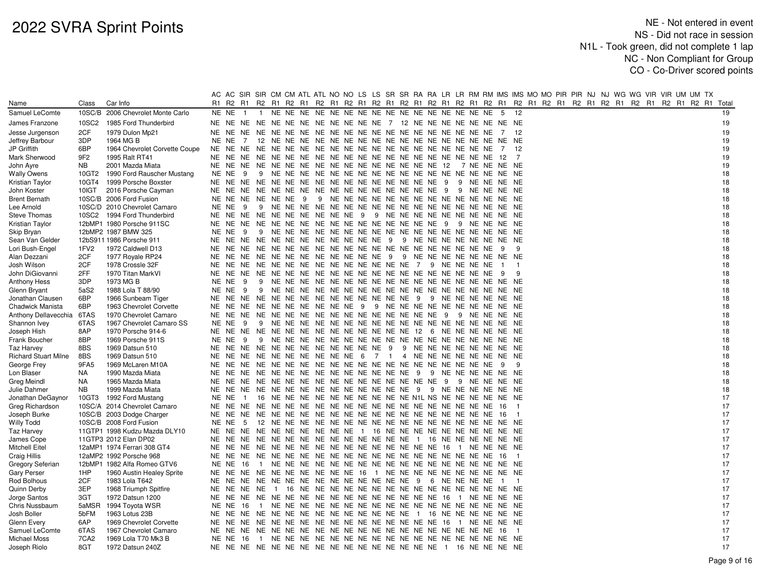# 2022 SVRA Sprint Points

NE - Not entered in event
NS - Did not race in session
N1L - Took green, did not complete 1 lap
NC - Non Compliant for Group
CO - Co-Driver scored points

| Name | Class | Car Info | AC | AC | SIR | SIR | CM | CM | ATL | ATL | NO | NO | LS | LS | SR | SR | RA | RA | LR | LR | RM | RM | IMS | IMS | MO | MO | PIR | PIR | NJ | NJ | WG | WG | VIR | VIR | UM | UM | TX | |
|---|---|---|---|---|---|---|---|---|---|---|---|---|---|---|---|---|---|---|---|---|---|---|---|---|---|---|---|---|---|---|---|---|---|---|---|---|---|---|
| | | | R1 | R2 | R1 | R2 | R1 | R2 | R1 | R2 | R1 | R2 | R1 | R2 | R1 | R2 | R1 | R2 | R1 | R2 | R1 | R2 | R1 | R2 | R1 | R2 | R1 | R2 | R1 | R2 | R1 | R2 | R1 | R2 | R1 | R2 | R1 | Total |
| Samuel LeComte | 10SC/B | 2006 Chevrolet Monte Carlo | NE | NE | 1 | 1 | NE | NE | NE | NE | NE | NE | NE | NE | NE | NE | NE | NE | NE | NE | NE | NE | 5 | 12 | | | | | | | | | | | | | | 19 |
| James Franzone | 10SC2 | 1985 Ford Thunderbird | NE | NE | NE | NE | NE | NE | NE | NE | NE | NE | NE | NE | 7 | 12 | NE | NE | NE | NE | NE | NE | NE | NE | | | | | | | | | | | | | | 19 |
| Jesse Jurgenson | 2CF | 1979 Dulon Mp21 | NE | NE | NE | NE | NE | NE | NE | NE | NE | NE | NE | NE | NE | NE | NE | NE | NE | NE | NE | NE | 7 | 12 | | | | | | | | | | | | | | 19 |
| Jeffrey Barbour | 3DP | 1964 MG B | NE | NE | 7 | 12 | NE | NE | NE | NE | NE | NE | NE | NE | NE | NE | NE | NE | NE | NE | NE | NE | NE | NE | | | | | | | | | | | | | | 19 |
| JP Griffith | 6BP | 1964 Chevrolet Corvette Coupe | NE | NE | NE | NE | NE | NE | NE | NE | NE | NE | NE | NE | NE | NE | NE | NE | NE | NE | NE | NE | 7 | 12 | | | | | | | | | | | | | | 19 |
| Mark Sherwood | 9F2 | 1995 Ralt RT41 | NE | NE | NE | NE | NE | NE | NE | NE | NE | NE | NE | NE | NE | NE | NE | NE | NE | NE | NE | NE | 12 | 7 | | | | | | | | | | | | | | 19 |
| John Ayre | NB | 2001 Mazda Miata | NE | NE | NE | NE | NE | NE | NE | NE | NE | NE | NE | NE | NE | NE | NE | NE | NE | NE | 12 | 7 | NE | NE | | | | | | | | | | | | | | 19 |
| Wally Owens | 10GT2 | 1990 Ford Rauscher Mustang | NE | NE | 9 | 9 | NE | NE | NE | NE | NE | NE | NE | NE | NE | NE | NE | NE | NE | NE | NE | NE | NE | NE | | | | | | | | | | | | | | 18 |
| Kristian Taylor | 10GT4 | 1999 Porsche Boxster | NE | NE | NE | NE | NE | NE | NE | NE | NE | NE | NE | NE | NE | NE | NE | NE | NE | 9 | 9 | NE | NE | NE | | | | | | | | | | | | | | 18 |
| John Koster | 10IGT | 2016 Porsche Cayman | NE | NE | NE | NE | NE | NE | NE | NE | NE | NE | NE | NE | NE | NE | NE | NE | NE | 9 | 9 | NE | NE | NE | | | | | | | | | | | | | | 18 |
| Brent Bernath | 10SC/B | 2006 Ford Fusion | NE | NE | NE | NE | NE | NE | 9 | 9 | NE | NE | NE | NE | NE | NE | NE | NE | NE | NE | NE | NE | NE | NE | | | | | | | | | | | | | | 18 |
| Lee Arnold | 10SC/D | 2010 Chevrolet Camaro | NE | NE | 9 | 9 | NE | NE | NE | NE | NE | NE | NE | NE | NE | NE | NE | NE | NE | NE | NE | NE | NE | NE | | | | | | | | | | | | | | 18 |
| Steve Thomas | 10SC2 | 1994 Ford Thunderbird | NE | NE | NE | NE | NE | NE | NE | NE | NE | NE | 9 | 9 | NE | NE | NE | NE | NE | NE | NE | NE | NE | NE | | | | | | | | | | | | | | 18 |
| Kristian Taylor | 12bMP1 | 1980 Porsche 911SC | NE | NE | NE | NE | NE | NE | NE | NE | NE | NE | NE | NE | NE | NE | NE | NE | NE | 9 | 9 | NE | NE | NE | | | | | | | | | | | | | | 18 |
| Skip Bryan | 12bMP2 | 1987 BMW 325 | NE | NE | 9 | 9 | NE | NE | NE | NE | NE | NE | NE | NE | NE | NE | NE | NE | NE | NE | NE | NE | NE | NE | | | | | | | | | | | | | | 18 |
| Sean Van Gelder | 12bS911 | 1986 Porsche 911 | NE | NE | NE | NE | NE | NE | NE | NE | NE | NE | NE | 9 | 9 | NE | NE | NE | NE | NE | NE | NE | NE | NE | | | | | | | | | | | | | | 18 |
| Lori Bush-Engel | 1FV2 | 1972 Caldwell D13 | NE | NE | NE | NE | NE | NE | NE | NE | NE | NE | NE | NE | NE | NE | NE | NE | NE | NE | NE | NE | 9 | 9 | | | | | | | | | | | | | | 18 |
| Alan Dezzani | 2CF | 1977 Royale RP24 | NE | NE | NE | NE | NE | NE | NE | NE | NE | NE | NE | 9 | 9 | NE | NE | NE | NE | NE | NE | NE | NE | NE | | | | | | | | | | | | | | 18 |
| Josh Wilson | 2CF | 1978 Crossle 32F | NE | NE | NE | NE | NE | NE | NE | NE | NE | NE | NE | NE | NE | NE | 7 | 9 | NE | NE | NE | NE | 1 | 1 | | | | | | | | | | | | | | 18 |
| John DiGiovanni | 2FF | 1970 Titan MarkVI | NE | NE | NE | NE | NE | NE | NE | NE | NE | NE | NE | NE | NE | NE | NE | NE | NE | NE | NE | NE | 9 | 9 | | | | | | | | | | | | | | 18 |
| Anthony Hess | 3DP | 1973 MG B | NE | NE | 9 | 9 | NE | NE | NE | NE | NE | NE | NE | NE | NE | NE | NE | NE | NE | NE | NE | NE | NE | NE | | | | | | | | | | | | | | 18 |
| Glenn Bryant | 5aS2 | 1988 Lola T 88/90 | NE | NE | 9 | 9 | NE | NE | NE | NE | NE | NE | NE | NE | NE | NE | NE | NE | NE | NE | NE | NE | NE | NE | | | | | | | | | | | | | | 18 |
| Jonathan Clausen | 6BP | 1966 Sunbeam Tiger | NE | NE | NE | NE | NE | NE | NE | NE | NE | NE | NE | NE | NE | NE | 9 | 9 | NE | NE | NE | NE | NE | NE | | | | | | | | | | | | | | 18 |
| Chadwick Manista | 6BP | 1963 Chevrolet Corvette | NE | NE | NE | NE | NE | NE | NE | NE | NE | 9 | 9 | NE | NE | NE | NE | NE | NE | NE | NE | NE | NE | NE | | | | | | | | | | | | | | 18 |
| Anthony Dellavecchia | 6TAS | 1970 Chevrolet Camaro | NE | NE | NE | NE | NE | NE | NE | NE | NE | NE | NE | NE | NE | NE | NE | NE | NE | 9 | 9 | NE | NE | NE | | | | | | | | | | | | | | 18 |
| Shannon Ivey | 6TAS | 1967 Chevrolet Camaro SS | NE | NE | 9 | 9 | NE | NE | NE | NE | NE | NE | NE | NE | NE | NE | NE | NE | NE | NE | NE | NE | NE | NE | | | | | | | | | | | | | | 18 |
| Joseph Hish | 8AP | 1970 Porsche 914-6 | NE | NE | NE | NE | NE | NE | NE | NE | NE | NE | NE | NE | NE | NE | NE | 12 | 6 | NE | NE | NE | NE | NE | | | | | | | | | | | | | | 18 |
| Frank Boucher | 8BP | 1969 Porsche 911S | NE | NE | 9 | 9 | NE | NE | NE | NE | NE | NE | NE | NE | NE | NE | NE | NE | NE | NE | NE | NE | NE | NE | | | | | | | | | | | | | | 18 |
| Taz Harvey | 8BS | 1969 Datsun 510 | NE | NE | NE | NE | NE | NE | NE | NE | NE | NE | NE | NE | NE | 9 | 9 | NE | NE | NE | NE | NE | NE | NE | | | | | | | | | | | | | | 18 |
| Richard Stuart Milne | 8BS | 1969 Datsun 510 | NE | NE | NE | NE | NE | NE | NE | NE | NE | NE | 6 | 7 | 1 | 4 | NE | NE | NE | NE | NE | NE | NE | NE | | | | | | | | | | | | | | 18 |
| George Frey | 9FA5 | 1969 McLaren M10A | NE | NE | NE | NE | NE | NE | NE | NE | NE | NE | NE | NE | NE | NE | NE | NE | NE | NE | NE | NE | 9 | 9 | | | | | | | | | | | | | | 18 |
| Lon Blaser | NA | 1990 Mazda Miata | NE | NE | NE | NE | NE | NE | NE | NE | NE | NE | NE | NE | NE | NE | 9 | 9 | NE | NE | NE | NE | NE | NE | | | | | | | | | | | | | | 18 |
| Greg Meindl | NA | 1965 Mazda Miata | NE | NE | NE | NE | NE | NE | NE | NE | NE | NE | NE | NE | NE | NE | NE | NE | NE | 9 | 9 | NE | NE | NE | | | | | | | | | | | | | | 18 |
| Julie Dahmer | NB | 1999 Mazda Miata | NE | NE | NE | NE | NE | NE | NE | NE | NE | NE | NE | NE | NE | 9 | 9 | NE | NE | NE | NE | NE | NE | NE | | | | | | | | | | | | | | 18 |
| Jonathan DeGaynor | 10GT3 | 1992 Ford Mustang | NE | NE | 1 | 16 | NE | NE | NE | NE | NE | NE | NE | NE | NE | NE | NE | NE | N1L | NS | NE | NE | NE | NE | | | | | | | | | | | | | | 17 |
| Greg Richardson | 10SC/A | 2014 Chevrolet Camaro | NE | NE | NE | NE | NE | NE | NE | NE | NE | NE | NE | NE | NE | NE | NE | NE | NE | NE | NE | NE | 16 | 1 | | | | | | | | | | | | | | 17 |
| Joseph Burke | 10SC/B | 2003 Dodge Charger | NE | NE | NE | NE | NE | NE | NE | NE | NE | NE | NE | NE | NE | NE | NE | NE | NE | NE | NE | NE | 16 | 1 | | | | | | | | | | | | | | 17 |
| Willy Todd | 10SC/B | 2008 Ford Fusion | NE | NE | 5 | 12 | NE | NE | NE | NE | NE | NE | NE | NE | NE | NE | NE | NE | NE | NE | NE | NE | NE | NE | | | | | | | | | | | | | | 17 |
| Taz Harvey | 11GTP1 | 1998 Kudzu Mazda DLY10 | NE | NE | NE | NE | NE | NE | NE | NE | NE | NE | 1 | 16 | NE | NE | NE | NE | NE | NE | NE | NE | NE | NE | | | | | | | | | | | | | | 17 |
| James Cope | 11GTP3 | 2012 Elan DP02 | NE | NE | NE | NE | NE | NE | NE | NE | NE | NE | NE | NE | NE | NE | 1 | 16 | NE | NE | NE | NE | NE | NE | | | | | | | | | | | | | | 17 |
| Mitchell Eitel | 12aMP1 | 1974 Ferrari 308 GT4 | NE | NE | NE | NE | NE | NE | NE | NE | NE | NE | NE | NE | NE | NE | NE | NE | NE | 16 | 1 | NE | NE | NE | | | | | | | | | | | | | | 17 |
| Craig Hillis | 12aMP2 | 1992 Porsche 968 | NE | NE | NE | NE | NE | NE | NE | NE | NE | NE | NE | NE | NE | NE | NE | NE | NE | NE | NE | NE | 16 | 1 | | | | | | | | | | | | | | 17 |
| Gregory Seferian | 12bMP1 | 1982 Alfa Romeo GTV6 | NE | NE | 16 | 1 | NE | NE | NE | NE | NE | NE | NE | NE | NE | NE | NE | NE | NE | NE | NE | NE | NE | NE | | | | | | | | | | | | | | 17 |
| Gary Perser | 1HP | 1960 Austin Healey Sprite | NE | NE | NE | NE | NE | NE | NE | NE | NE | 16 | 1 | NE | NE | NE | NE | NE | NE | NE | NE | NE | NE | NE | | | | | | | | | | | | | | 17 |
| Rod Bolhous | 2CF | 1983 Lola T642 | NE | NE | NE | NE | NE | NE | NE | NE | NE | NE | NE | NE | NE | NE | 9 | 6 | NE | NE | NE | NE | 1 | 1 | | | | | | | | | | | | | | 17 |
| Quinn Derby | 3EP | 1968 Triumph Spitfire | NE | NE | NE | NE | 1 | 16 | NE | NE | NE | NE | NE | NE | NE | NE | NE | NE | NE | NE | NE | NE | NE | NE | | | | | | | | | | | | | | 17 |
| Jorge Santos | 3GT | 1972 Datsun 1200 | NE | NE | NE | NE | NE | NE | NE | NE | NE | NE | NE | NE | NE | NE | NE | NE | NE | 16 | 1 | NE | NE | NE | | | | | | | | | | | | | | 17 |
| Chris Nussbaum | 5aMSR | 1994 Toyota WSR | NE | NE | 16 | 1 | NE | NE | NE | NE | NE | NE | NE | NE | NE | NE | NE | NE | NE | NE | NE | NE | NE | NE | | | | | | | | | | | | | | 17 |
| Josh Boller | 5bFM | 1963 Lotus 23B | NE | NE | NE | NE | NE | NE | NE | NE | NE | NE | NE | NE | NE | NE | 1 | 16 | NE | NE | NE | NE | NE | NE | | | | | | | | | | | | | | 17 |
| Glenn Every | 6AP | 1969 Chevrolet Corvette | NE | NE | NE | NE | NE | NE | NE | NE | NE | NE | NE | NE | NE | NE | NE | NE | NE | 16 | 1 | NE | NE | NE | | | | | | | | | | | | | | 17 |
| Samuel LeComte | 6TAS | 1967 Chevrolet Camaro | NE | NE | NE | NE | NE | NE | NE | NE | NE | NE | NE | NE | NE | NE | NE | NE | NE | NE | NE | NE | 16 | 1 | | | | | | | | | | | | | | 17 |
| Michael Moss | 7CA2 | 1969 Lola T70 Mk3 B | NE | NE | 16 | 1 | NE | NE | NE | NE | NE | NE | NE | NE | NE | NE | NE | NE | NE | NE | NE | NE | NE | NE | | | | | | | | | | | | | | 17 |
| Joseph Riolo | 8GT | 1972 Datsun 240Z | NE | NE | NE | NE | NE | NE | NE | NE | NE | NE | NE | NE | NE | NE | NE | NE | 1 | 16 | NE | NE | NE | NE | | | | | | | | | | | | | | 17 |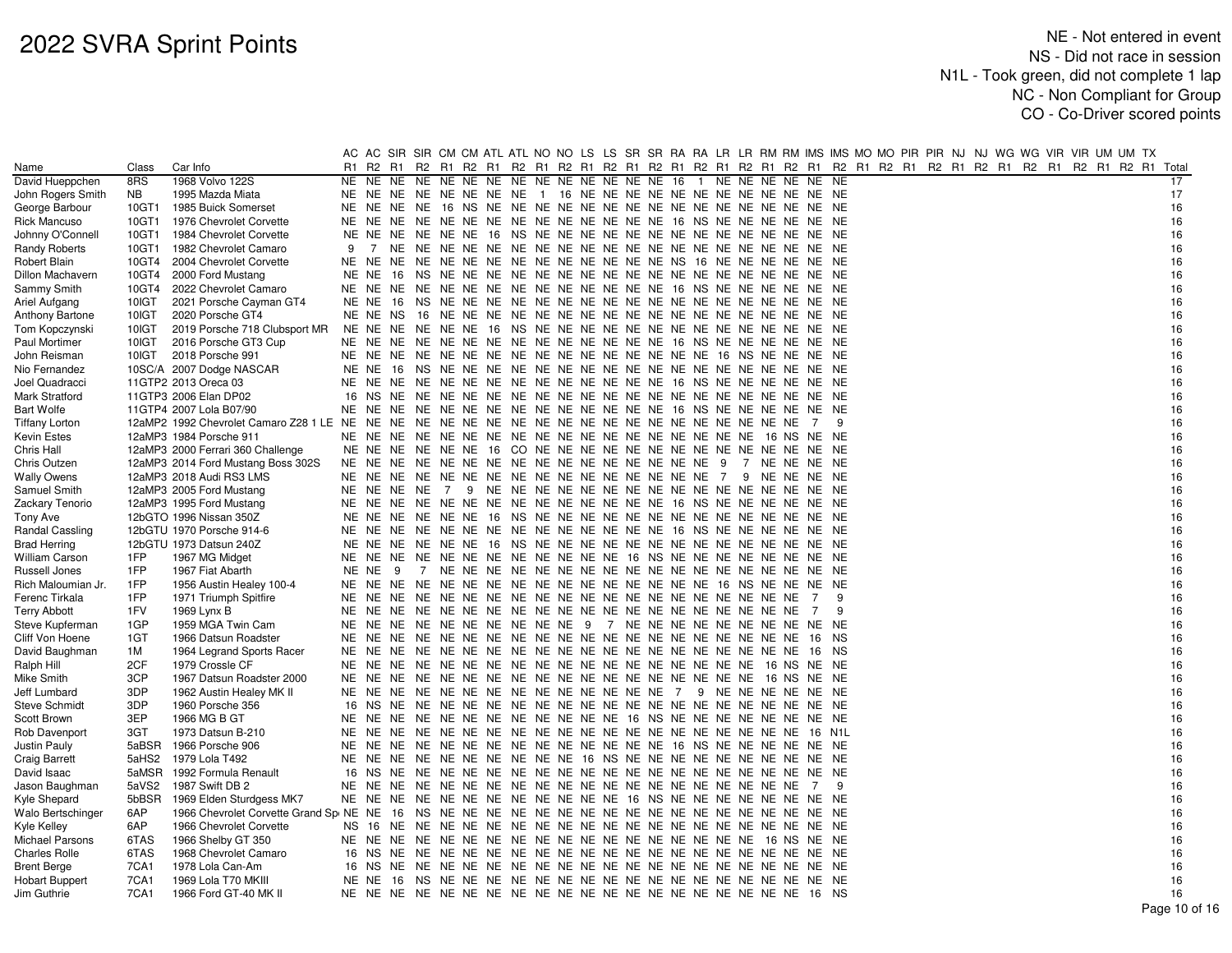# 2022 SVRA Sprint Points

NE - Not entered in event
NS - Did not race in session
N1L - Took green, did not complete 1 lap
NC - Non Compliant for Group
CO - Co-Driver scored points

| | | | AC | AC | SIR | SIR | CM | CM | ATL | ATL | NO | NO | LS | LS | SR | SR | RA | RA | LR | LR | RM | RM | IMS | IMS | MO | MO | PIR | PIR | NJ | NJ | WG | WG | VIR | VIR | UM | UM | TX | |
|---|---|---|---|---|---|---|---|---|---|---|---|---|---|---|---|---|---|---|---|---|---|---|---|---|---|---|---|---|---|---|---|---|---|---|---|---|---|---|
| Name | Class | Car Info | R1 | R2 | R1 | R2 | R1 | R2 | R1 | R2 | R1 | R2 | R1 | R2 | R1 | R2 | R1 | R2 | R1 | R2 | R1 | R2 | R1 | R2 | R1 | R2 | R1 | R2 | R1 | R2 | R1 | R2 | R1 | R2 | R1 | R2 | R1 | Total |
| David Hueppchen | 8RS | 1968 Volvo 122S | NE | NE | NE | NE | NE | NE | NE | NE | NE | NE | NE | NE | NE | NE | 16 | 1 | NE | NE | NE | NE | NE | NE | | | | | | | | | | | | | | 17 |
| John Rogers Smith | NB | 1995 Mazda Miata | NE | NE | NE | NE | NE | NE | NE | NE | 1 | 16 | NE | NE | NE | NE | NE | NE | NE | NE | NE | NE | NE | NE | | | | | | | | | | | | | | 17 |
| George Barbour | 10GT1 | 1985 Buick Somerset | NE | NE | NE | NE | 16 | NS | NE | NE | NE | NE | NE | NE | NE | NE | NE | NE | NE | NE | NE | NE | NE | NE | | | | | | | | | | | | | | 16 |
| Rick Mancuso | 10GT1 | 1976 Chevrolet Corvette | NE | NE | NE | NE | NE | NE | NE | NE | NE | NE | NE | NE | NE | NE | 16 | NS | NE | NE | NE | NE | NE | NE | | | | | | | | | | | | | | 16 |
| Johnny O'Connell | 10GT1 | 1984 Chevrolet Corvette | NE | NE | NE | NE | NE | NE | 16 | NS | NE | NE | NE | NE | NE | NE | NE | NE | NE | NE | NE | NE | NE | NE | | | | | | | | | | | | | | 16 |
| Randy Roberts | 10GT1 | 1982 Chevrolet Camaro | 9 | 7 | NE | NE | NE | NE | NE | NE | NE | NE | NE | NE | NE | NE | NE | NE | NE | NE | NE | NE | NE | NE | | | | | | | | | | | | | | 16 |
| Robert Blain | 10GT4 | 2004 Chevrolet Corvette | NE | NE | NE | NE | NE | NE | NE | NE | NE | NE | NE | NE | NE | NE | NS | 16 | NE | NE | NE | NE | NE | NE | | | | | | | | | | | | | | 16 |
| Dillon Machavern | 10GT4 | 2000 Ford Mustang | NE | NE | 16 | NS | NE | NE | NE | NE | NE | NE | NE | NE | NE | NE | NE | NE | NE | NE | NE | NE | NE | NE | | | | | | | | | | | | | | 16 |
| Sammy Smith | 10GT4 | 2022 Chevrolet Camaro | NE | NE | NE | NE | NE | NE | NE | NE | NE | NE | NE | NE | NE | NE | 16 | NS | NE | NE | NE | NE | NE | NE | | | | | | | | | | | | | | 16 |
| Ariel Aufgang | 10IGT | 2021 Porsche Cayman GT4 | NE | NE | 16 | NS | NE | NE | NE | NE | NE | NE | NE | NE | NE | NE | NE | NE | NE | NE | NE | NE | NE | NE | | | | | | | | | | | | | | 16 |
| Anthony Bartone | 10IGT | 2020 Porsche GT4 | NE | NE | NS | 16 | NE | NE | NE | NE | NE | NE | NE | NE | NE | NE | NE | NE | NE | NE | NE | NE | NE | NE | | | | | | | | | | | | | | 16 |
| Tom Kopczynski | 10IGT | 2019 Porsche 718 Clubsport MR | NE | NE | NE | NE | NE | NE | 16 | NS | NE | NE | NE | NE | NE | NE | NE | NE | NE | NE | NE | NE | NE | NE | | | | | | | | | | | | | | 16 |
| Paul Mortimer | 10IGT | 2016 Porsche GT3 Cup | NE | NE | NE | NE | NE | NE | NE | NE | NE | NE | NE | NE | NE | NE | 16 | NS | NE | NE | NE | NE | NE | NE | | | | | | | | | | | | | | 16 |
| John Reisman | 10IGT | 2018 Porsche 991 | NE | NE | NE | NE | NE | NE | NE | NE | NE | NE | NE | NE | NE | NE | NE | NE | 16 | NS | NE | NE | NE | NE | | | | | | | | | | | | | | 16 |
| Nio Fernandez | 10SC/A | 2007 Dodge NASCAR | NE | NE | 16 | NS | NE | NE | NE | NE | NE | NE | NE | NE | NE | NE | NE | NE | NE | NE | NE | NE | NE | NE | | | | | | | | | | | | | | 16 |
| Joel Quadracci | 11GTP2 | 2013 Oreca 03 | NE | NE | NE | NE | NE | NE | NE | NE | NE | NE | NE | NE | NE | NE | 16 | NS | NE | NE | NE | NE | NE | NE | | | | | | | | | | | | | | 16 |
| Mark Stratford | 11GTP3 | 2006 Elan DP02 | 16 | NS | NE | NE | NE | NE | NE | NE | NE | NE | NE | NE | NE | NE | NE | NE | NE | NE | NE | NE | NE | NE | | | | | | | | | | | | | | 16 |
| Bart Wolfe | 11GTP4 | 2007 Lola B07/90 | NE | NE | NE | NE | NE | NE | NE | NE | NE | NE | NE | NE | NE | NE | 16 | NS | NE | NE | NE | NE | NE | NE | | | | | | | | | | | | | | 16 |
| Tiffany Lorton | 12aMP2 | 1992 Chevrolet Camaro Z28 1 LE | NE | NE | NE | NE | NE | NE | NE | NE | NE | NE | NE | NE | NE | NE | NE | NE | NE | NE | NE | NE | 7 | 9 | | | | | | | | | | | | | | 16 |
| Kevin Estes | 12aMP3 | 1984 Porsche 911 | NE | NE | NE | NE | NE | NE | NE | NE | NE | NE | NE | NE | NE | NE | NE | NE | NE | NE | 16 | NS | NE | NE | | | | | | | | | | | | | | 16 |
| Chris Hall | 12aMP3 | 2000 Ferrari 360 Challenge | NE | NE | NE | NE | NE | NE | 16 | CO | NE | NE | NE | NE | NE | NE | NE | NE | NE | NE | NE | NE | NE | NE | | | | | | | | | | | | | | 16 |
| Chris Outzen | 12aMP3 | 2014 Ford Mustang Boss 302S | NE | NE | NE | NE | NE | NE | NE | NE | NE | NE | NE | NE | NE | NE | NE | NE | 9 | 7 | NE | NE | NE | NE | | | | | | | | | | | | | | 16 |
| Wally Owens | 12aMP3 | 2018 Audi RS3 LMS | NE | NE | NE | NE | NE | NE | NE | NE | NE | NE | NE | NE | NE | NE | NE | NE | 7 | 9 | NE | NE | NE | NE | | | | | | | | | | | | | | 16 |
| Samuel Smith | 12aMP3 | 2005 Ford Mustang | NE | NE | NE | NE | 7 | 9 | NE | NE | NE | NE | NE | NE | NE | NE | NE | NE | NE | NE | NE | NE | NE | NE | | | | | | | | | | | | | | 16 |
| Zackary Tenorio | 12aMP3 | 1995 Ford Mustang | NE | NE | NE | NE | NE | NE | NE | NE | NE | NE | NE | NE | NE | NE | 16 | NS | NE | NE | NE | NE | NE | NE | | | | | | | | | | | | | | 16 |
| Tony Ave | 12bGTO | 1996 Nissan 350Z | NE | NE | NE | NE | NE | NE | 16 | NS | NE | NE | NE | NE | NE | NE | NE | NE | NE | NE | NE | NE | NE | NE | | | | | | | | | | | | | | 16 |
| Randal Cassling | 12bGTU | 1970 Porsche 914-6 | NE | NE | NE | NE | NE | NE | NE | NE | NE | NE | NE | NE | NE | NE | 16 | NS | NE | NE | NE | NE | NE | NE | | | | | | | | | | | | | | 16 |
| Brad Herring | 12bGTU | 1973 Datsun 240Z | NE | NE | NE | NE | NE | NE | 16 | NS | NE | NE | NE | NE | NE | NE | NE | NE | NE | NE | NE | NE | NE | NE | | | | | | | | | | | | | | 16 |
| William Carson | 1FP | 1967 MG Midget | NE | NE | NE | NE | NE | NE | NE | NE | NE | NE | NE | NE | 16 | NS | NE | NE | NE | NE | NE | NE | NE | NE | | | | | | | | | | | | | | 16 |
| Russell Jones | 1FP | 1967 Fiat Abarth | NE | NE | 9 | 7 | NE | NE | NE | NE | NE | NE | NE | NE | NE | NE | NE | NE | NE | NE | NE | NE | NE | NE | | | | | | | | | | | | | | 16 |
| Rich Maloumian Jr. | 1FP | 1956 Austin Healey 100-4 | NE | NE | NE | NE | NE | NE | NE | NE | NE | NE | NE | NE | NE | NE | NE | NE | 16 | NS | NE | NE | NE | NE | | | | | | | | | | | | | | 16 |
| Ferenc Tirkala | 1FP | 1971 Triumph Spitfire | NE | NE | NE | NE | NE | NE | NE | NE | NE | NE | NE | NE | NE | NE | NE | NE | NE | NE | NE | NE | 7 | 9 | | | | | | | | | | | | | | 16 |
| Terry Abbott | 1FV | 1969 Lynx B | NE | NE | NE | NE | NE | NE | NE | NE | NE | NE | NE | NE | NE | NE | NE | NE | NE | NE | NE | NE | 7 | 9 | | | | | | | | | | | | | | 16 |
| Steve Kupferman | 1GP | 1959 MGA Twin Cam | NE | NE | NE | NE | NE | NE | NE | NE | NE | NE | 9 | 7 | NE | NE | NE | NE | NE | NE | NE | NE | NE | NE | | | | | | | | | | | | | | 16 |
| Cliff Von Hoene | 1GT | 1966 Datsun Roadster | NE | NE | NE | NE | NE | NE | NE | NE | NE | NE | NE | NE | NE | NE | NE | NE | NE | NE | NE | NE | 16 | NS | | | | | | | | | | | | | | 16 |
| David Baughman | 1M | 1964 Legrand Sports Racer | NE | NE | NE | NE | NE | NE | NE | NE | NE | NE | NE | NE | NE | NE | NE | NE | NE | NE | NE | NE | 16 | NS | | | | | | | | | | | | | | 16 |
| Ralph Hill | 2CF | 1979 Crossle CF | NE | NE | NE | NE | NE | NE | NE | NE | NE | NE | NE | NE | NE | NE | NE | NE | NE | NE | 16 | NS | NE | NE | | | | | | | | | | | | | | 16 |
| Mike Smith | 3CP | 1967 Datsun Roadster 2000 | NE | NE | NE | NE | NE | NE | NE | NE | NE | NE | NE | NE | NE | NE | NE | NE | NE | NE | 16 | NS | NE | NE | | | | | | | | | | | | | | 16 |
| Jeff Lumbard | 3DP | 1962 Austin Healey MK II | NE | NE | NE | NE | NE | NE | NE | NE | NE | NE | NE | NE | NE | NE | 7 | 9 | NE | NE | NE | NE | NE | NE | | | | | | | | | | | | | | 16 |
| Steve Schmidt | 3DP | 1960 Porsche 356 | 16 | NS | NE | NE | NE | NE | NE | NE | NE | NE | NE | NE | NE | NE | NE | NE | NE | NE | NE | NE | NE | NE | | | | | | | | | | | | | | 16 |
| Scott Brown | 3EP | 1966 MG B GT | NE | NE | NE | NE | NE | NE | NE | NE | NE | NE | NE | NE | 16 | NS | NE | NE | NE | NE | NE | NE | NE | NE | | | | | | | | | | | | | | 16 |
| Rob Davenport | 3GT | 1973 Datsun B-210 | NE | NE | NE | NE | NE | NE | NE | NE | NE | NE | NE | NE | NE | NE | NE | NE | NE | NE | NE | NE | 16 | N1L | | | | | | | | | | | | | | 16 |
| Justin Pauly | 5aBSR | 1966 Porsche 906 | NE | NE | NE | NE | NE | NE | NE | NE | NE | NE | NE | NE | NE | NE | 16 | NS | NE | NE | NE | NE | NE | NE | | | | | | | | | | | | | | 16 |
| Craig Barrett | 5aHS2 | 1979 Lola T492 | NE | NE | NE | NE | NE | NE | NE | NE | NE | NE | 16 | NS | NE | NE | NE | NE | NE | NE | NE | NE | NE | NE | | | | | | | | | | | | | | 16 |
| David Isaac | 5aMSR | 1992 Formula Renault | 16 | NS | NE | NE | NE | NE | NE | NE | NE | NE | NE | NE | NE | NE | NE | NE | NE | NE | NE | NE | NE | NE | | | | | | | | | | | | | | 16 |
| Jason Baughman | 5aVS2 | 1987 Swift DB 2 | NE | NE | NE | NE | NE | NE | NE | NE | NE | NE | NE | NE | NE | NE | NE | NE | NE | NE | NE | NE | 7 | 9 | | | | | | | | | | | | | | 16 |
| Kyle Shepard | 5bBSR | 1969 Elden Sturdgess MK7 | NE | NE | NE | NE | NE | NE | NE | NE | NE | NE | NE | NE | 16 | NS | NE | NE | NE | NE | NE | NE | NE | NE | | | | | | | | | | | | | | 16 |
| Walo Bertschinger | 6AP | 1966 Chevrolet Corvette Grand Sp | NE | NE | 16 | NS | NE | NE | NE | NE | NE | NE | NE | NE | NE | NE | NE | NE | NE | NE | NE | NE | NE | NE | | | | | | | | | | | | | | 16 |
| Kyle Kelley | 6AP | 1966 Chevrolet Corvette | NS | 16 | NE | NE | NE | NE | NE | NE | NE | NE | NE | NE | NE | NE | NE | NE | NE | NE | NE | NE | NE | NE | | | | | | | | | | | | | | 16 |
| Michael Parsons | 6TAS | 1966 Shelby GT 350 | NE | NE | NE | NE | NE | NE | NE | NE | NE | NE | NE | NE | NE | NE | NE | NE | NE | NE | 16 | NS | NE | NE | | | | | | | | | | | | | | 16 |
| Charles Rolle | 6TAS | 1968 Chevrolet Camaro | 16 | NS | NE | NE | NE | NE | NE | NE | NE | NE | NE | NE | NE | NE | NE | NE | NE | NE | NE | NE | NE | NE | | | | | | | | | | | | | | 16 |
| Brent Berge | 7CA1 | 1978 Lola Can-Am | 16 | NS | NE | NE | NE | NE | NE | NE | NE | NE | NE | NE | NE | NE | NE | NE | NE | NE | NE | NE | NE | NE | | | | | | | | | | | | | | 16 |
| Hobart Buppert | 7CA1 | 1969 Lola T70 MKIII | NE | NE | 16 | NS | NE | NE | NE | NE | NE | NE | NE | NE | NE | NE | NE | NE | NE | NE | NE | NE | NE | NE | | | | | | | | | | | | | | 16 |
| Jim Guthrie | 7CA1 | 1966 Ford GT-40 MK II | NE | NE | NE | NE | NE | NE | NE | NE | NE | NE | NE | NE | NE | NE | NE | NE | NE | NE | NE | NE | 16 | NS | | | | | | | | | | | | | | 16 |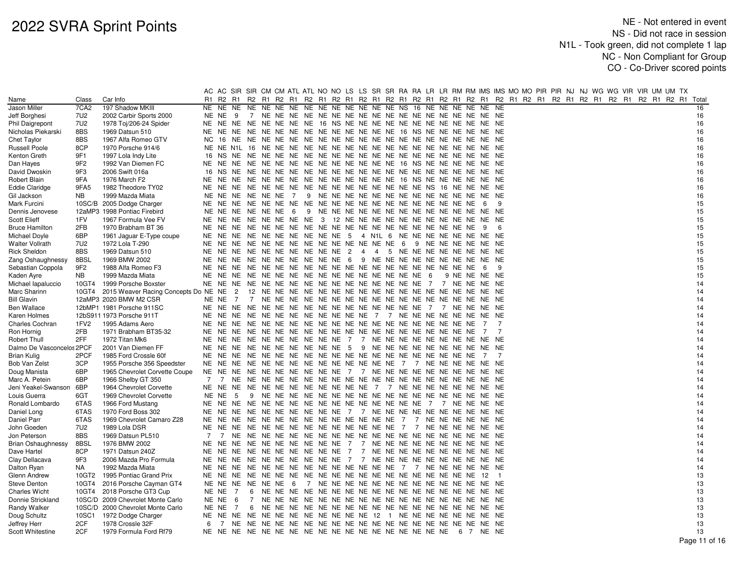| | | | AC | AC | SIR | SIR | CM | CM | ATL | ATL | NO | NO | LS | LS | SR | SR | RA | RA | LR | LR | RM | RM | IMS | IMS | MO | MO | PIR | PIR | NJ | NJ | WG | WG | VIR | VIR | UM | UM | TX | |
|---|---|---|---|---|---|---|---|---|---|---|---|---|---|---|---|---|---|---|---|---|---|---|---|---|---|---|---|---|---|---|---|---|---|---|---|---|---|---|
| Name | Class | Car Info | R1 | R2 | R1 | R2 | R1 | R2 | R1 | R2 | R1 | R2 | R1 | R2 | R1 | R2 | R1 | R2 | R1 | R2 | R1 | R2 | R1 | R2 | R1 | R2 | R1 | R2 | R1 | R2 | R1 | R2 | R1 | R2 | R1 | R2 | R1 | Total |
| Jason Miller | 7CA2 | 197 Shadow MKIII | NE | NE | NE | NE | NE | NE | NE | NE | NE | NE | NE | NE | NE | NE | NE | NS | 16 | NE | NE | NE | NE | NE | | | | | | | | | | | | | | 16 |
| Jeff Borghesi | 7U2 | 2002 Carbir Sports 2000 | NE | NE | 9 | 7 | NE | NE | NE | NE | NE | NE | NE | NE | NE | NE | NE | NE | NE | NE | NE | NE | NE | NE | | | | | | | | | | | | | | 16 |
| Phil Daigrepont | 7U2 | 1978 Toj/206-24 Spider | NE | NE | NE | NE | NE | NE | NE | NE | 16 | NS | NE | NE | NE | NE | NE | NE | NE | NE | NE | NE | NE | NE | | | | | | | | | | | | | | 16 |
| Nicholas Piekarski | 8BS | 1969 Datsun 510 | NE | NE | NE | NE | NE | NE | NE | NE | NE | NE | NE | NE | NE | NE | NE | 16 | NS | NE | NE | NE | NE | NE | | | | | | | | | | | | | | 16 |
| Chet Taylor | 8BS | 1967 Alfa Romeo GTV | NC | 16 | NE | NE | NE | NE | NE | NE | NE | NE | NE | NE | NE | NE | NE | NE | NE | NE | NE | NE | NE | NE | | | | | | | | | | | | | | 16 |
| Russell Poole | 8CP | 1970 Porsche 914/6 | NE | NE | N1L | 16 | NE | NE | NE | NE | NE | NE | NE | NE | NE | NE | NE | NE | NE | NE | NE | NE | NE | NE | | | | | | | | | | | | | | 16 |
| Kenton Greth | 9F1 | 1997 Lola Indy Lite | 16 | NS | NE | NE | NE | NE | NE | NE | NE | NE | NE | NE | NE | NE | NE | NE | NE | NE | NE | NE | NE | NE | | | | | | | | | | | | | | 16 |
| Dan Hayes | 9F2 | 1992 Van Diemen FC | NE | NE | NE | NE | NE | NE | NE | NE | NE | NE | NE | NE | NE | NE | NE | 16 | NS | NE | NE | NE | NE | NE | | | | | | | | | | | | | | 16 |
| David Dwoskin | 9F3 | 2006 Swift 016a | 16 | NS | NE | NE | NE | NE | NE | NE | NE | NE | NE | NE | NE | NE | NE | NE | NE | NE | NE | NE | NE | NE | | | | | | | | | | | | | | 16 |
| Robert Blain | 9FA | 1976 March F2 | NE | NE | NE | NE | NE | NE | NE | NE | NE | NE | NE | NE | NE | NE | NE | 16 | NS | NE | NE | NE | NE | NE | | | | | | | | | | | | | | 16 |
| Eddie Claridge | 9FA5 | 1982 Theodore TY02 | NE | NE | NE | NE | NE | NE | NE | NE | NE | NE | NE | NE | NE | NE | NE | NE | NE | NE | NS | 16 | NE | NE | | | | | | | | | | | | | | 16 |
| Gil Jackson | NB | 1999 Mazda Miata | NE | NE | NE | NE | NE | NE | 7 | 9 | NE | NE | NE | NE | NE | NE | NE | NE | NE | NE | NE | NE | NE | NE | | | | | | | | | | | | | | 16 |
| Mark Furcini | 10SC/B | 2005 Dodge Charger | NE | NE | NE | NE | NE | NE | NE | NE | NE | NE | NE | NE | NE | NE | NE | NE | NE | NE | NE | NE | 6 | 9 | | | | | | | | | | | | | | 15 |
| Dennis Jenovese | 12aMP3 | 1998 Pontiac Firebird | NE | NE | NE | NE | NE | NE | 6 | 9 | NE | NE | NE | NE | NE | NE | NE | NE | NE | NE | NE | NE | NE | NE | | | | | | | | | | | | | | 15 |
| Scott Elieff | 1FV | 1967 Formula Vee FV | NE | NE | NE | NE | NE | NE | NE | NE | 3 | 12 | NE | NE | NE | NE | NE | NE | NE | NE | NE | NE | NE | NE | | | | | | | | | | | | | | 15 |
| Bruce Hamilton | 2FB | 1970 Brabham BT 36 | NE | NE | NE | NE | NE | NE | NE | NE | NE | NE | NE | NE | NE | NE | NE | NE | NE | NE | NE | NE | 9 | 6 | | | | | | | | | | | | | | 15 |
| Michael Doyle | 6BP | 1961 Jaguar E-Type coupe | NE | NE | NE | NE | NE | NE | NE | NE | NE | NE | 5 | 4 | N1L | 6 | NE | NE | NE | NE | NE | NE | NE | NE | | | | | | | | | | | | | | 15 |
| Walter Vollrath | 7U2 | 1972 Lola T-290 | NE | NE | NE | NE | NE | NE | NE | NE | NE | NE | NE | NE | NE | NE | 6 | 9 | NE | NE | NE | NE | NE | NE | | | | | | | | | | | | | | 15 |
| Rick Sheldon | 8BS | 1969 Datsun 510 | NE | NE | NE | NE | NE | NE | NE | NE | NE | NE | 2 | 4 | 4 | 5 | NE | NE | NE | NE | NE | NE | NE | NE | | | | | | | | | | | | | | 15 |
| Zang Oshaughnessy | 8BSL | 1969 BMW 2002 | NE | NE | NE | NE | NE | NE | NE | NE | NE | NE | 6 | 9 | NE | NE | NE | NE | NE | NE | NE | NE | NE | NE | | | | | | | | | | | | | | 15 |
| Sebastian Coppola | 9F2 | 1988 Alfa Romeo F3 | NE | NE | NE | NE | NE | NE | NE | NE | NE | NE | NE | NE | NE | NE | NE | NE | NE | NE | NE | NE | 6 | 9 | | | | | | | | | | | | | | 15 |
| Kaden Ayre | NB | 1999 Mazda Miata | NE | NE | NE | NE | NE | NE | NE | NE | NE | NE | NE | NE | NE | NE | NE | NE | 6 | 9 | NE | NE | NE | NE | | | | | | | | | | | | | | 15 |
| Michael Iapaluccio | 10GT4 | 1999 Porsche Boxster | NE | NE | NE | NE | NE | NE | NE | NE | NE | NE | NE | NE | NE | NE | NE | NE | 7 | 7 | NE | NE | NE | NE | | | | | | | | | | | | | | 14 |
| Marc Sharinn | 10GT4 | 2015 Weaver Racing Concepts Do | NE | NE | 2 | 12 | NE | NE | NE | NE | NE | NE | NE | NE | NE | NE | NE | NE | NE | NE | NE | NE | NE | NE | | | | | | | | | | | | | | 14 |
| Bill Glavin | 12aMP3 | 2020 BMW M2 CSR | NE | NE | 7 | 7 | NE | NE | NE | NE | NE | NE | NE | NE | NE | NE | NE | NE | NE | NE | NE | NE | NE | NE | | | | | | | | | | | | | | 14 |
| Ben Wallace | 12bMP1 | 1981 Porsche 911SC | NE | NE | NE | NE | NE | NE | NE | NE | NE | NE | NE | NE | NE | NE | NE | NE | 7 | 7 | NE | NE | NE | NE | | | | | | | | | | | | | | 14 |
| Karen Holmes | 12bS911 | 1973 Porsche 911T | NE | NE | NE | NE | NE | NE | NE | NE | NE | NE | NE | NE | 7 | 7 | NE | NE | NE | NE | NE | NE | NE | NE | | | | | | | | | | | | | | 14 |
| Charles Cochran | 1FV2 | 1995 Adams Aero | NE | NE | NE | NE | NE | NE | NE | NE | NE | NE | NE | NE | NE | NE | NE | NE | NE | NE | NE | NE | 7 | 7 | | | | | | | | | | | | | | 14 |
| Ron Hornig | 2FB | 1971 Brabham BT35-32 | NE | NE | NE | NE | NE | NE | NE | NE | NE | NE | NE | NE | NE | NE | NE | NE | NE | NE | NE | NE | 7 | 7 | | | | | | | | | | | | | | 14 |
| Robert Thull | 2FF | 1972 Titan Mk6 | NE | NE | NE | NE | NE | NE | NE | NE | NE | NE | 7 | 7 | NE | NE | NE | NE | NE | NE | NE | NE | NE | NE | | | | | | | | | | | | | | 14 |
| Dalmo De Vasconcelos | 2PCF | 2001 Van Diemen FF | NE | NE | NE | NE | NE | NE | NE | NE | NE | NE | 5 | 9 | NE | NE | NE | NE | NE | NE | NE | NE | NE | NE | | | | | | | | | | | | | | 14 |
| Brian Kulig | 2PCF | 1985 Ford Crossle 60f | NE | NE | NE | NE | NE | NE | NE | NE | NE | NE | NE | NE | NE | NE | NE | NE | NE | NE | NE | NE | 7 | 7 | | | | | | | | | | | | | | 14 |
| Bob Van Zelst | 3CP | 1955 Porsche 356 Speedster | NE | NE | NE | NE | NE | NE | NE | NE | NE | NE | NE | NE | NE | NE | 7 | 7 | NE | NE | NE | NE | NE | NE | | | | | | | | | | | | | | 14 |
| Doug Manista | 6BP | 1965 Chevrolet Corvette Coupe | NE | NE | NE | NE | NE | NE | NE | NE | NE | NE | 7 | 7 | NE | NE | NE | NE | NE | NE | NE | NE | NE | NE | | | | | | | | | | | | | | 14 |
| Marc A. Petein | 6BP | 1966 Shelby GT 350 | 7 | 7 | NE | NE | NE | NE | NE | NE | NE | NE | NE | NE | NE | NE | NE | NE | NE | NE | NE | NE | NE | NE | | | | | | | | | | | | | | 14 |
| Jeni Yeakel-Swanson | 6BP | 1964 Chevrolet Corvette | NE | NE | NE | NE | NE | NE | NE | NE | NE | NE | NE | NE | 7 | 7 | NE | NE | NE | NE | NE | NE | NE | NE | | | | | | | | | | | | | | 14 |
| Louis Guerra | 6GT | 1969 Chevrolet Corvette | NE | NE | 5 | 9 | NE | NE | NE | NE | NE | NE | NE | NE | NE | NE | NE | NE | NE | NE | NE | NE | NE | NE | | | | | | | | | | | | | | 14 |
| Ronald Lombardo | 6TAS | 1966 Ford Mustang | NE | NE | NE | NE | NE | NE | NE | NE | NE | NE | NE | NE | NE | NE | NE | NE | 7 | 7 | NE | NE | NE | NE | | | | | | | | | | | | | | 14 |
| Daniel Long | 6TAS | 1970 Ford Boss 302 | NE | NE | NE | NE | NE | NE | NE | NE | NE | NE | 7 | 7 | NE | NE | NE | NE | NE | NE | NE | NE | NE | NE | | | | | | | | | | | | | | 14 |
| Daniel Parr | 6TAS | 1969 Chevrolet Camaro Z28 | NE | NE | NE | NE | NE | NE | NE | NE | NE | NE | NE | NE | NE | NE | 7 | 7 | NE | NE | NE | NE | NE | NE | | | | | | | | | | | | | | 14 |
| John Goeden | 7U2 | 1989 Lola DSR | NE | NE | NE | NE | NE | NE | NE | NE | NE | NE | NE | NE | NE | NE | 7 | 7 | NE | NE | NE | NE | NE | NE | | | | | | | | | | | | | | 14 |
| Jon Peterson | 8BS | 1969 Datsun PL510 | 7 | 7 | NE | NE | NE | NE | NE | NE | NE | NE | NE | NE | NE | NE | NE | NE | NE | NE | NE | NE | NE | NE | | | | | | | | | | | | | | 14 |
| Brian Oshaughnessy | 8BSL | 1976 BMW 2002 | NE | NE | NE | NE | NE | NE | NE | NE | NE | NE | 7 | 7 | NE | NE | NE | NE | NE | NE | NE | NE | NE | NE | | | | | | | | | | | | | | 14 |
| Dave Hartel | 8CP | 1971 Datsun 240Z | NE | NE | NE | NE | NE | NE | NE | NE | NE | NE | 7 | 7 | NE | NE | NE | NE | NE | NE | NE | NE | NE | NE | | | | | | | | | | | | | | 14 |
| Clay Dellacava | 9F3 | 2006 Mazda Pro Formula | NE | NE | NE | NE | NE | NE | NE | NE | NE | NE | 7 | 7 | NE | NE | NE | NE | NE | NE | NE | NE | NE | NE | | | | | | | | | | | | | | 14 |
| Dalton Ryan | NA | 1992 Mazda Miata | NE | NE | NE | NE | NE | NE | NE | NE | NE | NE | NE | NE | NE | NE | 7 | 7 | NE | NE | NE | NE | NE | NE | | | | | | | | | | | | | | 14 |
| Glenn Andrew | 10GT2 | 1995 Pontiac Grand Prix | NE | NE | NE | NE | NE | NE | NE | NE | NE | NE | NE | NE | NE | NE | NE | NE | NE | NE | NE | NE | 12 | 1 | | | | | | | | | | | | | | 13 |
| Steve Denton | 10GT4 | 2016 Porsche Cayman GT4 | NE | NE | NE | NE | NE | NE | 6 | 7 | NE | NE | NE | NE | NE | NE | NE | NE | NE | NE | NE | NE | NE | NE | | | | | | | | | | | | | | 13 |
| Charles Wicht | 10GT4 | 2018 Porsche GT3 Cup | NE | NE | 7 | 6 | NE | NE | NE | NE | NE | NE | NE | NE | NE | NE | NE | NE | NE | NE | NE | NE | NE | NE | | | | | | | | | | | | | | 13 |
| Donnie Strickland | 10SC/D | 2009 Chevrolet Monte Carlo | NE | NE | 6 | 7 | NE | NE | NE | NE | NE | NE | NE | NE | NE | NE | NE | NE | NE | NE | NE | NE | NE | NE | | | | | | | | | | | | | | 13 |
| Randy Walker | 10SC/D | 2000 Chevrolet Monte Carlo | NE | NE | 7 | 6 | NE | NE | NE | NE | NE | NE | NE | NE | NE | NE | NE | NE | NE | NE | NE | NE | NE | NE | | | | | | | | | | | | | | 13 |
| Doug Schultz | 10SC1 | 1972 Dodge Charger | NE | NE | NE | NE | NE | NE | NE | NE | NE | NE | 12 | 1 | NE | NE | NE | NE | NE | NE | NE | NE | NE | NE | | | | | | | | | | | | | | 13 |
| Jeffrey Herr | 2CF | 1978 Crossle 32F | 6 | 7 | NE | NE | NE | NE | NE | NE | NE | NE | NE | NE | NE | NE | NE | NE | NE | NE | NE | NE | NE | NE | | | | | | | | | | | | | | 13 |
| Scott Whitestine | 2CF | 1979 Formula Ford Rf79 | NE | NE | NE | NE | NE | NE | NE | NE | NE | NE | NE | NE | NE | NE | NE | NE | NE | NE | 6 | 7 | NE | NE | | | | | | | | | | | | | | 13 |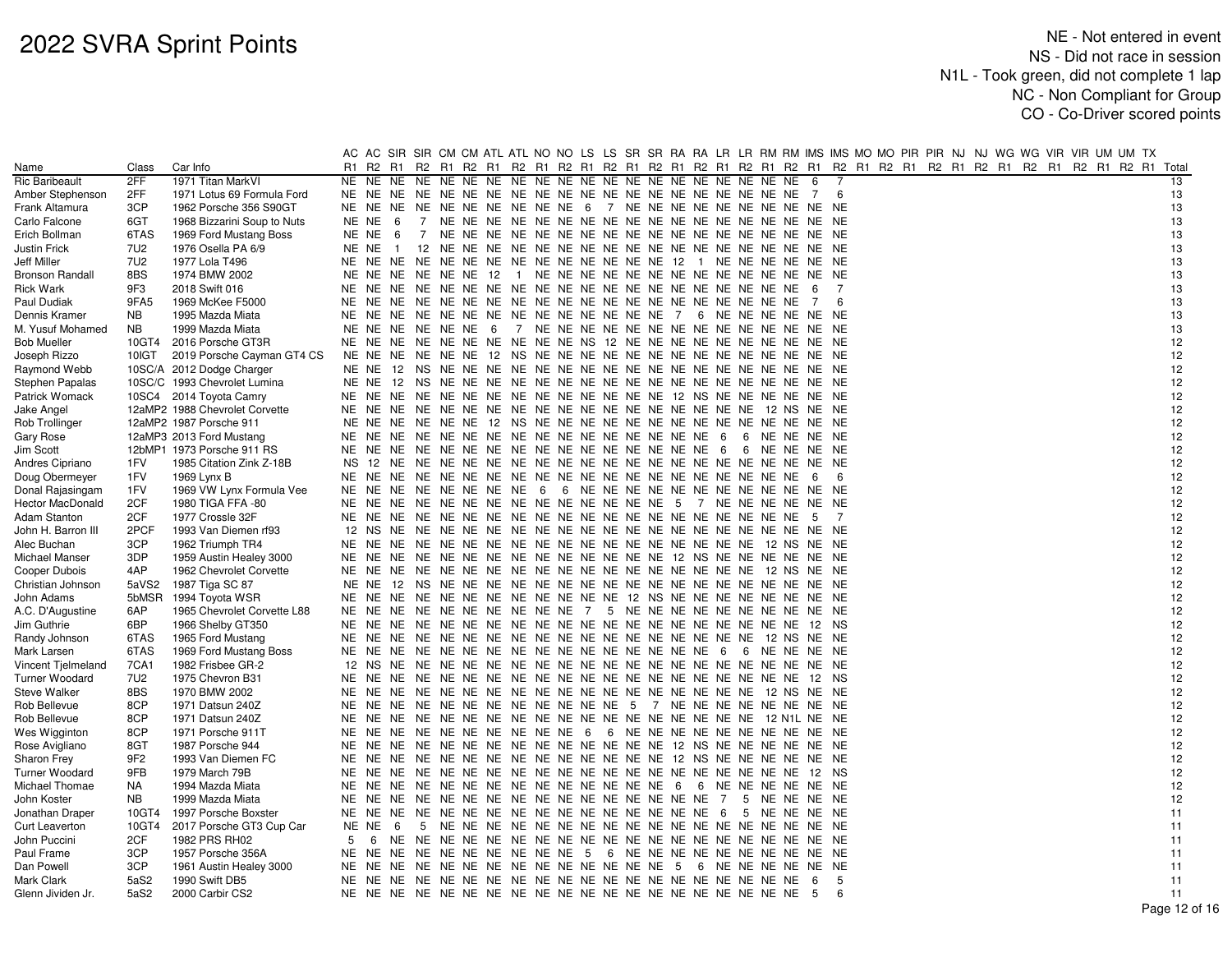# 2022 SVRA Sprint Points

NE - Not entered in event
NS - Did not race in session
N1L - Took green, did not complete 1 lap
NC - Non Compliant for Group
CO - Co-Driver scored points

| Name | Class | Car Info | AC | AC | SIR | SIR | CM | CM | ATL | ATL | NO | NO | LS | LS | SR | SR | RA | RA | LR | LR | RM | RM | IMS | IMS | MO | MO | PIR | PIR | NJ | NJ | WG | WG | VIR | VIR | UM | UM | TX | |
|---|---|---|---|---|---|---|---|---|---|---|---|---|---|---|---|---|---|---|---|---|---|---|---|---|---|---|---|---|---|---|---|---|---|---|---|---|---|---|
| | | | R1 | R2 | R1 | R2 | R1 | R2 | R1 | R2 | R1 | R2 | R1 | R2 | R1 | R2 | R1 | R2 | R1 | R2 | R1 | R2 | R1 | R2 | R1 | R2 | R1 | R2 | R1 | R2 | R1 | R2 | R1 | R2 | R1 | R2 | R1 | Total |
| Ric Baribeault | 2FF | 1971 Titan MarkVI | NE | NE | NE | NE | NE | NE | NE | NE | NE | NE | NE | NE | NE | NE | NE | NE | NE | NE | NE | NE | 6 | 7 | | | | | | | | | | | | | | 13 |
| Amber Stephenson | 2FF | 1971 Lotus 69 Formula Ford | NE | NE | NE | NE | NE | NE | NE | NE | NE | NE | NE | NE | NE | NE | NE | NE | NE | NE | NE | NE | 7 | 6 | | | | | | | | | | | | | | 13 |
| Frank Altamura | 3CP | 1962 Porsche 356 S90GT | NE | NE | NE | NE | NE | NE | NE | NE | NE | NE | 6 | 7 | NE | NE | NE | NE | NE | NE | NE | NE | NE | NE | | | | | | | | | | | | | | 13 |
| Carlo Falcone | 6GT | 1968 Bizzarini Soup to Nuts | NE | NE | 6 | 7 | NE | NE | NE | NE | NE | NE | NE | NE | NE | NE | NE | NE | NE | NE | NE | NE | NE | NE | | | | | | | | | | | | | | 13 |
| Erich Bollman | 6TAS | 1969 Ford Mustang Boss | NE | NE | 6 | 7 | NE | NE | NE | NE | NE | NE | NE | NE | NE | NE | NE | NE | NE | NE | NE | NE | NE | NE | | | | | | | | | | | | | | 13 |
| Justin Frick | 7U2 | 1976 Osella PA 6/9 | NE | NE | 1 | 12 | NE | NE | NE | NE | NE | NE | NE | NE | NE | NE | NE | NE | NE | NE | NE | NE | NE | NE | | | | | | | | | | | | | | 13 |
| Jeff Miller | 7U2 | 1977 Lola T496 | NE | NE | NE | NE | NE | NE | NE | NE | NE | NE | NE | NE | NE | NE | 12 | 1 | NE | NE | NE | NE | NE | NE | | | | | | | | | | | | | | 13 |
| Bronson Randall | 8BS | 1974 BMW 2002 | NE | NE | NE | NE | NE | NE | 12 | 1 | NE | NE | NE | NE | NE | NE | NE | NE | NE | NE | NE | NE | NE | NE | | | | | | | | | | | | | | 13 |
| Rick Wark | 9F3 | 2018 Swift 016 | NE | NE | NE | NE | NE | NE | NE | NE | NE | NE | NE | NE | NE | NE | NE | NE | NE | NE | NE | NE | 6 | 7 | | | | | | | | | | | | | | 13 |
| Paul Dudiak | 9FA5 | 1969 McKee F5000 | NE | NE | NE | NE | NE | NE | NE | NE | NE | NE | NE | NE | NE | NE | NE | NE | NE | NE | NE | NE | 7 | 6 | | | | | | | | | | | | | | 13 |
| Dennis Kramer | NB | 1995 Mazda Miata | NE | NE | NE | NE | NE | NE | NE | NE | NE | NE | NE | NE | NE | NE | 7 | 6 | NE | NE | NE | NE | NE | NE | | | | | | | | | | | | | | 13 |
| M. Yusuf Mohamed | NB | 1999 Mazda Miata | NE | NE | NE | NE | NE | NE | 6 | 7 | NE | NE | NE | NE | NE | NE | NE | NE | NE | NE | NE | NE | NE | NE | | | | | | | | | | | | | | 13 |
| Bob Mueller | 10GT4 | 2016 Porsche GT3R | NE | NE | NE | NE | NE | NE | NE | NE | NE | NE | NE | NE | NS | 12 | NE | NE | NE | NE | NE | NE | NE | NE | | | | | | | | | | | | | | 12 |
| Joseph Rizzo | 10IGT | 2019 Porsche Cayman GT4 CS | NE | NE | NE | NE | NE | NE | 12 | NS | NE | NE | NE | NE | NE | NE | NE | NE | NE | NE | NE | NE | NE | NE | | | | | | | | | | | | | | 12 |
| Raymond Webb | 10SC/A | 2012 Dodge Charger | NE | NE | 12 | NS | NE | NE | NE | NE | NE | NE | NE | NE | NE | NE | NE | NE | NE | NE | NE | NE | NE | NE | | | | | | | | | | | | | | 12 |
| Stephen Papalas | 10SC/C | 1993 Chevrolet Lumina | NE | NE | 12 | NS | NE | NE | NE | NE | NE | NE | NE | NE | NE | NE | NE | NE | NE | NE | NE | NE | NE | NE | | | | | | | | | | | | | | 12 |
| Patrick Womack | 10SC4 | 2014 Toyota Camry | NE | NE | NE | NE | NE | NE | NE | NE | NE | NE | NE | NE | NE | NE | 12 | NS | NE | NE | NE | NE | NE | NE | | | | | | | | | | | | | | 12 |
| Jake Angel | 12aMP2 | 1988 Chevrolet Corvette | NE | NE | NE | NE | NE | NE | NE | NE | NE | NE | NE | NE | NE | NE | NE | NE | NE | NE | 12 | NS | NE | NE | | | | | | | | | | | | | | 12 |
| Rob Trollinger | 12aMP2 | 1987 Porsche 911 | NE | NE | NE | NE | NE | NE | 12 | NS | NE | NE | NE | NE | NE | NE | NE | NE | NE | NE | NE | NE | NE | NE | | | | | | | | | | | | | | 12 |
| Gary Rose | 12aMP3 | 2013 Ford Mustang | NE | NE | NE | NE | NE | NE | NE | NE | NE | NE | NE | NE | NE | NE | NE | NE | 6 | 6 | NE | NE | NE | NE | | | | | | | | | | | | | | 12 |
| Jim Scott | 12bMP1 | 1973 Porsche 911 RS | NE | NE | NE | NE | NE | NE | NE | NE | NE | NE | NE | NE | NE | NE | NE | NE | 6 | 6 | NE | NE | NE | NE | | | | | | | | | | | | | | 12 |
| Andres Cipriano | 1FV | 1985 Citation Zink Z-18B | NS | 12 | NE | NE | NE | NE | NE | NE | NE | NE | NE | NE | NE | NE | NE | NE | NE | NE | NE | NE | NE | NE | | | | | | | | | | | | | | 12 |
| Doug Obermeyer | 1FV | 1969 Lynx B | NE | NE | NE | NE | NE | NE | NE | NE | NE | NE | NE | NE | NE | NE | NE | NE | NE | NE | NE | NE | 6 | 6 | | | | | | | | | | | | | | 12 |
| Donal Rajasingam | 1FV | 1969 VW Lynx Formula Vee | NE | NE | NE | NE | NE | NE | NE | NE | 6 | 6 | NE | NE | NE | NE | NE | NE | NE | NE | NE | NE | NE | NE | | | | | | | | | | | | | | 12 |
| Hector MacDonald | 2CF | 1980 TIGA FFA -80 | NE | NE | NE | NE | NE | NE | NE | NE | NE | NE | NE | NE | NE | NE | 5 | 7 | NE | NE | NE | NE | NE | NE | | | | | | | | | | | | | | 12 |
| Adam Stanton | 2CF | 1977 Crossle 32F | NE | NE | NE | NE | NE | NE | NE | NE | NE | NE | NE | NE | NE | NE | NE | NE | NE | NE | NE | NE | 5 | 7 | | | | | | | | | | | | | | 12 |
| John H. Barron III | 2PCF | 1993 Van Diemen rf93 | 12 | NS | NE | NE | NE | NE | NE | NE | NE | NE | NE | NE | NE | NE | NE | NE | NE | NE | NE | NE | NE | NE | | | | | | | | | | | | | | 12 |
| Alec Buchan | 3CP | 1962 Triumph TR4 | NE | NE | NE | NE | NE | NE | NE | NE | NE | NE | NE | NE | NE | NE | NE | NE | NE | NE | 12 | NS | NE | NE | | | | | | | | | | | | | | 12 |
| Michael Manser | 3DP | 1959 Austin Healey 3000 | NE | NE | NE | NE | NE | NE | NE | NE | NE | NE | NE | NE | NE | NE | 12 | NS | NE | NE | NE | NE | NE | NE | | | | | | | | | | | | | | 12 |
| Cooper Dubois | 4AP | 1962 Chevrolet Corvette | NE | NE | NE | NE | NE | NE | NE | NE | NE | NE | NE | NE | NE | NE | NE | NE | NE | NE | 12 | NS | NE | NE | | | | | | | | | | | | | | 12 |
| Christian Johnson | 5aVS2 | 1987 Tiga SC 87 | NE | NE | 12 | NS | NE | NE | NE | NE | NE | NE | NE | NE | NE | NE | NE | NE | NE | NE | NE | NE | NE | NE | | | | | | | | | | | | | | 12 |
| John Adams | 5bMSR | 1994 Toyota WSR | NE | NE | NE | NE | NE | NE | NE | NE | NE | NE | NE | NE | 12 | NS | NE | NE | NE | NE | NE | NE | NE | NE | | | | | | | | | | | | | | 12 |
| A.C. D'Augustine | 6AP | 1965 Chevrolet Corvette L88 | NE | NE | NE | NE | NE | NE | NE | NE | NE | NE | 7 | 5 | NE | NE | NE | NE | NE | NE | NE | NE | NE | NE | | | | | | | | | | | | | | 12 |
| Jim Guthrie | 6BP | 1966 Shelby GT350 | NE | NE | NE | NE | NE | NE | NE | NE | NE | NE | NE | NE | NE | NE | NE | NE | NE | NE | NE | NE | 12 | NS | | | | | | | | | | | | | | 12 |
| Randy Johnson | 6TAS | 1965 Ford Mustang | NE | NE | NE | NE | NE | NE | NE | NE | NE | NE | NE | NE | NE | NE | NE | NE | NE | NE | 12 | NS | NE | NE | | | | | | | | | | | | | | 12 |
| Mark Larsen | 6TAS | 1969 Ford Mustang Boss | NE | NE | NE | NE | NE | NE | NE | NE | NE | NE | NE | NE | NE | NE | NE | NE | 6 | 6 | NE | NE | NE | NE | | | | | | | | | | | | | | 12 |
| Vincent Tjelmeland | 7CA1 | 1982 Frisbee GR-2 | 12 | NS | NE | NE | NE | NE | NE | NE | NE | NE | NE | NE | NE | NE | NE | NE | NE | NE | NE | NE | NE | NE | | | | | | | | | | | | | | 12 |
| Turner Woodard | 7U2 | 1975 Chevron B31 | NE | NE | NE | NE | NE | NE | NE | NE | NE | NE | NE | NE | NE | NE | NE | NE | NE | NE | NE | NE | 12 | NS | | | | | | | | | | | | | | 12 |
| Steve Walker | 8BS | 1970 BMW 2002 | NE | NE | NE | NE | NE | NE | NE | NE | NE | NE | NE | NE | NE | NE | NE | NE | NE | NE | 12 | NS | NE | NE | | | | | | | | | | | | | | 12 |
| Rob Bellevue | 8CP | 1971 Datsun 240Z | NE | NE | NE | NE | NE | NE | NE | NE | NE | NE | NE | NE | 5 | 7 | NE | NE | NE | NE | NE | NE | NE | NE | | | | | | | | | | | | | | 12 |
| Rob Bellevue | 8CP | 1971 Datsun 240Z | NE | NE | NE | NE | NE | NE | NE | NE | NE | NE | NE | NE | NE | NE | NE | NE | NE | NE | 12 | N1L | NE | NE | | | | | | | | | | | | | | 12 |
| Wes Wigginton | 8CP | 1971 Porsche 911T | NE | NE | NE | NE | NE | NE | NE | NE | NE | NE | 6 | 6 | NE | NE | NE | NE | NE | NE | NE | NE | NE | NE | | | | | | | | | | | | | | 12 |
| Rose Avigliano | 8GT | 1987 Porsche 944 | NE | NE | NE | NE | NE | NE | NE | NE | NE | NE | NE | NE | NE | NE | 12 | NS | NE | NE | NE | NE | NE | NE | | | | | | | | | | | | | | 12 |
| Sharon Frey | 9F2 | 1993 Van Diemen FC | NE | NE | NE | NE | NE | NE | NE | NE | NE | NE | NE | NE | NE | NE | 12 | NS | NE | NE | NE | NE | NE | NE | | | | | | | | | | | | | | 12 |
| Turner Woodard | 9FB | 1979 March 79B | NE | NE | NE | NE | NE | NE | NE | NE | NE | NE | NE | NE | NE | NE | NE | NE | NE | NE | NE | NE | 12 | NS | | | | | | | | | | | | | | 12 |
| Michael Thomae | NA | 1994 Mazda Miata | NE | NE | NE | NE | NE | NE | NE | NE | NE | NE | NE | NE | NE | NE | 6 | 6 | NE | NE | NE | NE | NE | NE | | | | | | | | | | | | | | 12 |
| John Koster | NB | 1999 Mazda Miata | NE | NE | NE | NE | NE | NE | NE | NE | NE | NE | NE | NE | NE | NE | NE | NE | 7 | 5 | NE | NE | NE | NE | | | | | | | | | | | | | | 12 |
| Jonathan Draper | 10GT4 | 1997 Porsche Boxster | NE | NE | NE | NE | NE | NE | NE | NE | NE | NE | NE | NE | NE | NE | NE | NE | 6 | 5 | NE | NE | NE | NE | | | | | | | | | | | | | | 11 |
| Curt Leaverton | 10GT4 | 2017 Porsche GT3 Cup Car | NE | NE | 6 | 5 | NE | NE | NE | NE | NE | NE | NE | NE | NE | NE | NE | NE | NE | NE | NE | NE | NE | NE | | | | | | | | | | | | | | 11 |
| John Puccini | 2CF | 1982 PRS RH02 | 5 | 6 | NE | NE | NE | NE | NE | NE | NE | NE | NE | NE | NE | NE | NE | NE | NE | NE | NE | NE | NE | NE | | | | | | | | | | | | | | 11 |
| Paul Frame | 3CP | 1957 Porsche 356A | NE | NE | NE | NE | NE | NE | NE | NE | NE | NE | 5 | 6 | NE | NE | NE | NE | NE | NE | NE | NE | NE | NE | | | | | | | | | | | | | | 11 |
| Dan Powell | 3CP | 1961 Austin Healey 3000 | NE | NE | NE | NE | NE | NE | NE | NE | NE | NE | NE | NE | NE | NE | 5 | 6 | NE | NE | NE | NE | NE | NE | | | | | | | | | | | | | | 11 |
| Mark Clark | 5aS2 | 1990 Swift DB5 | NE | NE | NE | NE | NE | NE | NE | NE | NE | NE | NE | NE | NE | NE | NE | NE | NE | NE | NE | NE | 6 | 5 | | | | | | | | | | | | | | 11 |
| Glenn Jividen Jr. | 5aS2 | 2000 Carbir CS2 | NE | NE | NE | NE | NE | NE | NE | NE | NE | NE | NE | NE | NE | NE | NE | NE | NE | NE | NE | NE | 5 | 6 | | | | | | | | | | | | | | 11 |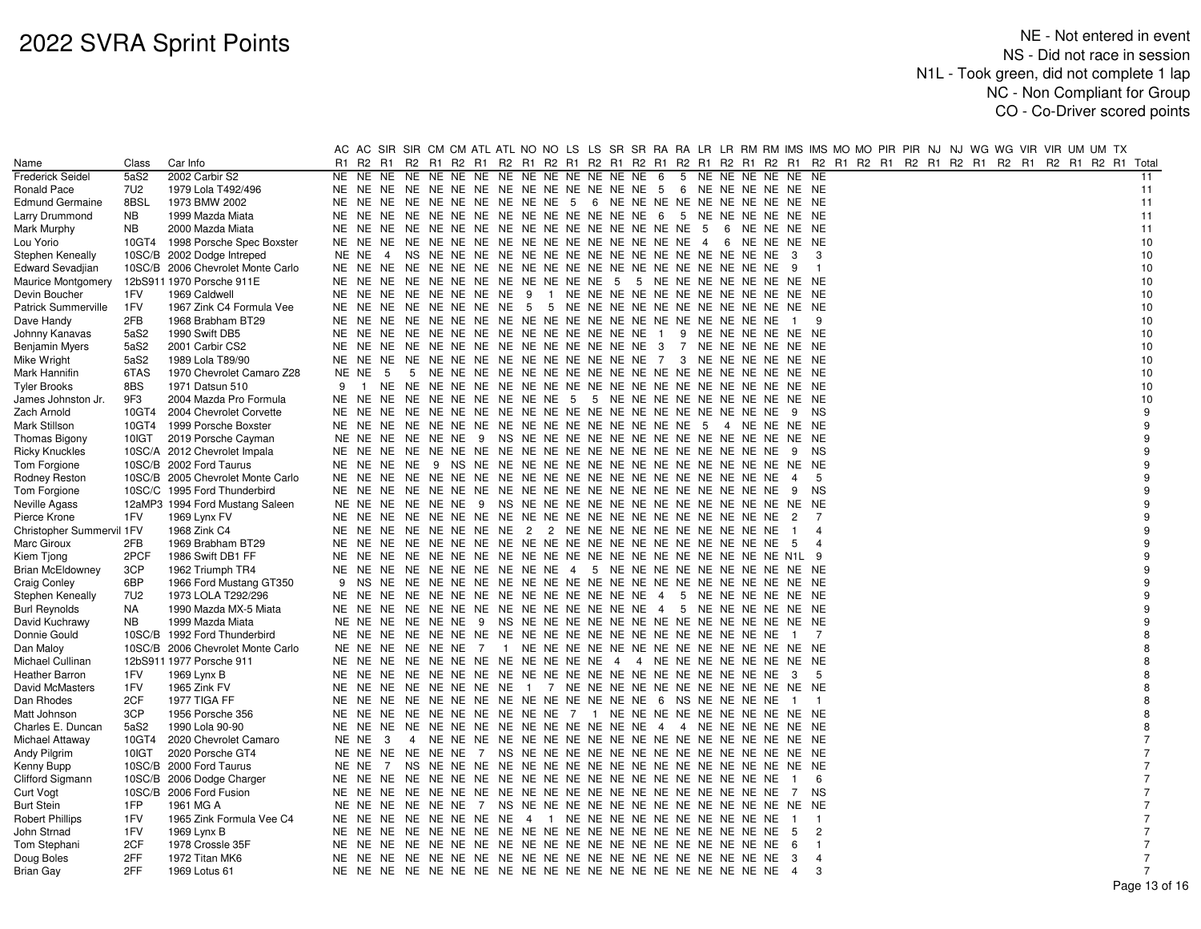# 2022 SVRA Sprint Points

NE - Not entered in event
NS - Did not race in session
N1L - Took green, did not complete 1 lap
NC - Non Compliant for Group
CO - Co-Driver scored points

| | | | AC | AC | SIR | SIR | CM | CM | ATL | ATL | NO | NO | LS | LS | SR | SR | RA | RA | LR | LR | RM | RM | IMS | IMS | MO | MO | PIR | PIR | NJ | NJ | WG | WG | VIR | VIR | UM | UM | TX | |
|---|---|---|---|---|---|---|---|---|---|---|---|---|---|---|---|---|---|---|---|---|---|---|---|---|---|---|---|---|---|---|---|---|---|---|---|---|---|---|
| Name | Class | Car Info | R1 | R2 | R1 | R2 | R1 | R2 | R1 | R2 | R1 | R2 | R1 | R2 | R1 | R2 | R1 | R2 | R1 | R2 | R1 | R2 | R1 | R2 | R1 | R2 | R1 | R2 | R1 | R2 | R1 | R2 | R1 | R2 | R1 | R2 | R1 | Total |
| Frederick Seidel | 5aS2 | 2002 Carbir S2 | NE | NE | NE | NE | NE | NE | NE | NE | NE | NE | NE | NE | NE | NE | 6 | 5 | NE | NE | NE | NE | NE | NE | | | | | | | | | | | | | | 11 |
| Ronald Pace | 7U2 | 1979 Lola T492/496 | NE | NE | NE | NE | NE | NE | NE | NE | NE | NE | NE | NE | NE | NE | 5 | 6 | NE | NE | NE | NE | NE | NE | | | | | | | | | | | | | | 11 |
| Edmund Germaine | 8BSL | 1973 BMW 2002 | NE | NE | NE | NE | NE | NE | NE | NE | NE | NE | 5 | 6 | NE | NE | NE | NE | NE | NE | NE | NE | NE | NE | | | | | | | | | | | | | | 11 |
| Larry Drummond | NB | 1999 Mazda Miata | NE | NE | NE | NE | NE | NE | NE | NE | NE | NE | NE | NE | NE | NE | 6 | 5 | NE | NE | NE | NE | NE | NE | | | | | | | | | | | | | | 11 |
| Mark Murphy | NB | 2000 Mazda Miata | NE | NE | NE | NE | NE | NE | NE | NE | NE | NE | NE | NE | NE | NE | NE | NE | 5 | 6 | NE | NE | NE | NE | | | | | | | | | | | | | | 11 |
| Lou Yorio | 10GT4 | 1998 Porsche Spec Boxster | NE | NE | NE | NE | NE | NE | NE | NE | NE | NE | NE | NE | NE | NE | NE | NE | 4 | 6 | NE | NE | NE | NE | | | | | | | | | | | | | | 10 |
| Stephen Keneally | 10SC/B | 2002 Dodge Intreped | NE | NE | 4 | NS | NE | NE | NE | NE | NE | NE | NE | NE | NE | NE | NE | NE | NE | NE | NE | NE | 3 | 3 | | | | | | | | | | | | | | 10 |
| Edward Sevadjian | 10SC/B | 2006 Chevrolet Monte Carlo | NE | NE | NE | NE | NE | NE | NE | NE | NE | NE | NE | NE | NE | NE | NE | NE | NE | NE | NE | NE | 9 | 1 | | | | | | | | | | | | | | 10 |
| Maurice Montgomery | 12bS911 | 1970 Porsche 911E | NE | NE | NE | NE | NE | NE | NE | NE | NE | NE | NE | NE | 5 | 5 | NE | NE | NE | NE | NE | NE | NE | NE | | | | | | | | | | | | | | 10 |
| Devin Boucher | 1FV | 1969 Caldwell | NE | NE | NE | NE | NE | NE | NE | NE | 9 | 1 | NE | NE | NE | NE | NE | NE | NE | NE | NE | NE | NE | NE | | | | | | | | | | | | | | 10 |
| Patrick Summerville | 1FV | 1967 Zink C4 Formula Vee | NE | NE | NE | NE | NE | NE | NE | NE | 5 | 5 | NE | NE | NE | NE | NE | NE | NE | NE | NE | NE | NE | NE | | | | | | | | | | | | | | 10 |
| Dave Handy | 2FB | 1968 Brabham BT29 | NE | NE | NE | NE | NE | NE | NE | NE | NE | NE | NE | NE | NE | NE | NE | NE | NE | NE | NE | NE | 1 | 9 | | | | | | | | | | | | | | 10 |
| Johnny Kanavas | 5aS2 | 1990 Swift DB5 | NE | NE | NE | NE | NE | NE | NE | NE | NE | NE | NE | NE | NE | NE | 1 | 9 | NE | NE | NE | NE | NE | NE | | | | | | | | | | | | | | 10 |
| Benjamin Myers | 5aS2 | 2001 Carbir CS2 | NE | NE | NE | NE | NE | NE | NE | NE | NE | NE | NE | NE | NE | NE | 3 | 7 | NE | NE | NE | NE | NE | NE | | | | | | | | | | | | | | 10 |
| Mike Wright | 5aS2 | 1989 Lola T89/90 | NE | NE | NE | NE | NE | NE | NE | NE | NE | NE | NE | NE | NE | NE | 7 | 3 | NE | NE | NE | NE | NE | NE | | | | | | | | | | | | | | 10 |
| Mark Hannifin | 6TAS | 1970 Chevrolet Camaro Z28 | NE | NE | 5 | 5 | NE | NE | NE | NE | NE | NE | NE | NE | NE | NE | NE | NE | NE | NE | NE | NE | NE | NE | | | | | | | | | | | | | | 10 |
| Tyler Brooks | 8BS | 1971 Datsun 510 | 9 | 1 | NE | NE | NE | NE | NE | NE | NE | NE | NE | NE | NE | NE | NE | NE | NE | NE | NE | NE | NE | NE | | | | | | | | | | | | | | 10 |
| James Johnston Jr. | 9F3 | 2004 Mazda Pro Formula | NE | NE | NE | NE | NE | NE | NE | NE | NE | NE | 5 | 5 | NE | NE | NE | NE | NE | NE | NE | NE | NE | NE | | | | | | | | | | | | | | 10 |
| Zach Arnold | 10GT4 | 2004 Chevrolet Corvette | NE | NE | NE | NE | NE | NE | NE | NE | NE | NE | NE | NE | NE | NE | NE | NE | NE | NE | NE | NE | 9 | NS | | | | | | | | | | | | | | 9 |
| Mark Stillson | 10GT4 | 1999 Porsche Boxster | NE | NE | NE | NE | NE | NE | NE | NE | NE | NE | NE | NE | NE | NE | NE | NE | 5 | 4 | NE | NE | NE | NE | | | | | | | | | | | | | | 9 |
| Thomas Bigony | 10IGT | 2019 Porsche Cayman | NE | NE | NE | NE | NE | NE | 9 | NS | NE | NE | NE | NE | NE | NE | NE | NE | NE | NE | NE | NE | NE | NE | | | | | | | | | | | | | | 9 |
| Ricky Knuckles | 10SC/A | 2012 Chevrolet Impala | NE | NE | NE | NE | NE | NE | NE | NE | NE | NE | NE | NE | NE | NE | NE | NE | NE | NE | NE | NE | 9 | NS | | | | | | | | | | | | | | 9 |
| Tom Forgione | 10SC/B | 2002 Ford Taurus | NE | NE | NE | NE | 9 | NS | NE | NE | NE | NE | NE | NE | NE | NE | NE | NE | NE | NE | NE | NE | NE | NE | | | | | | | | | | | | | | 9 |
| Rodney Reston | 10SC/B | 2005 Chevrolet Monte Carlo | NE | NE | NE | NE | NE | NE | NE | NE | NE | NE | NE | NE | NE | NE | NE | NE | NE | NE | NE | NE | 4 | 5 | | | | | | | | | | | | | | 9 |
| Tom Forgione | 10SC/C | 1995 Ford Thunderbird | NE | NE | NE | NE | NE | NE | NE | NE | NE | NE | NE | NE | NE | NE | NE | NE | NE | NE | NE | NE | 9 | NS | | | | | | | | | | | | | | 9 |
| Neville Agass | 12aMP3 | 1994 Ford Mustang Saleen | NE | NE | NE | NE | NE | NE | 9 | NS | NE | NE | NE | NE | NE | NE | NE | NE | NE | NE | NE | NE | NE | NE | | | | | | | | | | | | | | 9 |
| Pierce Krone | 1FV | 1969 Lynx FV | NE | NE | NE | NE | NE | NE | NE | NE | NE | NE | NE | NE | NE | NE | NE | NE | NE | NE | NE | NE | 2 | 7 | | | | | | | | | | | | | | 9 |
| Christopher Summervil | 1FV | 1968 Zink C4 | NE | NE | NE | NE | NE | NE | NE | NE | 2 | 2 | NE | NE | NE | NE | NE | NE | NE | NE | NE | NE | 1 | 4 | | | | | | | | | | | | | | 9 |
| Marc Giroux | 2FB | 1969 Brabham BT29 | NE | NE | NE | NE | NE | NE | NE | NE | NE | NE | NE | NE | NE | NE | NE | NE | NE | NE | NE | NE | 5 | 4 | | | | | | | | | | | | | | 9 |
| Kiem Tjong | 2PCF | 1986 Swift DB1 FF | NE | NE | NE | NE | NE | NE | NE | NE | NE | NE | NE | NE | NE | NE | NE | NE | NE | NE | NE | NE | N1L | 9 | | | | | | | | | | | | | | 9 |
| Brian McEldowney | 3CP | 1962 Triumph TR4 | NE | NE | NE | NE | NE | NE | NE | NE | NE | NE | 4 | 5 | NE | NE | NE | NE | NE | NE | NE | NE | NE | NE | | | | | | | | | | | | | | 9 |
| Craig Conley | 6BP | 1966 Ford Mustang GT350 | 9 | NS | NE | NE | NE | NE | NE | NE | NE | NE | NE | NE | NE | NE | NE | NE | NE | NE | NE | NE | NE | NE | | | | | | | | | | | | | | 9 |
| Stephen Keneally | 7U2 | 1973 LOLA T292/296 | NE | NE | NE | NE | NE | NE | NE | NE | NE | NE | NE | NE | NE | NE | 4 | 5 | NE | NE | NE | NE | NE | NE | | | | | | | | | | | | | | 9 |
| Burl Reynolds | NA | 1990 Mazda MX-5 Miata | NE | NE | NE | NE | NE | NE | NE | NE | NE | NE | NE | NE | NE | NE | 4 | 5 | NE | NE | NE | NE | NE | NE | | | | | | | | | | | | | | 9 |
| David Kuchrawy | NB | 1999 Mazda Miata | NE | NE | NE | NE | NE | NE | 9 | NS | NE | NE | NE | NE | NE | NE | NE | NE | NE | NE | NE | NE | NE | NE | | | | | | | | | | | | | | 9 |
| Donnie Gould | 10SC/B | 1992 Ford Thunderbird | NE | NE | NE | NE | NE | NE | NE | NE | NE | NE | NE | NE | NE | NE | NE | NE | NE | NE | NE | NE | 1 | 7 | | | | | | | | | | | | | | 8 |
| Dan Maloy | 10SC/B | 2006 Chevrolet Monte Carlo | NE | NE | NE | NE | NE | NE | 7 | 1 | NE | NE | NE | NE | NE | NE | NE | NE | NE | NE | NE | NE | NE | NE | | | | | | | | | | | | | | 8 |
| Michael Cullinan | 12bS911 | 1977 Porsche 911 | NE | NE | NE | NE | NE | NE | NE | NE | NE | NE | NE | NE | 4 | 4 | NE | NE | NE | NE | NE | NE | NE | NE | | | | | | | | | | | | | | 8 |
| Heather Barron | 1FV | 1969 Lynx B | NE | NE | NE | NE | NE | NE | NE | NE | NE | NE | NE | NE | NE | NE | NE | NE | NE | NE | NE | NE | 3 | 5 | | | | | | | | | | | | | | 8 |
| David McMasters | 1FV | 1965 Zink FV | NE | NE | NE | NE | NE | NE | NE | NE | 1 | 7 | NE | NE | NE | NE | NE | NE | NE | NE | NE | NE | NE | NE | | | | | | | | | | | | | | 8 |
| Dan Rhodes | 2CF | 1977 TIGA FF | NE | NE | NE | NE | NE | NE | NE | NE | NE | NE | NE | NE | NE | NE | 6 | NS | NE | NE | NE | NE | 1 | 1 | | | | | | | | | | | | | | 8 |
| Matt Johnson | 3CP | 1956 Porsche 356 | NE | NE | NE | NE | NE | NE | NE | NE | NE | NE | 7 | 1 | NE | NE | NE | NE | NE | NE | NE | NE | NE | NE | | | | | | | | | | | | | | 8 |
| Charles E. Duncan | 5aS2 | 1990 Lola 90-90 | NE | NE | NE | NE | NE | NE | NE | NE | NE | NE | NE | NE | NE | NE | 4 | 4 | NE | NE | NE | NE | NE | NE | | | | | | | | | | | | | | 8 |
| Michael Attaway | 10GT4 | 2020 Chevrolet Camaro | NE | NE | 3 | 4 | NE | NE | NE | NE | NE | NE | NE | NE | NE | NE | NE | NE | NE | NE | NE | NE | NE | NE | | | | | | | | | | | | | | 7 |
| Andy Pilgrim | 10IGT | 2020 Porsche GT4 | NE | NE | NE | NE | NE | NE | 7 | NS | NE | NE | NE | NE | NE | NE | NE | NE | NE | NE | NE | NE | NE | NE | | | | | | | | | | | | | | 7 |
| Kenny Bupp | 10SC/B | 2000 Ford Taurus | NE | NE | 7 | NS | NE | NE | NE | NE | NE | NE | NE | NE | NE | NE | NE | NE | NE | NE | NE | NE | NE | NE | | | | | | | | | | | | | | 7 |
| Clifford Sigmann | 10SC/B | 2006 Dodge Charger | NE | NE | NE | NE | NE | NE | NE | NE | NE | NE | NE | NE | NE | NE | NE | NE | NE | NE | NE | NE | 1 | 6 | | | | | | | | | | | | | | 7 |
| Curt Vogt | 10SC/B | 2006 Ford Fusion | NE | NE | NE | NE | NE | NE | NE | NE | NE | NE | NE | NE | NE | NE | NE | NE | NE | NE | NE | NE | 7 | NS | | | | | | | | | | | | | | 7 |
| Burt Stein | 1FP | 1961 MG A | NE | NE | NE | NE | NE | NE | 7 | NS | NE | NE | NE | NE | NE | NE | NE | NE | NE | NE | NE | NE | NE | NE | | | | | | | | | | | | | | 7 |
| Robert Phillips | 1FV | 1965 Zink Formula Vee C4 | NE | NE | NE | NE | NE | NE | NE | NE | 4 | 1 | NE | NE | NE | NE | NE | NE | NE | NE | NE | NE | 1 | 1 | | | | | | | | | | | | | | 7 |
| John Strnad | 1FV | 1969 Lynx B | NE | NE | NE | NE | NE | NE | NE | NE | NE | NE | NE | NE | NE | NE | NE | NE | NE | NE | NE | NE | 5 | 2 | | | | | | | | | | | | | | 7 |
| Tom Stephani | 2CF | 1978 Crossle 35F | NE | NE | NE | NE | NE | NE | NE | NE | NE | NE | NE | NE | NE | NE | NE | NE | NE | NE | NE | NE | 6 | 1 | | | | | | | | | | | | | | 7 |
| Doug Boles | 2FF | 1972 Titan MK6 | NE | NE | NE | NE | NE | NE | NE | NE | NE | NE | NE | NE | NE | NE | NE | NE | NE | NE | NE | NE | 3 | 4 | | | | | | | | | | | | | | 7 |
| Brian Gay | 2FF | 1969 Lotus 61 | NE | NE | NE | NE | NE | NE | NE | NE | NE | NE | NE | NE | NE | NE | NE | NE | NE | NE | NE | NE | 4 | 3 | | | | | | | | | | | | | | 7 |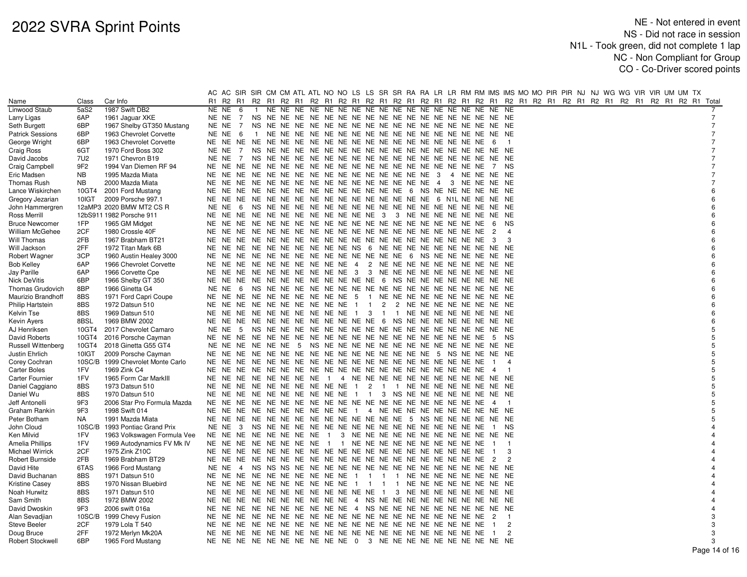# 2022 SVRA Sprint Points

NE - Not entered in event
NS - Did not race in session
N1L - Took green, did not complete 1 lap
NC - Non Compliant for Group
CO - Co-Driver scored points

| Name | Class | Car Info | AC R1 | AC R2 | SIR R1 | SIR R2 | CM R1 | CM R2 | ATL R1 | ATL R2 | NO R1 | NO R2 | LS R1 | LS R2 | SR R1 | SR R2 | RA R1 | RA R2 | LR R1 | LR R2 | RM R1 | RM R2 | IMS R1 | IMS R2 | MO R1 | MO R2 | PIR R1 | PIR R2 | NJ R1 | NJ R2 | WG R1 | WG R2 | VIR R1 | VIR R2 | UM R1 | UM R2 | TX R1 | Total |
|---|---|---|---|---|---|---|---|---|---|---|---|---|---|---|---|---|---|---|---|---|---|---|---|---|---|---|---|---|---|---|---|---|---|---|---|---|---|---|
| Linwood Staub | 5aS2 | 1987 Swift DB2 | NE | NE | 6 | 1 | NE | NE | NE | NE | NE | NE | NE | NE | NE | NE | NE | NE | NE | NE | NE | NE | NE | NE | | | | | | | | | | | | | | 7 |
| Larry Ligas | 6AP | 1961 Jaguar XKE | NE | NE | 7 | NS | NE | NE | NE | NE | NE | NE | NE | NE | NE | NE | NE | NE | NE | NE | NE | NE | NE | NE | | | | | | | | | | | | | | 7 |
| Seth Burgett | 6BP | 1967 Shelby GT350 Mustang | NE | NE | 7 | NS | NE | NE | NE | NE | NE | NE | NE | NE | NE | NE | NE | NE | NE | NE | NE | NE | NE | NE | | | | | | | | | | | | | | 7 |
| Patrick Sessions | 6BP | 1963 Chevrolet Corvette | NE | NE | 6 | 1 | NE | NE | NE | NE | NE | NE | NE | NE | NE | NE | NE | NE | NE | NE | NE | NE | NE | NE | | | | | | | | | | | | | | 7 |
| George Wright | 6BP | 1963 Chevrolet Corvette | NE | NE | NE | NE | NE | NE | NE | NE | NE | NE | NE | NE | NE | NE | NE | NE | NE | NE | NE | NE | 6 | 1 | | | | | | | | | | | | | | 7 |
| Craig Ross | 6GT | 1970 Ford Boss 302 | NE | NE | 7 | NS | NE | NE | NE | NE | NE | NE | NE | NE | NE | NE | NE | NE | NE | NE | NE | NE | NE | NE | | | | | | | | | | | | | | 7 |
| David Jacobs | 7U2 | 1971 Chevron B19 | NE | NE | 7 | NS | NE | NE | NE | NE | NE | NE | NE | NE | NE | NE | NE | NE | NE | NE | NE | NE | NE | NE | | | | | | | | | | | | | | 7 |
| Craig Campbell | 9F2 | 1994 Van Diemen RF 94 | NE | NE | NE | NE | NE | NE | NE | NE | NE | NE | NE | NE | NE | NE | NE | NE | NE | NE | NE | NE | 7 | NS | | | | | | | | | | | | | | 7 |
| Eric Madsen | NB | 1995 Mazda Miata | NE | NE | NE | NE | NE | NE | NE | NE | NE | NE | NE | NE | NE | NE | NE | NE | 3 | 4 | NE | NE | NE | NE | | | | | | | | | | | | | | 7 |
| Thomas Rush | NB | 2000 Mazda Miata | NE | NE | NE | NE | NE | NE | NE | NE | NE | NE | NE | NE | NE | NE | NE | NE | 4 | 3 | NE | NE | NE | NE | | | | | | | | | | | | | | 7 |
| Lance Wiskirchen | 10GT4 | 2001 Ford Mustang | NE | NE | NE | NE | NE | NE | NE | NE | NE | NE | NE | NE | NE | NE | 6 | NS | NE | NE | NE | NE | NE | NE | | | | | | | | | | | | | | 6 |
| Gregory Jezarian | 10IGT | 2009 Porsche 997.1 | NE | NE | NE | NE | NE | NE | NE | NE | NE | NE | NE | NE | NE | NE | NE | NE | 6 | N1L | NE | NE | NE | NE | | | | | | | | | | | | | | 6 |
| John Hammergren | 12aMP3 | 2020 BMW MT2 CS R | NE | NE | 6 | NS | NE | NE | NE | NE | NE | NE | NE | NE | NE | NE | NE | NE | NE | NE | NE | NE | NE | NE | | | | | | | | | | | | | | 6 |
| Ross Merrill | 12bS911 | 1982 Porsche 911 | NE | NE | NE | NE | NE | NE | NE | NE | NE | NE | NE | NE | 3 | 3 | NE | NE | NE | NE | NE | NE | NE | NE | | | | | | | | | | | | | | 6 |
| Bruce Newcomer | 1FP | 1965 GM Midget | NE | NE | NE | NE | NE | NE | NE | NE | NE | NE | NE | NE | NE | NE | NE | NE | NE | NE | NE | NE | 6 | NS | | | | | | | | | | | | | | 6 |
| William McGehee | 2CF | 1980 Crossle 40F | NE | NE | NE | NE | NE | NE | NE | NE | NE | NE | NE | NE | NE | NE | NE | NE | NE | NE | NE | NE | 2 | 4 | | | | | | | | | | | | | | 6 |
| Will Thomas | 2FB | 1967 Brabham BT21 | NE | NE | NE | NE | NE | NE | NE | NE | NE | NE | NE | NE | NE | NE | NE | NE | NE | NE | NE | NE | 3 | 3 | | | | | | | | | | | | | | 6 |
| Will Jackson | 2FF | 1972 Titan Mark 6B | NE | NE | NE | NE | NE | NE | NE | NE | NE | NE | NE | NS | 6 | NE | NE | NE | NE | NE | NE | NE | NE | NE | | | | | | | | | | | | | | 6 |
| Robert Wagner | 3CP | 1960 Austin Healey 3000 | NE | NE | NE | NE | NE | NE | NE | NE | NE | NE | NE | NE | NE | NE | 6 | NS | NE | NE | NE | NE | NE | NE | | | | | | | | | | | | | | 6 |
| Bob Kelley | 6AP | 1966 Chevrolet Corvette | NE | NE | NE | NE | NE | NE | NE | NE | NE | NE | 4 | 2 | NE | NE | NE | NE | NE | NE | NE | NE | NE | NE | | | | | | | | | | | | | | 6 |
| Jay Parille | 6AP | 1966 Corvette Cpe | NE | NE | NE | NE | NE | NE | NE | NE | NE | NE | 3 | 3 | NE | NE | NE | NE | NE | NE | NE | NE | NE | NE | | | | | | | | | | | | | | 6 |
| Nick DeVitis | 6BP | 1966 Shelby GT 350 | NE | NE | NE | NE | NE | NE | NE | NE | NE | NE | NE | NE | 6 | NS | NE | NE | NE | NE | NE | NE | NE | NE | | | | | | | | | | | | | | 6 |
| Thomas Grudovich | 8BP | 1966 Ginetta G4 | NE | NE | 6 | NS | NE | NE | NE | NE | NE | NE | NE | NE | NE | NE | NE | NE | NE | NE | NE | NE | NE | NE | | | | | | | | | | | | | | 6 |
| Maurizio Brandhoff | 8BS | 1971 Ford Capri Coupe | NE | NE | NE | NE | NE | NE | NE | NE | NE | NE | 5 | 1 | NE | NE | NE | NE | NE | NE | NE | NE | NE | NE | | | | | | | | | | | | | | 6 |
| Philip Hartstein | 8BS | 1972 Datsun 510 | NE | NE | NE | NE | NE | NE | NE | NE | NE | NE | 1 | 1 | 2 | 2 | NE | NE | NE | NE | NE | NE | NE | NE | | | | | | | | | | | | | | 6 |
| Kelvin Tse | 8BS | 1969 Datsun 510 | NE | NE | NE | NE | NE | NE | NE | NE | NE | NE | 1 | 3 | 1 | 1 | NE | NE | NE | NE | NE | NE | NE | NE | | | | | | | | | | | | | | 6 |
| Kevin Ayers | 8BSL | 1969 BMW 2002 | NE | NE | NE | NE | NE | NE | NE | NE | NE | NE | NE | NE | 6 | NS | NE | NE | NE | NE | NE | NE | NE | NE | | | | | | | | | | | | | | 6 |
| AJ Henriksen | 10GT4 | 2017 Chevrolet Camaro | NE | NE | 5 | NS | NE | NE | NE | NE | NE | NE | NE | NE | NE | NE | NE | NE | NE | NE | NE | NE | NE | NE | | | | | | | | | | | | | | 5 |
| David Roberts | 10GT4 | 2016 Porsche Cayman | NE | NE | NE | NE | NE | NE | NE | NE | NE | NE | NE | NE | NE | NE | NE | NE | NE | NE | NE | NE | 5 | NS | | | | | | | | | | | | | | 5 |
| Russell Wittenberg | 10GT4 | 2018 Ginetta G55 GT4 | NE | NE | NE | NE | NE | NE | 5 | NS | NE | NE | NE | NE | NE | NE | NE | NE | NE | NE | NE | NE | NE | NE | | | | | | | | | | | | | | 5 |
| Justin Ehrlich | 10IGT | 2009 Porsche Cayman | NE | NE | NE | NE | NE | NE | NE | NE | NE | NE | NE | NE | NE | NE | NE | NE | NE | 5 | NS | NE | NE | NE | | | | | | | | | | | | | | 5 |
| Corey Cochran | 10SC/B | 1999 Chevrolet Monte Carlo | NE | NE | NE | NE | NE | NE | NE | NE | NE | NE | NE | NE | NE | NE | NE | NE | NE | NE | NE | NE | 1 | 4 | | | | | | | | | | | | | | 5 |
| Carter Boles | 1FV | 1969 Zink C4 | NE | NE | NE | NE | NE | NE | NE | NE | NE | NE | NE | NE | NE | NE | NE | NE | NE | NE | NE | NE | 4 | 1 | | | | | | | | | | | | | | 5 |
| Carter Fournier | 1FV | 1965 Form Car MarkIII | NE | NE | NE | NE | NE | NE | NE | NE | 1 | 4 | NE | NE | NE | NE | NE | NE | NE | NE | NE | NE | NE | NE | | | | | | | | | | | | | | 5 |
| Daniel Caggiano | 8BS | 1973 Datsun 510 | NE | NE | NE | NE | NE | NE | NE | NE | NE | NE | 1 | 2 | 1 | 1 | NE | NE | NE | NE | NE | NE | NE | NE | | | | | | | | | | | | | | 5 |
| Daniel Wu | 8BS | 1970 Datsun 510 | NE | NE | NE | NE | NE | NE | NE | NE | NE | NE | 1 | 1 | 3 | NS | NE | NE | NE | NE | NE | NE | NE | NE | | | | | | | | | | | | | | 5 |
| Jeff Antonelli | 9F3 | 2006 Star Pro Formula Mazda | NE | NE | NE | NE | NE | NE | NE | NE | NE | NE | NE | NE | NE | NE | NE | NE | NE | NE | NE | NE | 4 | 1 | | | | | | | | | | | | | | 5 |
| Graham Rankin | 9F3 | 1998 Swift 014 | NE | NE | NE | NE | NE | NE | NE | NE | NE | NE | 1 | 4 | NE | NE | NE | NE | NE | NE | NE | NE | NE | NE | | | | | | | | | | | | | | 5 |
| Peter Botham | NA | 1991 Mazda Miata | NE | NE | NE | NE | NE | NE | NE | NE | NE | NE | NE | NE | NE | NE | 5 | NS | NE | NE | NE | NE | NE | NE | | | | | | | | | | | | | | 5 |
| John Cloud | 10SC/B | 1993 Pontiac Grand Prix | NE | NE | 3 | NS | NE | NE | NE | NE | NE | NE | NE | NE | NE | NE | NE | NE | NE | NE | NE | NE | 1 | NS | | | | | | | | | | | | | | 4 |
| Ken Milvid | 1FV | 1963 Volkswagen Formula Vee | NE | NE | NE | NE | NE | NE | NE | NE | 1 | 3 | NE | NE | NE | NE | NE | NE | NE | NE | NE | NE | NE | NE | | | | | | | | | | | | | | 4 |
| Amelia Phillips | 1FV | 1969 Autodynamics FV Mk IV | NE | NE | NE | NE | NE | NE | NE | NE | 1 | 1 | NE | NE | NE | NE | NE | NE | NE | NE | NE | NE | 1 | 1 | | | | | | | | | | | | | | 4 |
| Michael Wirrick | 2CF | 1975 Zink Z10C | NE | NE | NE | NE | NE | NE | NE | NE | NE | NE | NE | NE | NE | NE | NE | NE | NE | NE | NE | NE | 1 | 3 | | | | | | | | | | | | | | 4 |
| Robert Burnside | 2FB | 1969 Brabham BT29 | NE | NE | NE | NE | NE | NE | NE | NE | NE | NE | NE | NE | NE | NE | NE | NE | NE | NE | NE | NE | 2 | 2 | | | | | | | | | | | | | | 4 |
| David Hite | 6TAS | 1966 Ford Mustang | NE | NE | 4 | NS | NS | NS | NE | NE | NE | NE | NE | NE | NE | NE | NE | NE | NE | NE | NE | NE | NE | NE | | | | | | | | | | | | | | 4 |
| David Buchanan | 8BS | 1971 Datsun 510 | NE | NE | NE | NE | NE | NE | NE | NE | NE | NE | 1 | 1 | 1 | 1 | NE | NE | NE | NE | NE | NE | NE | NE | | | | | | | | | | | | | | 4 |
| Kristine Casey | 8BS | 1970 Nissan Bluebird | NE | NE | NE | NE | NE | NE | NE | NE | NE | NE | 1 | 1 | 1 | 1 | NE | NE | NE | NE | NE | NE | NE | NE | | | | | | | | | | | | | | 4 |
| Noah Hurwitz | 8BS | 1971 Datsun 510 | NE | NE | NE | NE | NE | NE | NE | NE | NE | NE | NE | NE | 1 | 3 | NE | NE | NE | NE | NE | NE | NE | NE | | | | | | | | | | | | | | 4 |
| Sam Smith | 8BS | 1972 BMW 2002 | NE | NE | NE | NE | NE | NE | NE | NE | NE | NE | 4 | NS | NE | NE | NE | NE | NE | NE | NE | NE | NE | NE | | | | | | | | | | | | | | 4 |
| David Dwoskin | 9F3 | 2006 swift 016a | NE | NE | NE | NE | NE | NE | NE | NE | NE | NE | 4 | NS | NE | NE | NE | NE | NE | NE | NE | NE | NE | NE | | | | | | | | | | | | | | 4 |
| Alan Sevadjian | 10SC/B | 1999 Chevy Fusion | NE | NE | NE | NE | NE | NE | NE | NE | NE | NE | NE | NE | NE | NE | NE | NE | NE | NE | NE | NE | 2 | 1 | | | | | | | | | | | | | | 3 |
| Steve Beeler | 2CF | 1979 Lola T 540 | NE | NE | NE | NE | NE | NE | NE | NE | NE | NE | NE | NE | NE | NE | NE | NE | NE | NE | NE | NE | 1 | 2 | | | | | | | | | | | | | | 3 |
| Doug Bruce | 2FF | 1972 Merlyn Mk20A | NE | NE | NE | NE | NE | NE | NE | NE | NE | NE | NE | NE | NE | NE | NE | NE | NE | NE | NE | NE | 1 | 2 | | | | | | | | | | | | | | 3 |
| Robert Stockwell | 6BP | 1965 Ford Mustang | NE | NE | NE | NE | NE | NE | NE | NE | NE | NE | 0 | 3 | NE | NE | NE | NE | NE | NE | NE | NE | NE | NE | | | | | | | | | | | | | | 3 |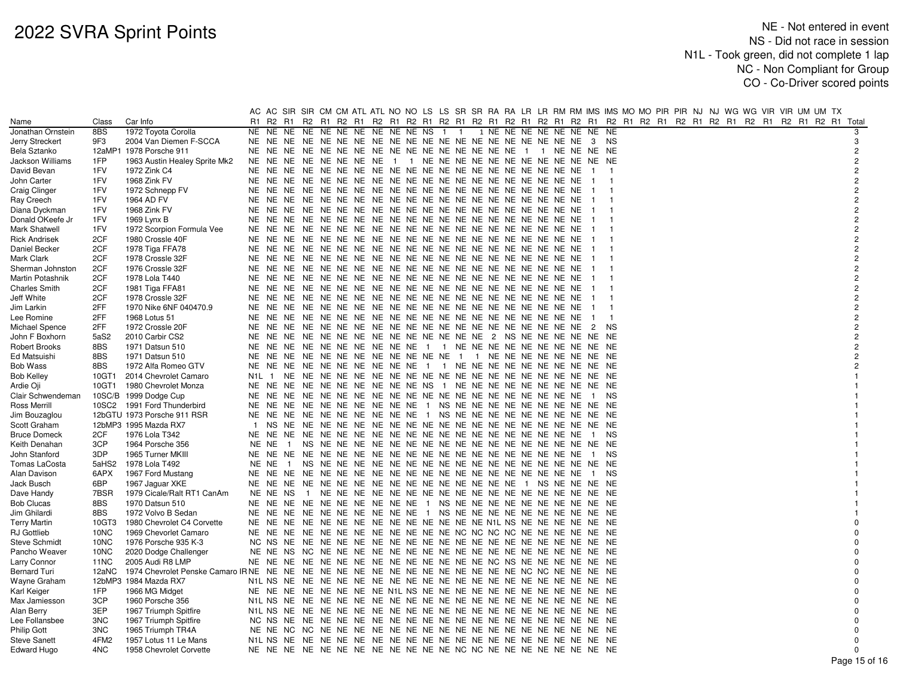# 2022 SVRA Sprint Points

NE - Not entered in event
NS - Did not race in session
N1L - Took green, did not complete 1 lap
NC - Non Compliant for Group
CO - Co-Driver scored points

| | | | AC | AC | SIR | SIR | CM | CM | ATL | ATL | NO | NO | LS | LS | SR | SR | RA | RA | LR | LR | RM | RM | IMS | IMS | MO | MO | PIR | PIR | NJ | NJ | WG | WG | VIR | VIR | UM | UM | TX | |
|---|---|---|---|---|---|---|---|---|---|---|---|---|---|---|---|---|---|---|---|---|---|---|---|---|---|---|---|---|---|---|---|---|---|---|---|---|---|---|
| Name | Class | Car Info | R1 | R2 | R1 | R2 | R1 | R2 | R1 | R2 | R1 | R2 | R1 | R2 | R1 | R2 | R1 | R2 | R1 | R2 | R1 | R2 | R1 | R2 | R1 | R2 | R1 | R2 | R1 | R2 | R1 | R2 | R1 | R2 | R1 | R2 | R1 | Total |
| Jonathan Ornstein | 8BS | 1972 Toyota Corolla | NE | NE | NE | NE | NE | NE | NE | NE | NE | NE | NS | 1 | 1 | 1 | NE | NE | NE | NE | NE | NE | NE | NE | | | | | | | | | | | | | | 3 |
| Jerry Streckert | 9F3 | 2004 Van Diemen F-SCCA | NE | NE | NE | NE | NE | NE | NE | NE | NE | NE | NE | NE | NE | NE | NE | NE | NE | NE | NE | NE | 3 | NS | | | | | | | | | | | | | | 3 |
| Bela Sztanko | 12aMP1 | 1978 Porsche 911 | NE | NE | NE | NE | NE | NE | NE | NE | NE | NE | NE | NE | NE | NE | NE | NE | 1 | 1 | NE | NE | NE | NE | | | | | | | | | | | | | | 2 |
| Jackson Williams | 1FP | 1963 Austin Healey Sprite Mk2 | NE | NE | NE | NE | NE | NE | NE | NE | 1 | 1 | NE | NE | NE | NE | NE | NE | NE | NE | NE | NE | NE | NE | | | | | | | | | | | | | | 2 |
| David Bevan | 1FV | 1972 Zink C4 | NE | NE | NE | NE | NE | NE | NE | NE | NE | NE | NE | NE | NE | NE | NE | NE | NE | NE | NE | NE | 1 | 1 | | | | | | | | | | | | | | 2 |
| John Carter | 1FV | 1968 Zink FV | NE | NE | NE | NE | NE | NE | NE | NE | NE | NE | NE | NE | NE | NE | NE | NE | NE | NE | NE | NE | 1 | 1 | | | | | | | | | | | | | | 2 |
| Craig Clinger | 1FV | 1972 Schnepp FV | NE | NE | NE | NE | NE | NE | NE | NE | NE | NE | NE | NE | NE | NE | NE | NE | NE | NE | NE | NE | 1 | 1 | | | | | | | | | | | | | | 2 |
| Ray Creech | 1FV | 1964 AD FV | NE | NE | NE | NE | NE | NE | NE | NE | NE | NE | NE | NE | NE | NE | NE | NE | NE | NE | NE | NE | 1 | 1 | | | | | | | | | | | | | | 2 |
| Diana Dyckman | 1FV | 1968 Zink FV | NE | NE | NE | NE | NE | NE | NE | NE | NE | NE | NE | NE | NE | NE | NE | NE | NE | NE | NE | NE | 1 | 1 | | | | | | | | | | | | | | 2 |
| Donald OKeefe Jr | 1FV | 1969 Lynx B | NE | NE | NE | NE | NE | NE | NE | NE | NE | NE | NE | NE | NE | NE | NE | NE | NE | NE | NE | NE | 1 | 1 | | | | | | | | | | | | | | 2 |
| Mark Shatwell | 1FV | 1972 Scorpion Formula Vee | NE | NE | NE | NE | NE | NE | NE | NE | NE | NE | NE | NE | NE | NE | NE | NE | NE | NE | NE | NE | 1 | 1 | | | | | | | | | | | | | | 2 |
| Rick Andrisek | 2CF | 1980 Crossle 40F | NE | NE | NE | NE | NE | NE | NE | NE | NE | NE | NE | NE | NE | NE | NE | NE | NE | NE | NE | NE | 1 | 1 | | | | | | | | | | | | | | 2 |
| Daniel Becker | 2CF | 1978 Tiga FFA78 | NE | NE | NE | NE | NE | NE | NE | NE | NE | NE | NE | NE | NE | NE | NE | NE | NE | NE | NE | NE | 1 | 1 | | | | | | | | | | | | | | 2 |
| Mark Clark | 2CF | 1978 Crossle 32F | NE | NE | NE | NE | NE | NE | NE | NE | NE | NE | NE | NE | NE | NE | NE | NE | NE | NE | NE | NE | 1 | 1 | | | | | | | | | | | | | | 2 |
| Sherman Johnston | 2CF | 1976 Crossle 32F | NE | NE | NE | NE | NE | NE | NE | NE | NE | NE | NE | NE | NE | NE | NE | NE | NE | NE | NE | NE | 1 | 1 | | | | | | | | | | | | | | 2 |
| Martin Potashnik | 2CF | 1978 Lola T440 | NE | NE | NE | NE | NE | NE | NE | NE | NE | NE | NE | NE | NE | NE | NE | NE | NE | NE | NE | NE | 1 | 1 | | | | | | | | | | | | | | 2 |
| Charles Smith | 2CF | 1981 Tiga FFA81 | NE | NE | NE | NE | NE | NE | NE | NE | NE | NE | NE | NE | NE | NE | NE | NE | NE | NE | NE | NE | 1 | 1 | | | | | | | | | | | | | | 2 |
| Jeff White | 2CF | 1978 Crossle 32F | NE | NE | NE | NE | NE | NE | NE | NE | NE | NE | NE | NE | NE | NE | NE | NE | NE | NE | NE | NE | 1 | 1 | | | | | | | | | | | | | | 2 |
| Jim Larkin | 2FF | 1970 Nike 6NF 040470.9 | NE | NE | NE | NE | NE | NE | NE | NE | NE | NE | NE | NE | NE | NE | NE | NE | NE | NE | NE | NE | 1 | 1 | | | | | | | | | | | | | | 2 |
| Lee Romine | 2FF | 1968 Lotus 51 | NE | NE | NE | NE | NE | NE | NE | NE | NE | NE | NE | NE | NE | NE | NE | NE | NE | NE | NE | NE | 1 | 1 | | | | | | | | | | | | | | 2 |
| Michael Spence | 2FF | 1972 Crossle 20F | NE | NE | NE | NE | NE | NE | NE | NE | NE | NE | NE | NE | NE | NE | NE | NE | NE | NE | NE | NE | 2 | NS | | | | | | | | | | | | | | 2 |
| John F Boxhorn | 5aS2 | 2010 Carbir CS2 | NE | NE | NE | NE | NE | NE | NE | NE | NE | NE | NE | NE | NE | NE | 2 | NS | NE | NE | NE | NE | NE | NE | | | | | | | | | | | | | | 2 |
| Robert Brooks | 8BS | 1971 Datsun 510 | NE | NE | NE | NE | NE | NE | NE | NE | NE | NE | NE | 1 | 1 | NE | NE | NE | NE | NE | NE | NE | NE | NE | | | | | | | | | | | | | | 2 |
| Ed Matsuishi | 8BS | 1971 Datsun 510 | NE | NE | NE | NE | NE | NE | NE | NE | NE | NE | NE | NE | 1 | 1 | NE | NE | NE | NE | NE | NE | NE | NE | | | | | | | | | | | | | | 2 |
| Bob Wass | 8BS | 1972 Alfa Romeo GTV | NE | NE | NE | NE | NE | NE | NE | NE | NE | NE | NE | 1 | 1 | NE | NE | NE | NE | NE | NE | NE | NE | NE | | | | | | | | | | | | | | 2 |
| Bob Kelley | 10GT1 | 2014 Chevrolet Camaro | N1L | 1 | NE | NE | NE | NE | NE | NE | NE | NE | NE | NE | NE | NE | NE | NE | NE | NE | NE | NE | NE | NE | | | | | | | | | | | | | | 1 |
| Ardie Oji | 10GT1 | 1980 Chevrolet Monza | NE | NE | NE | NE | NE | NE | NE | NE | NE | NE | NS | 1 | NE | NE | NE | NE | NE | NE | NE | NE | NE | NE | | | | | | | | | | | | | | 1 |
| Clair Schwendeman | 10SC/B | 1999 Dodge Cup | NE | NE | NE | NE | NE | NE | NE | NE | NE | NE | NE | NE | NE | NE | NE | NE | NE | NE | NE | NE | 1 | NS | | | | | | | | | | | | | | 1 |
| Ross Merrill | 10SC2 | 1991 Ford Thunderbird | NE | NE | NE | NE | NE | NE | NE | NE | NE | NE | NE | 1 | NS | NE | NE | NE | NE | NE | NE | NE | NE | NE | | | | | | | | | | | | | | 1 |
| Jim Bouzaglou | 12bGTU | 1973 Porsche 911 RSR | NE | NE | NE | NE | NE | NE | NE | NE | NE | NE | NE | 1 | NS | NE | NE | NE | NE | NE | NE | NE | NE | NE | | | | | | | | | | | | | | 1 |
| Scott Graham | 12bMP3 | 1995 Mazda RX7 | 1 | NS | NE | NE | NE | NE | NE | NE | NE | NE | NE | NE | NE | NE | NE | NE | NE | NE | NE | NE | NE | NE | | | | | | | | | | | | | | 1 |
| Bruce Domeck | 2CF | 1976 Lola T342 | NE | NE | NE | NE | NE | NE | NE | NE | NE | NE | NE | NE | NE | NE | NE | NE | NE | NE | NE | NE | 1 | NS | | | | | | | | | | | | | | 1 |
| Keith Denahan | 3CP | 1964 Porsche 356 | NE | NE | 1 | NS | NE | NE | NE | NE | NE | NE | NE | NE | NE | NE | NE | NE | NE | NE | NE | NE | NE | NE | | | | | | | | | | | | | | 1 |
| John Stanford | 3DP | 1965 Turner MKIII | NE | NE | NE | NE | NE | NE | NE | NE | NE | NE | NE | NE | NE | NE | NE | NE | NE | NE | NE | NE | 1 | NS | | | | | | | | | | | | | | 1 |
| Tomas LaCosta | 5aHS2 | 1978 Lola T492 | NE | NE | 1 | NS | NE | NE | NE | NE | NE | NE | NE | NE | NE | NE | NE | NE | NE | NE | NE | NE | NE | NE | | | | | | | | | | | | | | 1 |
| Alan Davison | 6APX | 1967 Ford Mustang | NE | NE | NE | NE | NE | NE | NE | NE | NE | NE | NE | NE | NE | NE | NE | NE | NE | NE | NE | NE | 1 | NS | | | | | | | | | | | | | | 1 |
| Jack Busch | 6BP | 1967 Jaguar XKE | NE | NE | NE | NE | NE | NE | NE | NE | NE | NE | NE | NE | NE | NE | NE | NE | 1 | NS | NE | NE | NE | NE | | | | | | | | | | | | | | 1 |
| Dave Handy | 7BSR | 1979 Cicale/Ralt RT1 CanAm | NE | NE | NS | 1 | NE | NE | NE | NE | NE | NE | NE | NE | NE | NE | NE | NE | NE | NE | NE | NE | NE | NE | | | | | | | | | | | | | | 1 |
| Bob Clucas | 8BS | 1970 Datsun 510 | NE | NE | NE | NE | NE | NE | NE | NE | NE | NE | NE | 1 | NS | NE | NE | NE | NE | NE | NE | NE | NE | NE | | | | | | | | | | | | | | 1 |
| Jim Ghilardi | 8BS | 1972 Volvo B Sedan | NE | NE | NE | NE | NE | NE | NE | NE | NE | NE | NE | 1 | NS | NE | NE | NE | NE | NE | NE | NE | NE | NE | | | | | | | | | | | | | | 1 |
| Terry Martin | 10GT3 | 1980 Chevrolet C4 Corvette | NE | NE | NE | NE | NE | NE | NE | NE | NE | NE | NE | NE | NE | NE | NE | NE | N1L | NS | NE | NE | NE | NE | | | | | | | | | | | | | | 0 |
| RJ Gottlieb | 10NC | 1969 Chevrolet Camaro | NE | NE | NE | NE | NE | NE | NE | NE | NE | NE | NE | NE | NC | NC | NC | NC | NE | NE | NE | NE | NE | NE | | | | | | | | | | | | | | 0 |
| Steve Schmidt | 10NC | 1976 Porsche 935 K-3 | NC | NS | NE | NE | NE | NE | NE | NE | NE | NE | NE | NE | NE | NE | NE | NE | NE | NE | NE | NE | NE | NE | | | | | | | | | | | | | | 0 |
| Pancho Weaver | 10NC | 2020 Dodge Challenger | NE | NE | NS | NC | NE | NE | NE | NE | NE | NE | NE | NE | NE | NE | NE | NE | NE | NE | NE | NE | NE | NE | | | | | | | | | | | | | | 0 |
| Larry Connor | 11NC | 2005 Audi R8 LMP | NE | NE | NE | NE | NE | NE | NE | NE | NE | NE | NE | NE | NE | NE | NE | NE | NC | NS | NE | NE | NE | NE | | | | | | | | | | | | | | 0 |
| Bernard Turi | 12aNC | 1974 Chevrolet Penske Camaro IR | NE | NE | NE | NE | NE | NE | NE | NE | NE | NE | NE | NE | NE | NE | NE | NE | NE | NE | NC | NC | NE | NE | | | | | | | | | | | | | | 0 |
| Wayne Graham | 12bMP3 | 1984 Mazda RX7 | N1L | NS | NE | NE | NE | NE | NE | NE | NE | NE | NE | NE | NE | NE | NE | NE | NE | NE | NE | NE | NE | NE | | | | | | | | | | | | | | 0 |
| Karl Keiger | 1FP | 1966 MG Midget | NE | NE | NE | NE | NE | NE | NE | NE | N1L | NS | NE | NE | NE | NE | NE | NE | NE | NE | NE | NE | NE | NE | | | | | | | | | | | | | | 0 |
| Max Jamiesson | 3CP | 1960 Porsche 356 | N1L | NS | NE | NE | NE | NE | NE | NE | NE | NE | NE | NE | NE | NE | NE | NE | NE | NE | NE | NE | NE | NE | | | | | | | | | | | | | | 0 |
| Alan Berry | 3EP | 1967 Triumph Spitfire | N1L | NS | NE | NE | NE | NE | NE | NE | NE | NE | NE | NE | NE | NE | NE | NE | NE | NE | NE | NE | NE | NE | | | | | | | | | | | | | | 0 |
| Lee Follansbee | 3NC | 1967 Triumph Spitfire | NC | NS | NE | NE | NE | NE | NE | NE | NE | NE | NE | NE | NE | NE | NE | NE | NE | NE | NE | NE | NE | NE | | | | | | | | | | | | | | 0 |
| Philip Gott | 3NC | 1965 Triumph TR4A | NE | NE | NC | NC | NE | NE | NE | NE | NE | NE | NE | NE | NE | NE | NE | NE | NE | NE | NE | NE | NE | NE | | | | | | | | | | | | | | 0 |
| Steve Sanett | 4FM2 | 1957 Lotus 11 Le Mans | N1L | NS | NE | NE | NE | NE | NE | NE | NE | NE | NE | NE | NE | NE | NE | NE | NE | NE | NE | NE | NE | NE | | | | | | | | | | | | | | 0 |
| Edward Hugo | 4NC | 1958 Chevrolet Corvette | NE | NE | NE | NE | NE | NE | NE | NE | NE | NE | NE | NE | NC | NC | NE | NE | NE | NE | NE | NE | NE | NE | | | | | | | | | | | | | | 0 |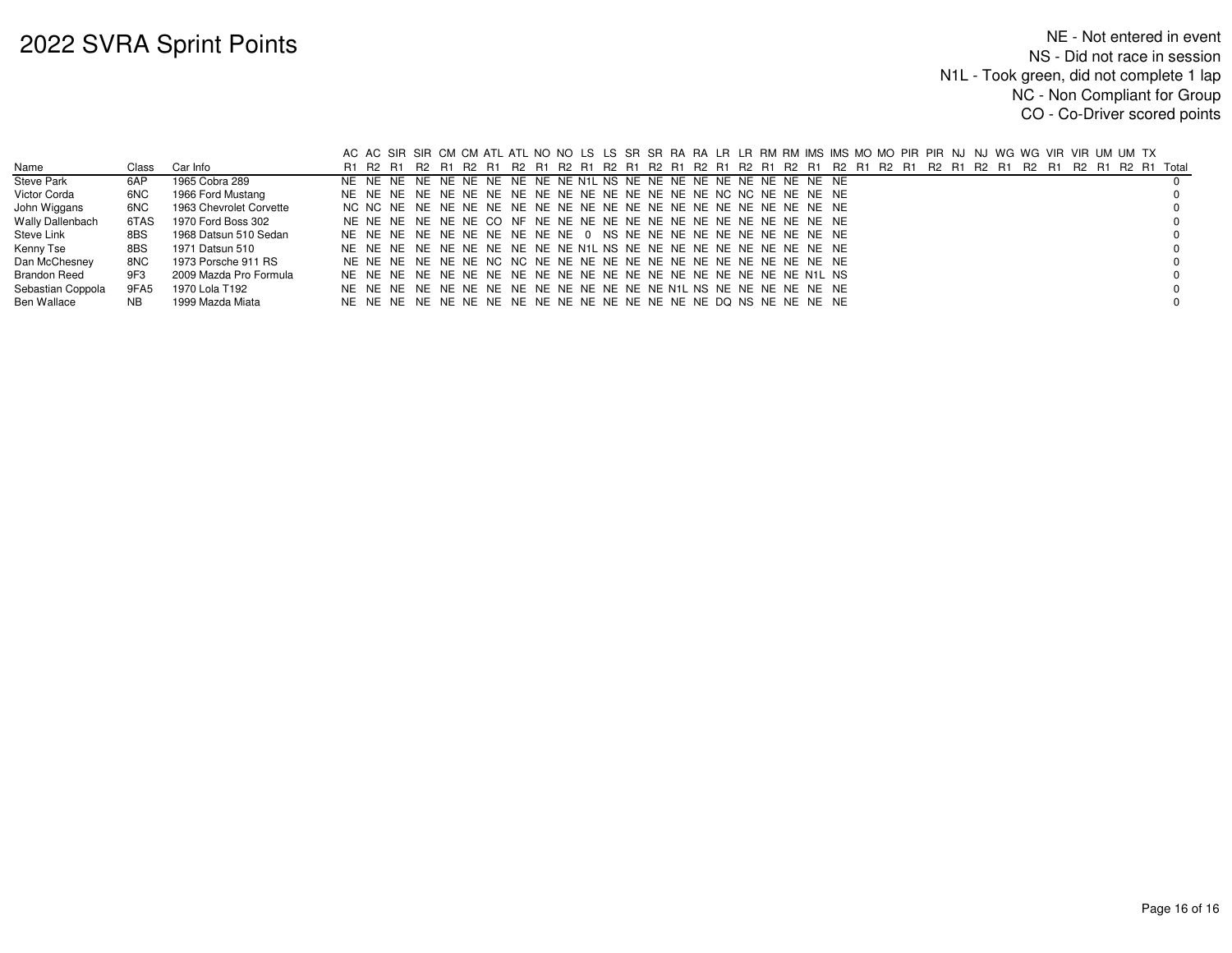# 2022 SVRA Sprint Points

NE - Not entered in event
NS - Did not race in session
N1L - Took green, did not complete 1 lap
NC - Non Compliant for Group
CO - Co-Driver scored points

| | | | AC | AC | SIR | SIR | CM | CM | ATL | ATL | NO | NO | LS | LS | SR | SR | RA | RA | LR | LR | RM | RM | IMS | IMS | MO | MO | PIR | PIR | NJ | NJ | WG | WG | VIR | VIR | UM | UM | TX | |
|---|---|---|---|---|---|---|---|---|---|---|---|---|---|---|---|---|---|---|---|---|---|---|---|---|---|---|---|---|---|---|---|---|---|---|---|---|---|---|
| Name | Class | Car Info | R1 | R2 | R1 | R2 | R1 | R2 | R1 | R2 | R1 | R2 | R1 | R2 | R1 | R2 | R1 | R2 | R1 | R2 | R1 | R2 | R1 | R2 | R1 | R2 | R1 | R2 | R1 | R2 | R1 | R2 | R1 | R2 | R1 | R2 | R1 | Total |
| Steve Park | 6AP | 1965 Cobra 289 | NE | NE | NE | NE | NE | NE | NE | NE | NE | NE | N1L | NS | NE | NE | NE | NE | NE | NE | NE | NE | NE | NE | | | | | | | | | | | | | | 0 |
| Victor Corda | 6NC | 1966 Ford Mustang | NE | NE | NE | NE | NE | NE | NE | NE | NE | NE | NE | NE | NE | NE | NE | NE | NC | NC | NE | NE | NE | NE | | | | | | | | | | | | | | 0 |
| John Wiggans | 6NC | 1963 Chevrolet Corvette | NC | NC | NE | NE | NE | NE | NE | NE | NE | NE | NE | NE | NE | NE | NE | NE | NE | NE | NE | NE | NE | NE | | | | | | | | | | | | | | 0 |
| Wally Dallenbach | 6TAS | 1970 Ford Boss 302 | NE | NE | NE | NE | NE | NE | CO | NF | NE | NE | NE | NE | NE | NE | NE | NE | NE | NE | NE | NE | NE | NE | | | | | | | | | | | | | | 0 |
| Steve Link | 8BS | 1968 Datsun 510 Sedan | NE | NE | NE | NE | NE | NE | NE | NE | NE | NE | 0 | NS | NE | NE | NE | NE | NE | NE | NE | NE | NE | NE | | | | | | | | | | | | | | 0 |
| Kenny Tse | 8BS | 1971 Datsun 510 | NE | NE | NE | NE | NE | NE | NE | NE | NE | NE | N1L | NS | NE | NE | NE | NE | NE | NE | NE | NE | NE | NE | | | | | | | | | | | | | | 0 |
| Dan McChesney | 8NC | 1973 Porsche 911 RS | NE | NE | NE | NE | NE | NE | NC | NC | NE | NE | NE | NE | NE | NE | NE | NE | NE | NE | NE | NE | NE | NE | | | | | | | | | | | | | | 0 |
| Brandon Reed | 9F3 | 2009 Mazda Pro Formula | NE | NE | NE | NE | NE | NE | NE | NE | NE | NE | NE | NE | NE | NE | NE | NE | NE | NE | NE | NE | N1L | NS | | | | | | | | | | | | | | 0 |
| Sebastian Coppola | 9FA5 | 1970 Lola T192 | NE | NE | NE | NE | NE | NE | NE | NE | NE | NE | NE | NE | NE | NE | N1L | NS | NE | NE | NE | NE | NE | NE | | | | | | | | | | | | | | 0 |
| Ben Wallace | NB | 1999 Mazda Miata | NE | NE | NE | NE | NE | NE | NE | NE | NE | NE | NE | NE | NE | NE | NE | NE | DQ | NS | NE | NE | NE | NE | | | | | | | | | | | | | | 0 |